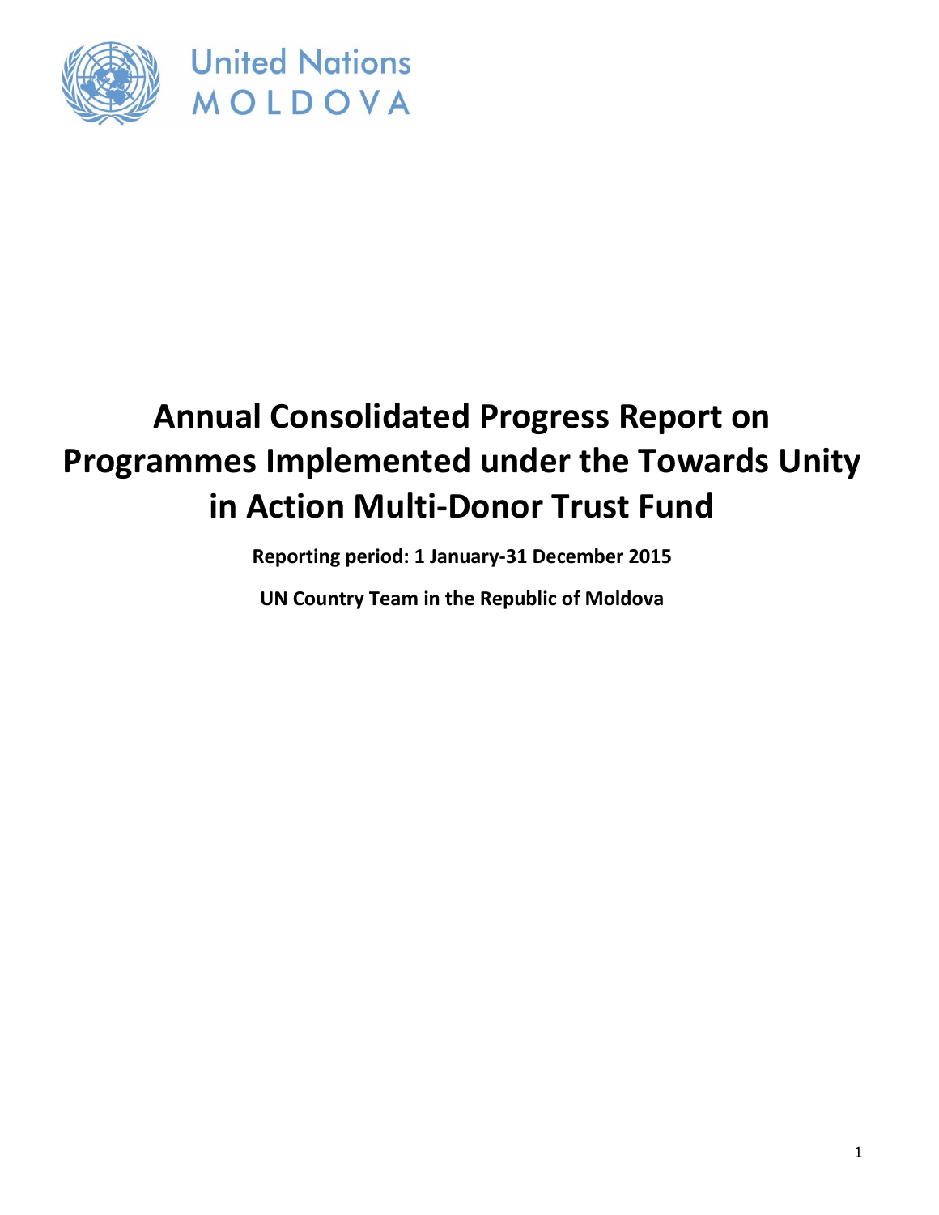United Nations
MOLDOVA

# Annual Consolidated Progress Report on Programmes Implemented under the Towards Unity in Action Multi-Donor Trust Fund

**Reporting period: 1 January-31 December 2015**

**UN Country Team in the Republic of Moldova**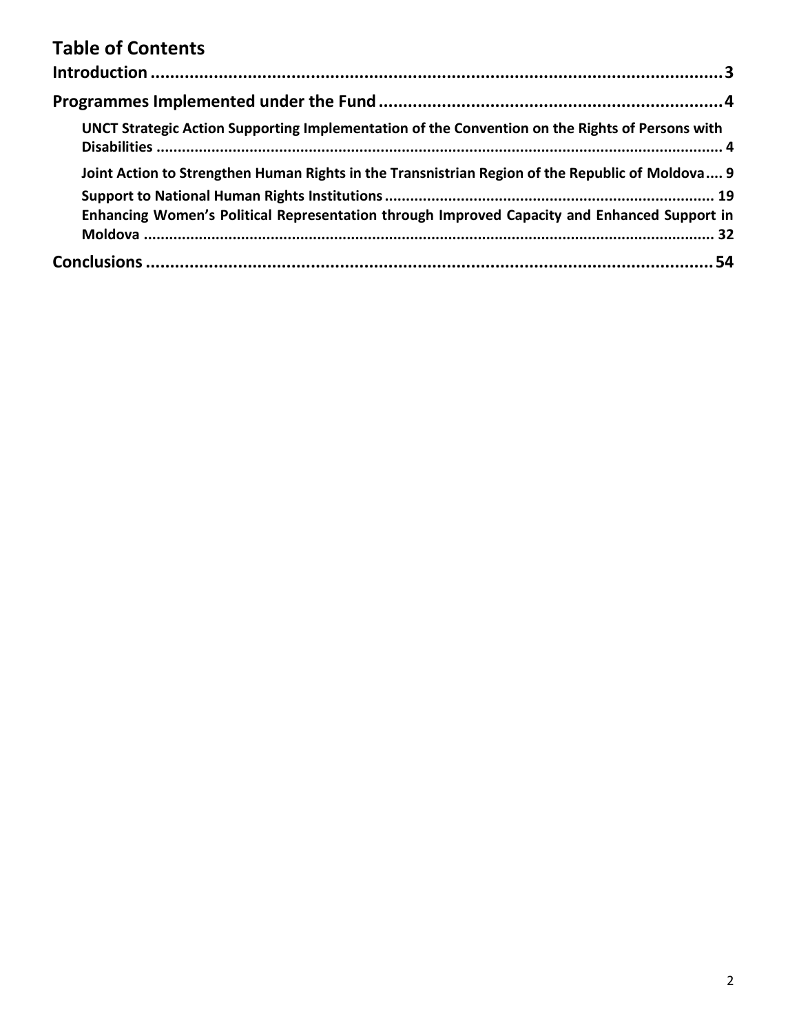# Table of Contents

**Introduction** .......... 3

**Programmes Implemented under the Fund** .......... 4

- **UNCT Strategic Action Supporting Implementation of the Convention on the Rights of Persons with Disabilities** .......... 4
- **Joint Action to Strengthen Human Rights in the Transnistrian Region of the Republic of Moldova** .......... 9
- **Support to National Human Rights Institutions** .......... 19
- **Enhancing Women's Political Representation through Improved Capacity and Enhanced Support in Moldova** .......... 32

**Conclusions** .......... 54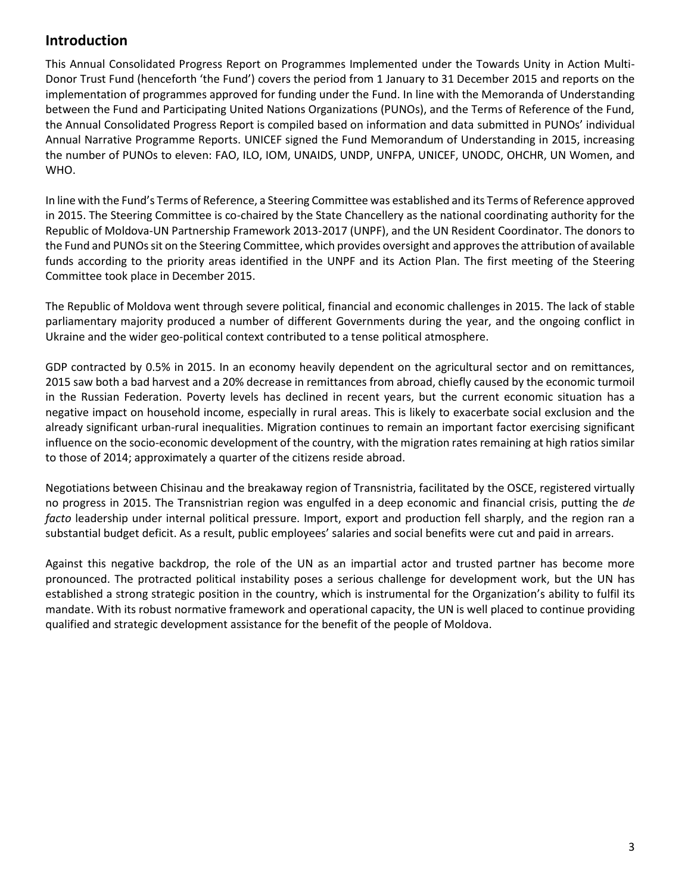## Introduction

This Annual Consolidated Progress Report on Programmes Implemented under the Towards Unity in Action Multi-Donor Trust Fund (henceforth 'the Fund') covers the period from 1 January to 31 December 2015 and reports on the implementation of programmes approved for funding under the Fund. In line with the Memoranda of Understanding between the Fund and Participating United Nations Organizations (PUNOs), and the Terms of Reference of the Fund, the Annual Consolidated Progress Report is compiled based on information and data submitted in PUNOs' individual Annual Narrative Programme Reports. UNICEF signed the Fund Memorandum of Understanding in 2015, increasing the number of PUNOs to eleven: FAO, ILO, IOM, UNAIDS, UNDP, UNFPA, UNICEF, UNODC, OHCHR, UN Women, and WHO.

In line with the Fund's Terms of Reference, a Steering Committee was established and its Terms of Reference approved in 2015. The Steering Committee is co-chaired by the State Chancellery as the national coordinating authority for the Republic of Moldova-UN Partnership Framework 2013-2017 (UNPF), and the UN Resident Coordinator. The donors to the Fund and PUNOs sit on the Steering Committee, which provides oversight and approves the attribution of available funds according to the priority areas identified in the UNPF and its Action Plan. The first meeting of the Steering Committee took place in December 2015.

The Republic of Moldova went through severe political, financial and economic challenges in 2015. The lack of stable parliamentary majority produced a number of different Governments during the year, and the ongoing conflict in Ukraine and the wider geo-political context contributed to a tense political atmosphere.

GDP contracted by 0.5% in 2015. In an economy heavily dependent on the agricultural sector and on remittances, 2015 saw both a bad harvest and a 20% decrease in remittances from abroad, chiefly caused by the economic turmoil in the Russian Federation. Poverty levels has declined in recent years, but the current economic situation has a negative impact on household income, especially in rural areas. This is likely to exacerbate social exclusion and the already significant urban-rural inequalities. Migration continues to remain an important factor exercising significant influence on the socio-economic development of the country, with the migration rates remaining at high ratios similar to those of 2014; approximately a quarter of the citizens reside abroad.

Negotiations between Chisinau and the breakaway region of Transnistria, facilitated by the OSCE, registered virtually no progress in 2015. The Transnistrian region was engulfed in a deep economic and financial crisis, putting the *de facto* leadership under internal political pressure. Import, export and production fell sharply, and the region ran a substantial budget deficit. As a result, public employees' salaries and social benefits were cut and paid in arrears.

Against this negative backdrop, the role of the UN as an impartial actor and trusted partner has become more pronounced. The protracted political instability poses a serious challenge for development work, but the UN has established a strong strategic position in the country, which is instrumental for the Organization's ability to fulfil its mandate. With its robust normative framework and operational capacity, the UN is well placed to continue providing qualified and strategic development assistance for the benefit of the people of Moldova.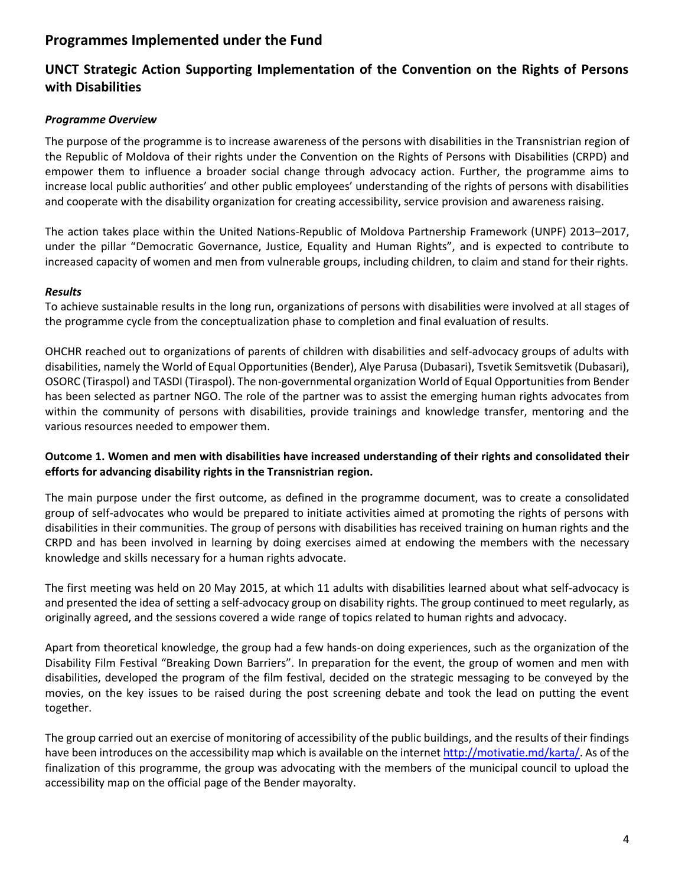## Programmes Implemented under the Fund

### UNCT Strategic Action Supporting Implementation of the Convention on the Rights of Persons with Disabilities

#### *Programme Overview*

The purpose of the programme is to increase awareness of the persons with disabilities in the Transnistrian region of the Republic of Moldova of their rights under the Convention on the Rights of Persons with Disabilities (CRPD) and empower them to influence a broader social change through advocacy action. Further, the programme aims to increase local public authorities' and other public employees' understanding of the rights of persons with disabilities and cooperate with the disability organization for creating accessibility, service provision and awareness raising.

The action takes place within the United Nations-Republic of Moldova Partnership Framework (UNPF) 2013–2017, under the pillar "Democratic Governance, Justice, Equality and Human Rights", and is expected to contribute to increased capacity of women and men from vulnerable groups, including children, to claim and stand for their rights.

#### *Results*

To achieve sustainable results in the long run, organizations of persons with disabilities were involved at all stages of the programme cycle from the conceptualization phase to completion and final evaluation of results.

OHCHR reached out to organizations of parents of children with disabilities and self-advocacy groups of adults with disabilities, namely the World of Equal Opportunities (Bender), Alye Parusa (Dubasari), Tsvetik Semitsvetik (Dubasari), OSORC (Tiraspol) and TASDI (Tiraspol). The non-governmental organization World of Equal Opportunities from Bender has been selected as partner NGO. The role of the partner was to assist the emerging human rights advocates from within the community of persons with disabilities, provide trainings and knowledge transfer, mentoring and the various resources needed to empower them.

**Outcome 1. Women and men with disabilities have increased understanding of their rights and consolidated their efforts for advancing disability rights in the Transnistrian region.**

The main purpose under the first outcome, as defined in the programme document, was to create a consolidated group of self-advocates who would be prepared to initiate activities aimed at promoting the rights of persons with disabilities in their communities. The group of persons with disabilities has received training on human rights and the CRPD and has been involved in learning by doing exercises aimed at endowing the members with the necessary knowledge and skills necessary for a human rights advocate.

The first meeting was held on 20 May 2015, at which 11 adults with disabilities learned about what self-advocacy is and presented the idea of setting a self-advocacy group on disability rights. The group continued to meet regularly, as originally agreed, and the sessions covered a wide range of topics related to human rights and advocacy.

Apart from theoretical knowledge, the group had a few hands-on doing experiences, such as the organization of the Disability Film Festival "Breaking Down Barriers". In preparation for the event, the group of women and men with disabilities, developed the program of the film festival, decided on the strategic messaging to be conveyed by the movies, on the key issues to be raised during the post screening debate and took the lead on putting the event together.

The group carried out an exercise of monitoring of accessibility of the public buildings, and the results of their findings have been introduces on the accessibility map which is available on the internet http://motivatie.md/karta/. As of the finalization of this programme, the group was advocating with the members of the municipal council to upload the accessibility map on the official page of the Bender mayoralty.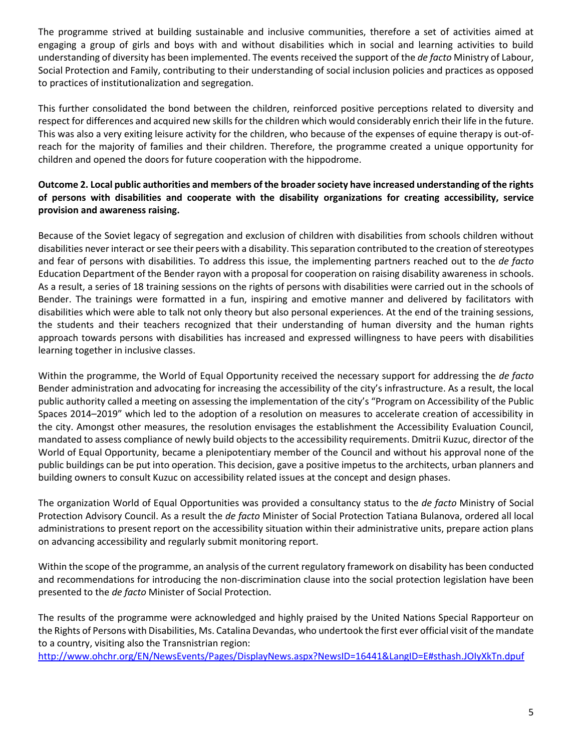The programme strived at building sustainable and inclusive communities, therefore a set of activities aimed at engaging a group of girls and boys with and without disabilities which in social and learning activities to build understanding of diversity has been implemented. The events received the support of the *de facto* Ministry of Labour, Social Protection and Family, contributing to their understanding of social inclusion policies and practices as opposed to practices of institutionalization and segregation.

This further consolidated the bond between the children, reinforced positive perceptions related to diversity and respect for differences and acquired new skills for the children which would considerably enrich their life in the future. This was also a very exiting leisure activity for the children, who because of the expenses of equine therapy is out-of-reach for the majority of families and their children. Therefore, the programme created a unique opportunity for children and opened the doors for future cooperation with the hippodrome.

**Outcome 2. Local public authorities and members of the broader society have increased understanding of the rights of persons with disabilities and cooperate with the disability organizations for creating accessibility, service provision and awareness raising.**

Because of the Soviet legacy of segregation and exclusion of children with disabilities from schools children without disabilities never interact or see their peers with a disability. This separation contributed to the creation of stereotypes and fear of persons with disabilities. To address this issue, the implementing partners reached out to the *de facto* Education Department of the Bender rayon with a proposal for cooperation on raising disability awareness in schools. As a result, a series of 18 training sessions on the rights of persons with disabilities were carried out in the schools of Bender. The trainings were formatted in a fun, inspiring and emotive manner and delivered by facilitators with disabilities which were able to talk not only theory but also personal experiences. At the end of the training sessions, the students and their teachers recognized that their understanding of human diversity and the human rights approach towards persons with disabilities has increased and expressed willingness to have peers with disabilities learning together in inclusive classes.

Within the programme, the World of Equal Opportunity received the necessary support for addressing the *de facto* Bender administration and advocating for increasing the accessibility of the city's infrastructure. As a result, the local public authority called a meeting on assessing the implementation of the city's "Program on Accessibility of the Public Spaces 2014–2019" which led to the adoption of a resolution on measures to accelerate creation of accessibility in the city. Amongst other measures, the resolution envisages the establishment the Accessibility Evaluation Council, mandated to assess compliance of newly build objects to the accessibility requirements. Dmitrii Kuzuc, director of the World of Equal Opportunity, became a plenipotentiary member of the Council and without his approval none of the public buildings can be put into operation. This decision, gave a positive impetus to the architects, urban planners and building owners to consult Kuzuc on accessibility related issues at the concept and design phases.

The organization World of Equal Opportunities was provided a consultancy status to the *de facto* Ministry of Social Protection Advisory Council. As a result the *de facto* Minister of Social Protection Tatiana Bulanova, ordered all local administrations to present report on the accessibility situation within their administrative units, prepare action plans on advancing accessibility and regularly submit monitoring report.

Within the scope of the programme, an analysis of the current regulatory framework on disability has been conducted and recommendations for introducing the non-discrimination clause into the social protection legislation have been presented to the *de facto* Minister of Social Protection.

The results of the programme were acknowledged and highly praised by the United Nations Special Rapporteur on the Rights of Persons with Disabilities, Ms. Catalina Devandas, who undertook the first ever official visit of the mandate to a country, visiting also the Transnistrian region:
http://www.ohchr.org/EN/NewsEvents/Pages/DisplayNews.aspx?NewsID=16441&LangID=E#sthash.JOIyXkTn.dpuf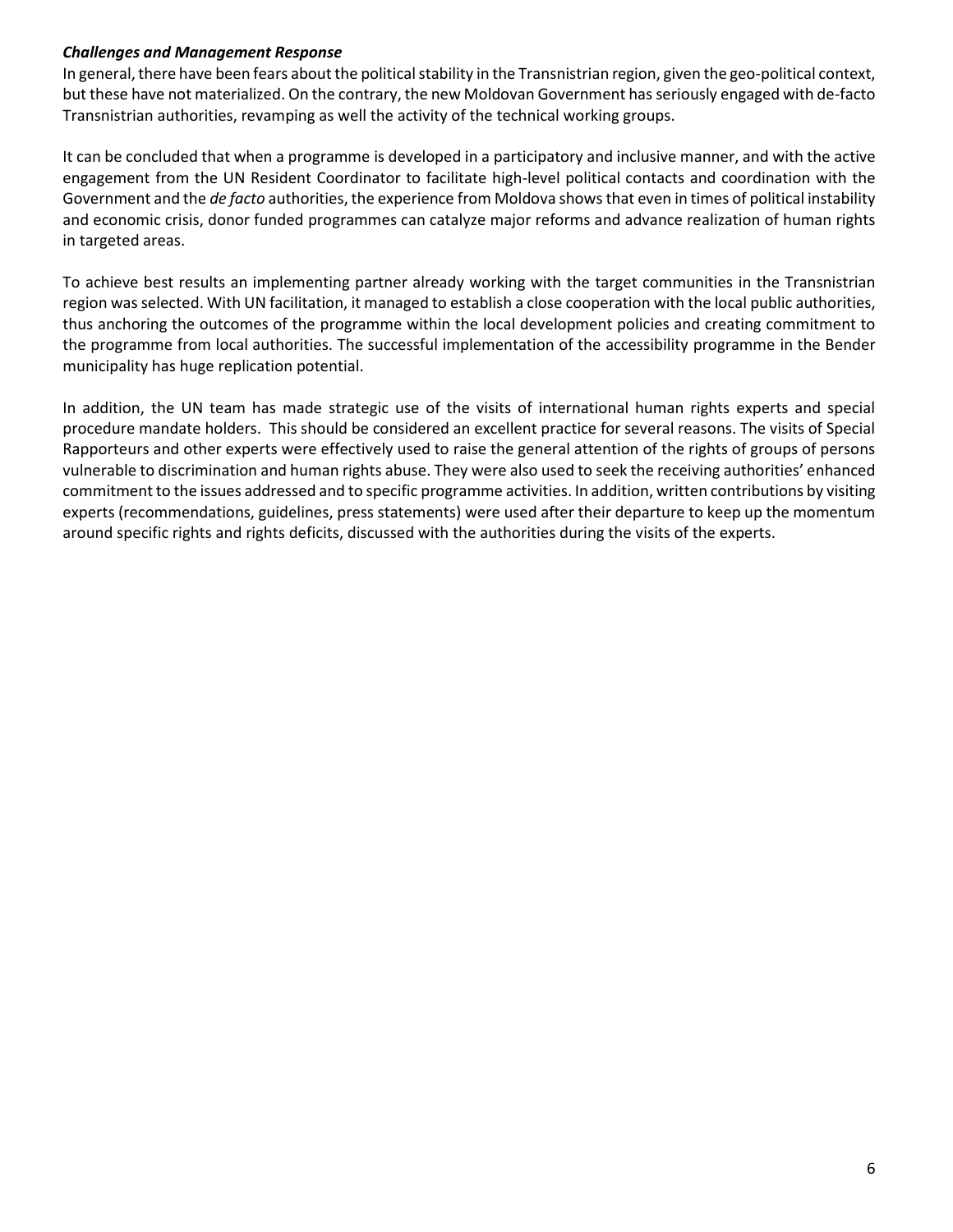***Challenges and Management Response***

In general, there have been fears about the political stability in the Transnistrian region, given the geo-political context, but these have not materialized. On the contrary, the new Moldovan Government has seriously engaged with de-facto Transnistrian authorities, revamping as well the activity of the technical working groups.

It can be concluded that when a programme is developed in a participatory and inclusive manner, and with the active engagement from the UN Resident Coordinator to facilitate high-level political contacts and coordination with the Government and the *de facto* authorities, the experience from Moldova shows that even in times of political instability and economic crisis, donor funded programmes can catalyze major reforms and advance realization of human rights in targeted areas.

To achieve best results an implementing partner already working with the target communities in the Transnistrian region was selected. With UN facilitation, it managed to establish a close cooperation with the local public authorities, thus anchoring the outcomes of the programme within the local development policies and creating commitment to the programme from local authorities. The successful implementation of the accessibility programme in the Bender municipality has huge replication potential.

In addition, the UN team has made strategic use of the visits of international human rights experts and special procedure mandate holders. This should be considered an excellent practice for several reasons. The visits of Special Rapporteurs and other experts were effectively used to raise the general attention of the rights of groups of persons vulnerable to discrimination and human rights abuse. They were also used to seek the receiving authorities' enhanced commitment to the issues addressed and to specific programme activities. In addition, written contributions by visiting experts (recommendations, guidelines, press statements) were used after their departure to keep up the momentum around specific rights and rights deficits, discussed with the authorities during the visits of the experts.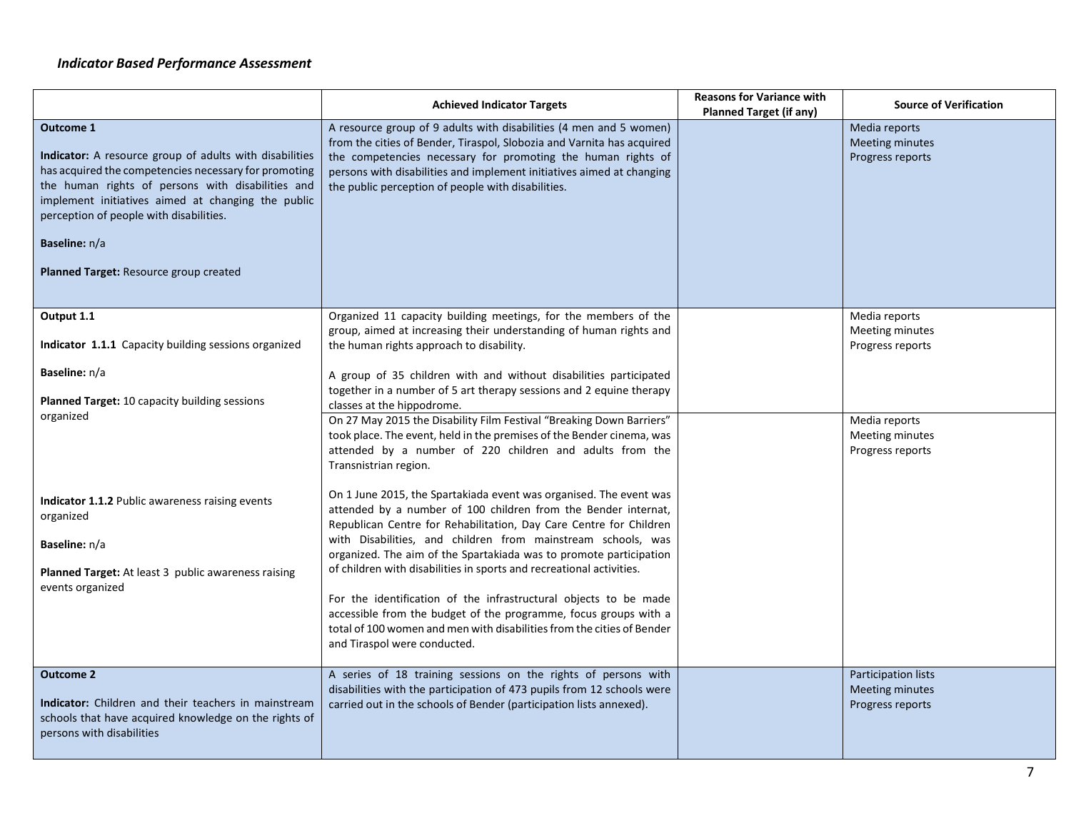*Indicator Based Performance Assessment*

| | Achieved Indicator Targets | Reasons for Variance with Planned Target (if any) | Source of Verification |
|---|---|---|---|
| **Outcome 1**<br><br>**Indicator:** A resource group of adults with disabilities has acquired the competencies necessary for promoting the human rights of persons with disabilities and implement initiatives aimed at changing the public perception of people with disabilities.<br><br>**Baseline:** n/a<br><br>**Planned Target:** Resource group created | A resource group of 9 adults with disabilities (4 men and 5 women) from the cities of Bender, Tiraspol, Slobozia and Varnita has acquired the competencies necessary for promoting the human rights of persons with disabilities and implement initiatives aimed at changing the public perception of people with disabilities. | | Media reports<br>Meeting minutes<br>Progress reports |
| **Output 1.1**<br><br>**Indicator 1.1.1** Capacity building sessions organized<br><br>**Baseline:** n/a<br><br>**Planned Target:** 10 capacity building sessions organized | Organized 11 capacity building meetings, for the members of the group, aimed at increasing their understanding of human rights and the human rights approach to disability.<br><br>A group of 35 children with and without disabilities participated together in a number of 5 art therapy sessions and 2 equine therapy classes at the hippodrome. | | Media reports<br>Meeting minutes<br>Progress reports |
| **Indicator 1.1.2** Public awareness raising events organized<br><br>**Baseline:** n/a<br><br>**Planned Target:** At least 3 public awareness raising events organized | On 27 May 2015 the Disability Film Festival "Breaking Down Barriers" took place. The event, held in the premises of the Bender cinema, was attended by a number of 220 children and adults from the Transnistrian region.<br><br>On 1 June 2015, the Spartakiada event was organised. The event was attended by a number of 100 children from the Bender internat, Republican Centre for Rehabilitation, Day Care Centre for Children with Disabilities, and children from mainstream schools, was organized. The aim of the Spartakiada was to promote participation of children with disabilities in sports and recreational activities.<br><br>For the identification of the infrastructural objects to be made accessible from the budget of the programme, focus groups with a total of 100 women and men with disabilities from the cities of Bender and Tiraspol were conducted. | | Media reports<br>Meeting minutes<br>Progress reports |
| **Outcome 2**<br><br>**Indicator:** Children and their teachers in mainstream schools that have acquired knowledge on the rights of persons with disabilities | A series of 18 training sessions on the rights of persons with disabilities with the participation of 473 pupils from 12 schools were carried out in the schools of Bender (participation lists annexed). | | Participation lists<br>Meeting minutes<br>Progress reports |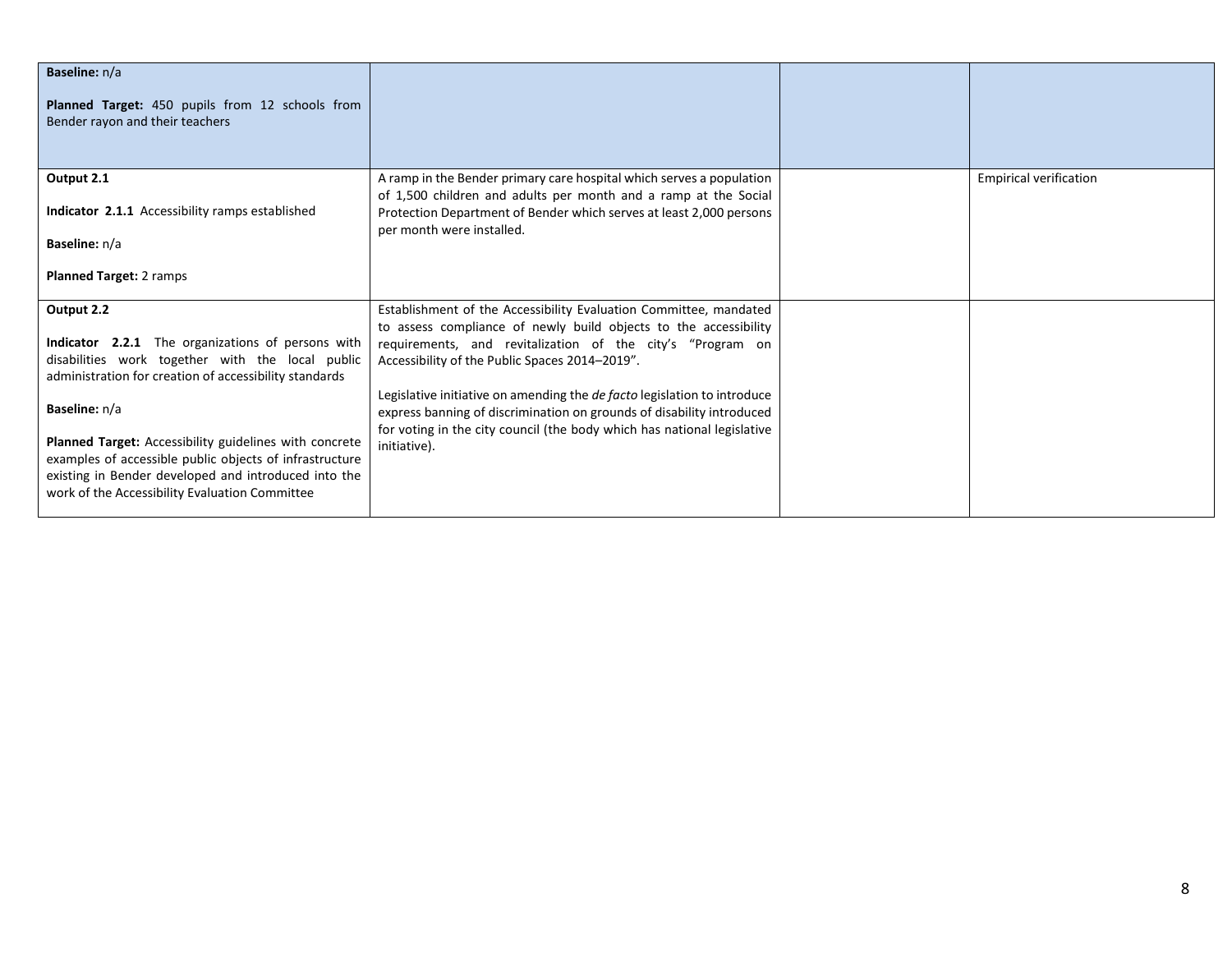| | | | |
|---|---|---|---|
| **Baseline:** n/a<br><br>**Planned Target:** 450 pupils from 12 schools from Bender rayon and their teachers | | | |
| **Output 2.1**<br><br>**Indicator 2.1.1** Accessibility ramps established<br><br>**Baseline:** n/a<br><br>**Planned Target:** 2 ramps | A ramp in the Bender primary care hospital which serves a population of 1,500 children and adults per month and a ramp at the Social Protection Department of Bender which serves at least 2,000 persons per month were installed. | | Empirical verification |
| **Output 2.2**<br><br>**Indicator 2.2.1** The organizations of persons with disabilities work together with the local public administration for creation of accessibility standards<br><br>**Baseline:** n/a<br><br>**Planned Target:** Accessibility guidelines with concrete examples of accessible public objects of infrastructure existing in Bender developed and introduced into the work of the Accessibility Evaluation Committee | Establishment of the Accessibility Evaluation Committee, mandated to assess compliance of newly build objects to the accessibility requirements, and revitalization of the city's "Program on Accessibility of the Public Spaces 2014–2019".<br><br>Legislative initiative on amending the *de facto* legislation to introduce express banning of discrimination on grounds of disability introduced for voting in the city council (the body which has national legislative initiative). | | |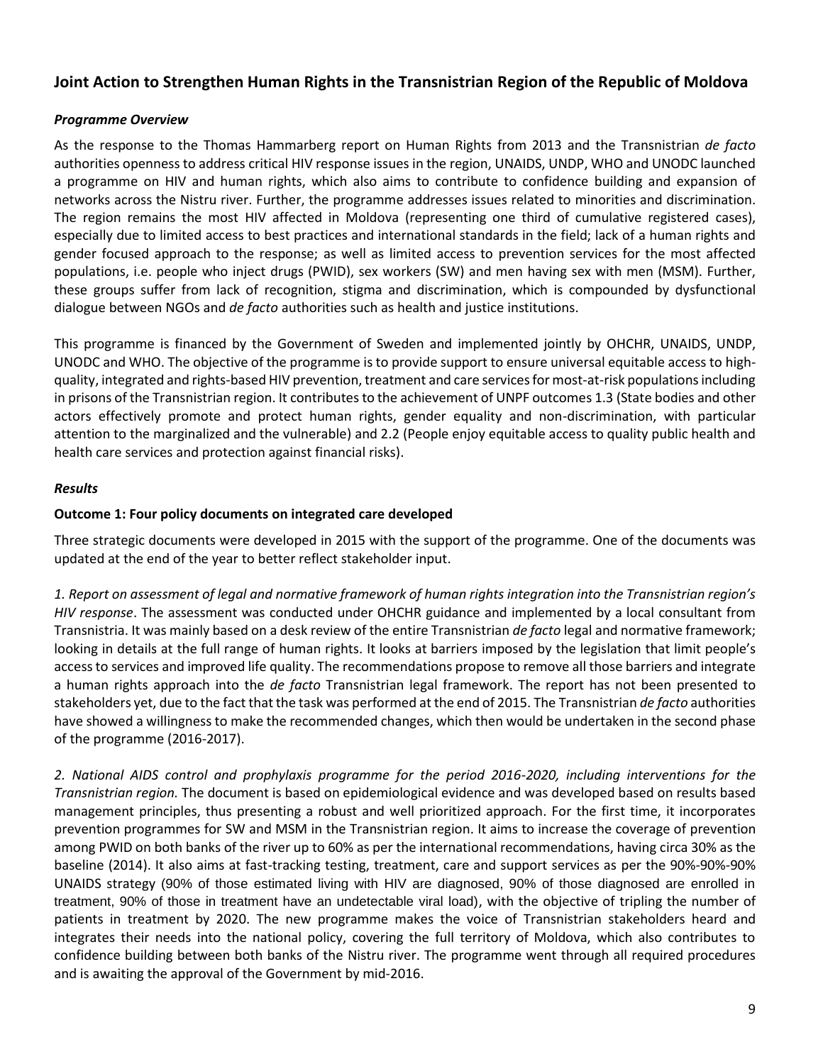## Joint Action to Strengthen Human Rights in the Transnistrian Region of the Republic of Moldova

### *Programme Overview*

As the response to the Thomas Hammarberg report on Human Rights from 2013 and the Transnistrian *de facto* authorities openness to address critical HIV response issues in the region, UNAIDS, UNDP, WHO and UNODC launched a programme on HIV and human rights, which also aims to contribute to confidence building and expansion of networks across the Nistru river. Further, the programme addresses issues related to minorities and discrimination. The region remains the most HIV affected in Moldova (representing one third of cumulative registered cases), especially due to limited access to best practices and international standards in the field; lack of a human rights and gender focused approach to the response; as well as limited access to prevention services for the most affected populations, i.e. people who inject drugs (PWID), sex workers (SW) and men having sex with men (MSM). Further, these groups suffer from lack of recognition, stigma and discrimination, which is compounded by dysfunctional dialogue between NGOs and *de facto* authorities such as health and justice institutions.

This programme is financed by the Government of Sweden and implemented jointly by OHCHR, UNAIDS, UNDP, UNODC and WHO. The objective of the programme is to provide support to ensure universal equitable access to high-quality, integrated and rights-based HIV prevention, treatment and care services for most-at-risk populations including in prisons of the Transnistrian region. It contributes to the achievement of UNPF outcomes 1.3 (State bodies and other actors effectively promote and protect human rights, gender equality and non-discrimination, with particular attention to the marginalized and the vulnerable) and 2.2 (People enjoy equitable access to quality public health and health care services and protection against financial risks).

### *Results*

#### Outcome 1: Four policy documents on integrated care developed

Three strategic documents were developed in 2015 with the support of the programme. One of the documents was updated at the end of the year to better reflect stakeholder input.

*1. Report on assessment of legal and normative framework of human rights integration into the Transnistrian region's HIV response*. The assessment was conducted under OHCHR guidance and implemented by a local consultant from Transnistria. It was mainly based on a desk review of the entire Transnistrian *de facto* legal and normative framework; looking in details at the full range of human rights. It looks at barriers imposed by the legislation that limit people's access to services and improved life quality. The recommendations propose to remove all those barriers and integrate a human rights approach into the *de facto* Transnistrian legal framework. The report has not been presented to stakeholders yet, due to the fact that the task was performed at the end of 2015. The Transnistrian *de facto* authorities have showed a willingness to make the recommended changes, which then would be undertaken in the second phase of the programme (2016-2017).

*2. National AIDS control and prophylaxis programme for the period 2016-2020, including interventions for the Transnistrian region.* The document is based on epidemiological evidence and was developed based on results based management principles, thus presenting a robust and well prioritized approach. For the first time, it incorporates prevention programmes for SW and MSM in the Transnistrian region. It aims to increase the coverage of prevention among PWID on both banks of the river up to 60% as per the international recommendations, having circa 30% as the baseline (2014). It also aims at fast-tracking testing, treatment, care and support services as per the 90%-90%-90% UNAIDS strategy (90% of those estimated living with HIV are diagnosed, 90% of those diagnosed are enrolled in treatment, 90% of those in treatment have an undetectable viral load), with the objective of tripling the number of patients in treatment by 2020. The new programme makes the voice of Transnistrian stakeholders heard and integrates their needs into the national policy, covering the full territory of Moldova, which also contributes to confidence building between both banks of the Nistru river. The programme went through all required procedures and is awaiting the approval of the Government by mid-2016.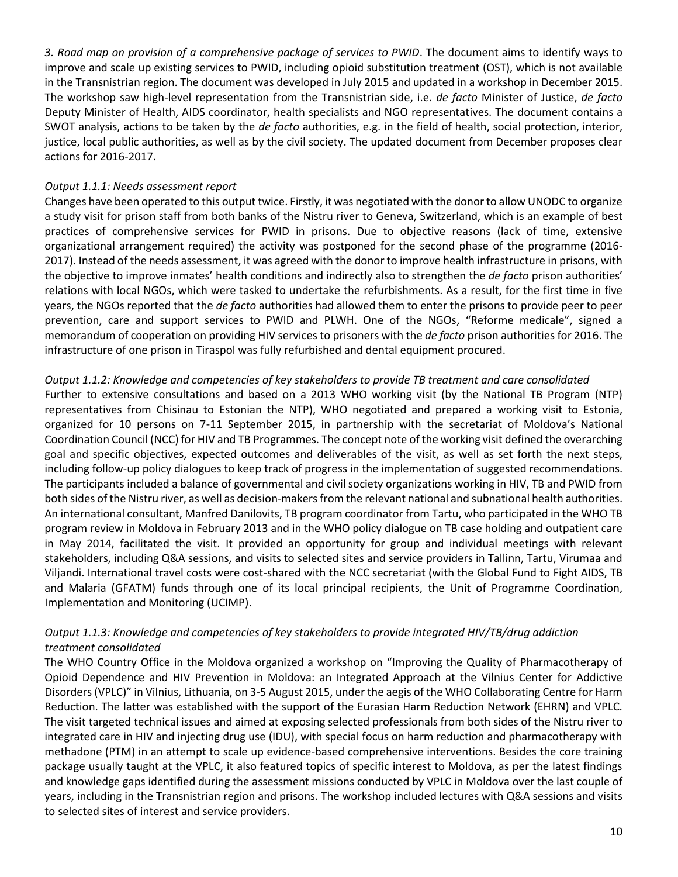*3. Road map on provision of a comprehensive package of services to PWID*. The document aims to identify ways to improve and scale up existing services to PWID, including opioid substitution treatment (OST), which is not available in the Transnistrian region. The document was developed in July 2015 and updated in a workshop in December 2015. The workshop saw high-level representation from the Transnistrian side, i.e. *de facto* Minister of Justice, *de facto* Deputy Minister of Health, AIDS coordinator, health specialists and NGO representatives. The document contains a SWOT analysis, actions to be taken by the *de facto* authorities, e.g. in the field of health, social protection, interior, justice, local public authorities, as well as by the civil society. The updated document from December proposes clear actions for 2016-2017.

*Output 1.1.1: Needs assessment report*

Changes have been operated to this output twice. Firstly, it was negotiated with the donor to allow UNODC to organize a study visit for prison staff from both banks of the Nistru river to Geneva, Switzerland, which is an example of best practices of comprehensive services for PWID in prisons. Due to objective reasons (lack of time, extensive organizational arrangement required) the activity was postponed for the second phase of the programme (2016-2017). Instead of the needs assessment, it was agreed with the donor to improve health infrastructure in prisons, with the objective to improve inmates' health conditions and indirectly also to strengthen the *de facto* prison authorities' relations with local NGOs, which were tasked to undertake the refurbishments. As a result, for the first time in five years, the NGOs reported that the *de facto* authorities had allowed them to enter the prisons to provide peer to peer prevention, care and support services to PWID and PLWH. One of the NGOs, "Reforme medicale", signed a memorandum of cooperation on providing HIV services to prisoners with the *de facto* prison authorities for 2016. The infrastructure of one prison in Tiraspol was fully refurbished and dental equipment procured.

*Output 1.1.2: Knowledge and competencies of key stakeholders to provide TB treatment and care consolidated*

Further to extensive consultations and based on a 2013 WHO working visit (by the National TB Program (NTP) representatives from Chisinau to Estonian the NTP), WHO negotiated and prepared a working visit to Estonia, organized for 10 persons on 7-11 September 2015, in partnership with the secretariat of Moldova's National Coordination Council (NCC) for HIV and TB Programmes. The concept note of the working visit defined the overarching goal and specific objectives, expected outcomes and deliverables of the visit, as well as set forth the next steps, including follow-up policy dialogues to keep track of progress in the implementation of suggested recommendations. The participants included a balance of governmental and civil society organizations working in HIV, TB and PWID from both sides of the Nistru river, as well as decision-makers from the relevant national and subnational health authorities. An international consultant, Manfred Danilovits, TB program coordinator from Tartu, who participated in the WHO TB program review in Moldova in February 2013 and in the WHO policy dialogue on TB case holding and outpatient care in May 2014, facilitated the visit. It provided an opportunity for group and individual meetings with relevant stakeholders, including Q&A sessions, and visits to selected sites and service providers in Tallinn, Tartu, Virumaa and Viljandi. International travel costs were cost-shared with the NCC secretariat (with the Global Fund to Fight AIDS, TB and Malaria (GFATM) funds through one of its local principal recipients, the Unit of Programme Coordination, Implementation and Monitoring (UCIMP).

*Output 1.1.3: Knowledge and competencies of key stakeholders to provide integrated HIV/TB/drug addiction treatment consolidated*

The WHO Country Office in the Moldova organized a workshop on "Improving the Quality of Pharmacotherapy of Opioid Dependence and HIV Prevention in Moldova: an Integrated Approach at the Vilnius Center for Addictive Disorders (VPLC)" in Vilnius, Lithuania, on 3-5 August 2015, under the aegis of the WHO Collaborating Centre for Harm Reduction. The latter was established with the support of the Eurasian Harm Reduction Network (EHRN) and VPLC. The visit targeted technical issues and aimed at exposing selected professionals from both sides of the Nistru river to integrated care in HIV and injecting drug use (IDU), with special focus on harm reduction and pharmacotherapy with methadone (PTM) in an attempt to scale up evidence-based comprehensive interventions. Besides the core training package usually taught at the VPLC, it also featured topics of specific interest to Moldova, as per the latest findings and knowledge gaps identified during the assessment missions conducted by VPLC in Moldova over the last couple of years, including in the Transnistrian region and prisons. The workshop included lectures with Q&A sessions and visits to selected sites of interest and service providers.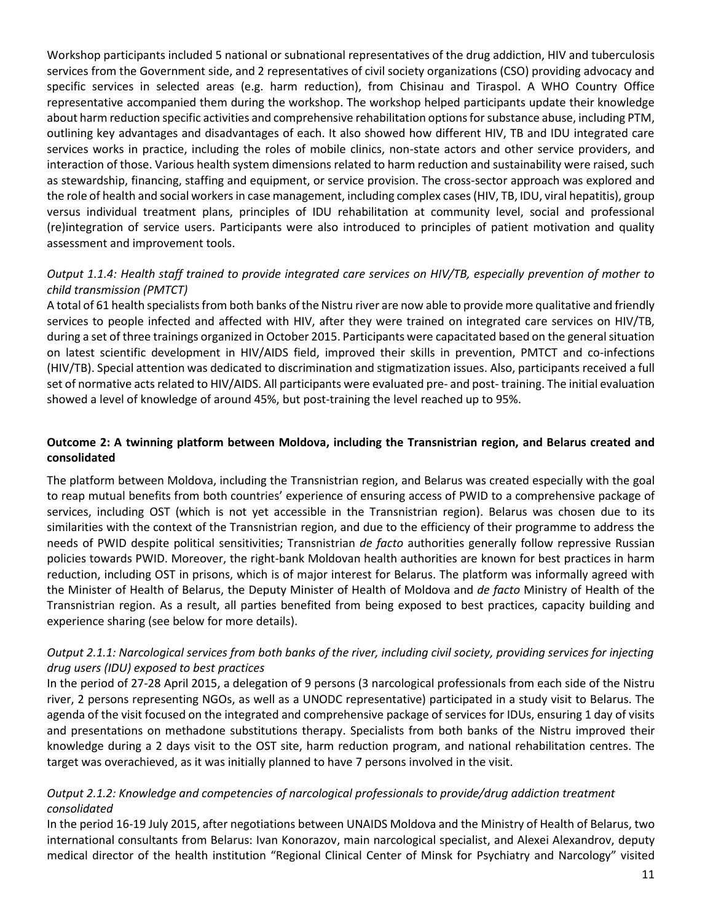Workshop participants included 5 national or subnational representatives of the drug addiction, HIV and tuberculosis services from the Government side, and 2 representatives of civil society organizations (CSO) providing advocacy and specific services in selected areas (e.g. harm reduction), from Chisinau and Tiraspol. A WHO Country Office representative accompanied them during the workshop. The workshop helped participants update their knowledge about harm reduction specific activities and comprehensive rehabilitation options for substance abuse, including PTM, outlining key advantages and disadvantages of each. It also showed how different HIV, TB and IDU integrated care services works in practice, including the roles of mobile clinics, non-state actors and other service providers, and interaction of those. Various health system dimensions related to harm reduction and sustainability were raised, such as stewardship, financing, staffing and equipment, or service provision. The cross-sector approach was explored and the role of health and social workers in case management, including complex cases (HIV, TB, IDU, viral hepatitis), group versus individual treatment plans, principles of IDU rehabilitation at community level, social and professional (re)integration of service users. Participants were also introduced to principles of patient motivation and quality assessment and improvement tools.

*Output 1.1.4: Health staff trained to provide integrated care services on HIV/TB, especially prevention of mother to child transmission (PMTCT)*

A total of 61 health specialists from both banks of the Nistru river are now able to provide more qualitative and friendly services to people infected and affected with HIV, after they were trained on integrated care services on HIV/TB, during a set of three trainings organized in October 2015. Participants were capacitated based on the general situation on latest scientific development in HIV/AIDS field, improved their skills in prevention, PMTCT and co-infections (HIV/TB). Special attention was dedicated to discrimination and stigmatization issues. Also, participants received a full set of normative acts related to HIV/AIDS. All participants were evaluated pre- and post- training. The initial evaluation showed a level of knowledge of around 45%, but post-training the level reached up to 95%.

**Outcome 2: A twinning platform between Moldova, including the Transnistrian region, and Belarus created and consolidated**

The platform between Moldova, including the Transnistrian region, and Belarus was created especially with the goal to reap mutual benefits from both countries' experience of ensuring access of PWID to a comprehensive package of services, including OST (which is not yet accessible in the Transnistrian region). Belarus was chosen due to its similarities with the context of the Transnistrian region, and due to the efficiency of their programme to address the needs of PWID despite political sensitivities; Transnistrian *de facto* authorities generally follow repressive Russian policies towards PWID. Moreover, the right-bank Moldovan health authorities are known for best practices in harm reduction, including OST in prisons, which is of major interest for Belarus. The platform was informally agreed with the Minister of Health of Belarus, the Deputy Minister of Health of Moldova and *de facto* Ministry of Health of the Transnistrian region. As a result, all parties benefited from being exposed to best practices, capacity building and experience sharing (see below for more details).

*Output 2.1.1: Narcological services from both banks of the river, including civil society, providing services for injecting drug users (IDU) exposed to best practices*

In the period of 27-28 April 2015, a delegation of 9 persons (3 narcological professionals from each side of the Nistru river, 2 persons representing NGOs, as well as a UNODC representative) participated in a study visit to Belarus. The agenda of the visit focused on the integrated and comprehensive package of services for IDUs, ensuring 1 day of visits and presentations on methadone substitutions therapy. Specialists from both banks of the Nistru improved their knowledge during a 2 days visit to the OST site, harm reduction program, and national rehabilitation centres. The target was overachieved, as it was initially planned to have 7 persons involved in the visit.

*Output 2.1.2: Knowledge and competencies of narcological professionals to provide/drug addiction treatment consolidated*

In the period 16-19 July 2015, after negotiations between UNAIDS Moldova and the Ministry of Health of Belarus, two international consultants from Belarus: Ivan Konorazov, main narcological specialist, and Alexei Alexandrov, deputy medical director of the health institution "Regional Clinical Center of Minsk for Psychiatry and Narcology" visited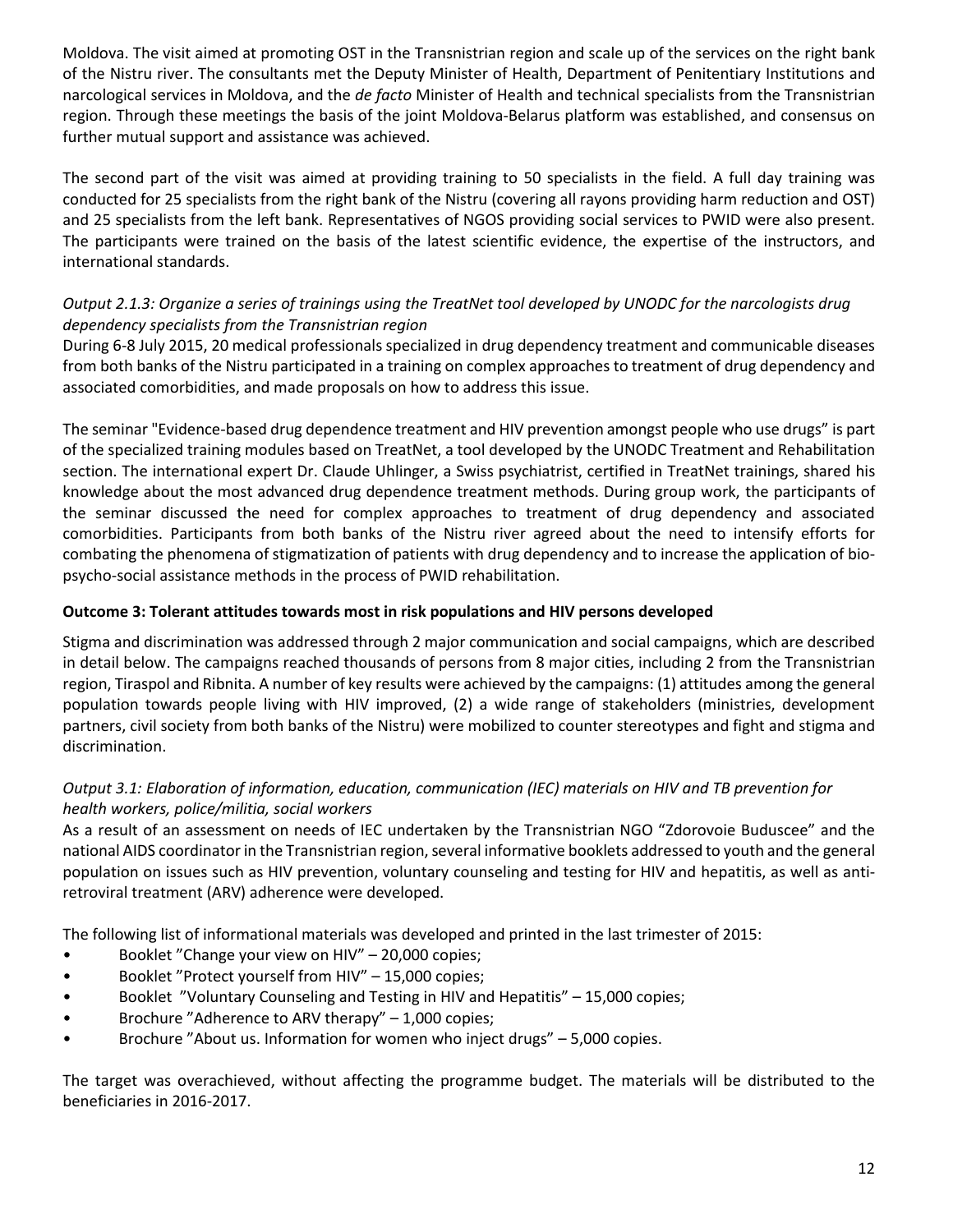Moldova. The visit aimed at promoting OST in the Transnistrian region and scale up of the services on the right bank of the Nistru river. The consultants met the Deputy Minister of Health, Department of Penitentiary Institutions and narcological services in Moldova, and the *de facto* Minister of Health and technical specialists from the Transnistrian region. Through these meetings the basis of the joint Moldova-Belarus platform was established, and consensus on further mutual support and assistance was achieved.

The second part of the visit was aimed at providing training to 50 specialists in the field. A full day training was conducted for 25 specialists from the right bank of the Nistru (covering all rayons providing harm reduction and OST) and 25 specialists from the left bank. Representatives of NGOS providing social services to PWID were also present. The participants were trained on the basis of the latest scientific evidence, the expertise of the instructors, and international standards.

*Output 2.1.3: Organize a series of trainings using the TreatNet tool developed by UNODC for the narcologists drug dependency specialists from the Transnistrian region*

During 6-8 July 2015, 20 medical professionals specialized in drug dependency treatment and communicable diseases from both banks of the Nistru participated in a training on complex approaches to treatment of drug dependency and associated comorbidities, and made proposals on how to address this issue.

The seminar "Evidence-based drug dependence treatment and HIV prevention amongst people who use drugs" is part of the specialized training modules based on TreatNet, a tool developed by the UNODC Treatment and Rehabilitation section. The international expert Dr. Claude Uhlinger, a Swiss psychiatrist, certified in TreatNet trainings, shared his knowledge about the most advanced drug dependence treatment methods. During group work, the participants of the seminar discussed the need for complex approaches to treatment of drug dependency and associated comorbidities. Participants from both banks of the Nistru river agreed about the need to intensify efforts for combating the phenomena of stigmatization of patients with drug dependency and to increase the application of bio-psycho-social assistance methods in the process of PWID rehabilitation.

**Outcome 3: Tolerant attitudes towards most in risk populations and HIV persons developed**

Stigma and discrimination was addressed through 2 major communication and social campaigns, which are described in detail below. The campaigns reached thousands of persons from 8 major cities, including 2 from the Transnistrian region, Tiraspol and Ribnita. A number of key results were achieved by the campaigns: (1) attitudes among the general population towards people living with HIV improved, (2) a wide range of stakeholders (ministries, development partners, civil society from both banks of the Nistru) were mobilized to counter stereotypes and fight and stigma and discrimination.

*Output 3.1: Elaboration of information, education, communication (IEC) materials on HIV and TB prevention for health workers, police/militia, social workers*

As a result of an assessment on needs of IEC undertaken by the Transnistrian NGO "Zdorovoie Buduscee" and the national AIDS coordinator in the Transnistrian region, several informative booklets addressed to youth and the general population on issues such as HIV prevention, voluntary counseling and testing for HIV and hepatitis, as well as anti-retroviral treatment (ARV) adherence were developed.

The following list of informational materials was developed and printed in the last trimester of 2015:

- Booklet "Change your view on HIV" – 20,000 copies;
- Booklet "Protect yourself from HIV" – 15,000 copies;
- Booklet "Voluntary Counseling and Testing in HIV and Hepatitis" – 15,000 copies;
- Brochure "Adherence to ARV therapy" – 1,000 copies;
- Brochure "About us. Information for women who inject drugs" – 5,000 copies.

The target was overachieved, without affecting the programme budget. The materials will be distributed to the beneficiaries in 2016-2017.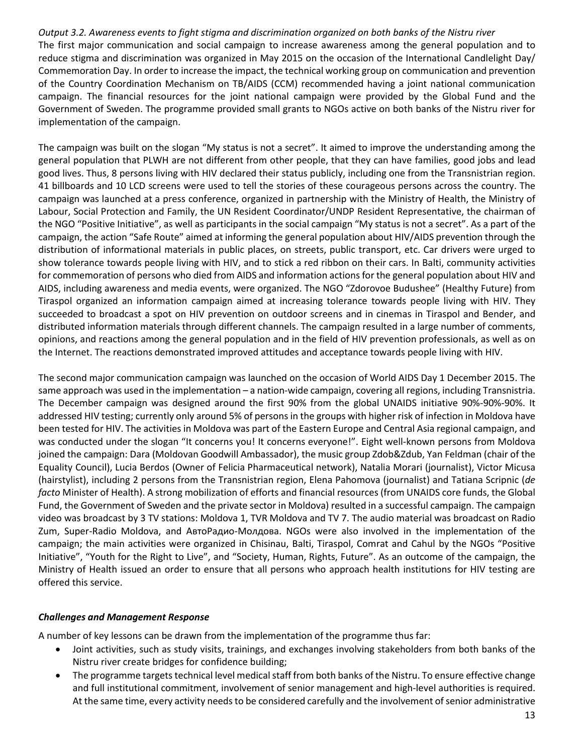*Output 3.2. Awareness events to fight stigma and discrimination organized on both banks of the Nistru river*

The first major communication and social campaign to increase awareness among the general population and to reduce stigma and discrimination was organized in May 2015 on the occasion of the International Candlelight Day/ Commemoration Day. In order to increase the impact, the technical working group on communication and prevention of the Country Coordination Mechanism on TB/AIDS (CCM) recommended having a joint national communication campaign. The financial resources for the joint national campaign were provided by the Global Fund and the Government of Sweden. The programme provided small grants to NGOs active on both banks of the Nistru river for implementation of the campaign.

The campaign was built on the slogan "My status is not a secret". It aimed to improve the understanding among the general population that PLWH are not different from other people, that they can have families, good jobs and lead good lives. Thus, 8 persons living with HIV declared their status publicly, including one from the Transnistrian region. 41 billboards and 10 LCD screens were used to tell the stories of these courageous persons across the country. The campaign was launched at a press conference, organized in partnership with the Ministry of Health, the Ministry of Labour, Social Protection and Family, the UN Resident Coordinator/UNDP Resident Representative, the chairman of the NGO "Positive Initiative", as well as participants in the social campaign "My status is not a secret". As a part of the campaign, the action "Safe Route" aimed at informing the general population about HIV/AIDS prevention through the distribution of informational materials in public places, on streets, public transport, etc. Car drivers were urged to show tolerance towards people living with HIV, and to stick a red ribbon on their cars. In Balti, community activities for commemoration of persons who died from AIDS and information actions for the general population about HIV and AIDS, including awareness and media events, were organized. The NGO "Zdorovoe Budushee" (Healthy Future) from Tiraspol organized an information campaign aimed at increasing tolerance towards people living with HIV. They succeeded to broadcast a spot on HIV prevention on outdoor screens and in cinemas in Tiraspol and Bender, and distributed information materials through different channels. The campaign resulted in a large number of comments, opinions, and reactions among the general population and in the field of HIV prevention professionals, as well as on the Internet. The reactions demonstrated improved attitudes and acceptance towards people living with HIV.

The second major communication campaign was launched on the occasion of World AIDS Day 1 December 2015. The same approach was used in the implementation – a nation-wide campaign, covering all regions, including Transnistria. The December campaign was designed around the first 90% from the global UNAIDS initiative 90%-90%-90%. It addressed HIV testing; currently only around 5% of persons in the groups with higher risk of infection in Moldova have been tested for HIV. The activities in Moldova was part of the Eastern Europe and Central Asia regional campaign, and was conducted under the slogan "It concerns you! It concerns everyone!". Eight well-known persons from Moldova joined the campaign: Dara (Moldovan Goodwill Ambassador), the music group Zdob&Zdub, Yan Feldman (chair of the Equality Council), Lucia Berdos (Owner of Felicia Pharmaceutical network), Natalia Morari (journalist), Victor Micusa (hairstylist), including 2 persons from the Transnistrian region, Elena Pahomova (journalist) and Tatiana Scripnic (*de facto* Minister of Health). A strong mobilization of efforts and financial resources (from UNAIDS core funds, the Global Fund, the Government of Sweden and the private sector in Moldova) resulted in a successful campaign. The campaign video was broadcast by 3 TV stations: Moldova 1, TVR Moldova and TV 7. The audio material was broadcast on Radio Zum, Super-Radio Moldova, and АвтоРадио-Молдова. NGOs were also involved in the implementation of the campaign; the main activities were organized in Chisinau, Balti, Tiraspol, Comrat and Cahul by the NGOs "Positive Initiative", "Youth for the Right to Live", and "Society, Human, Rights, Future". As an outcome of the campaign, the Ministry of Health issued an order to ensure that all persons who approach health institutions for HIV testing are offered this service.

***Challenges and Management Response***

A number of key lessons can be drawn from the implementation of the programme thus far:

- Joint activities, such as study visits, trainings, and exchanges involving stakeholders from both banks of the Nistru river create bridges for confidence building;
- The programme targets technical level medical staff from both banks of the Nistru. To ensure effective change and full institutional commitment, involvement of senior management and high-level authorities is required. At the same time, every activity needs to be considered carefully and the involvement of senior administrative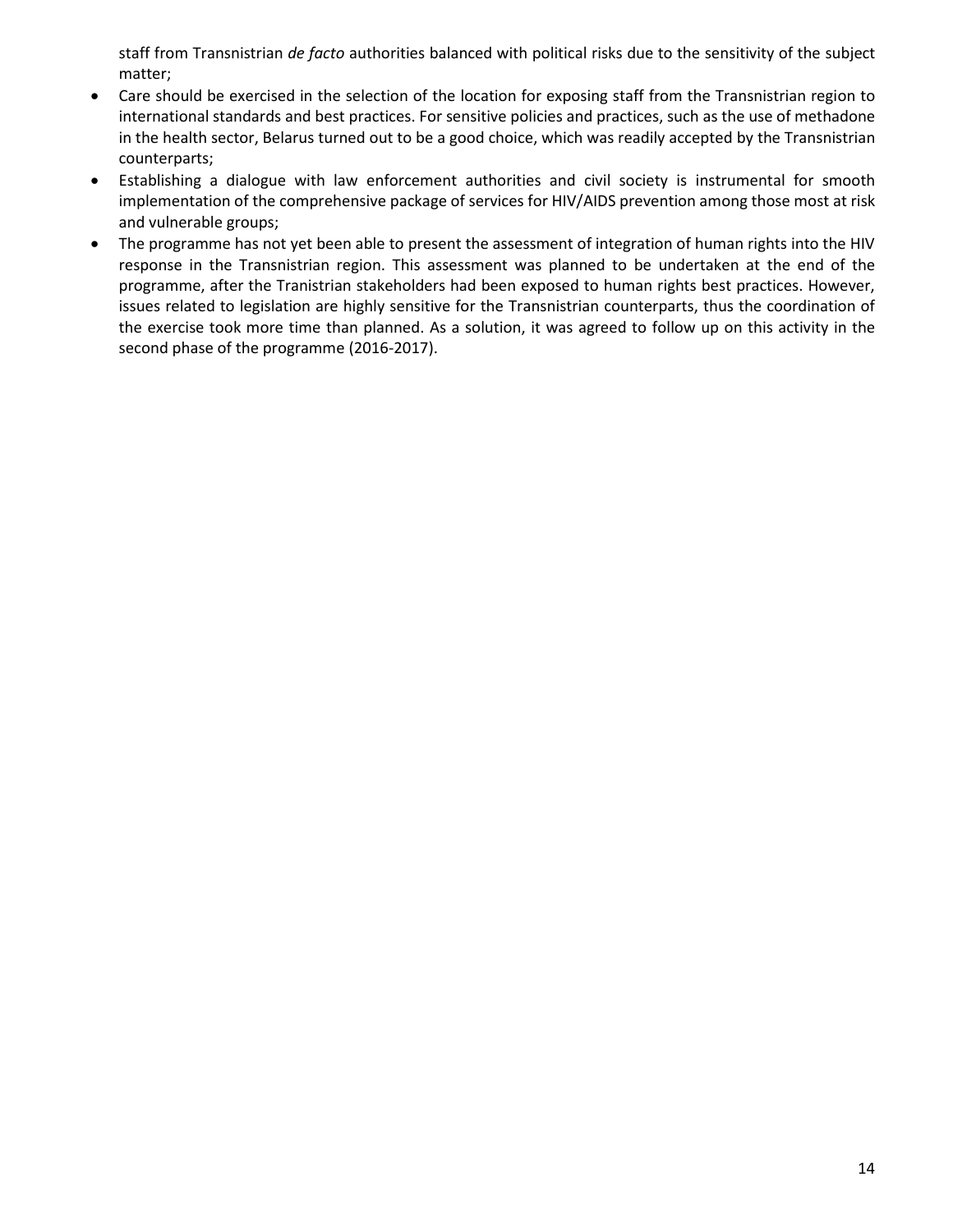staff from Transnistrian *de facto* authorities balanced with political risks due to the sensitivity of the subject matter;

- Care should be exercised in the selection of the location for exposing staff from the Transnistrian region to international standards and best practices. For sensitive policies and practices, such as the use of methadone in the health sector, Belarus turned out to be a good choice, which was readily accepted by the Transnistrian counterparts;
- Establishing a dialogue with law enforcement authorities and civil society is instrumental for smooth implementation of the comprehensive package of services for HIV/AIDS prevention among those most at risk and vulnerable groups;
- The programme has not yet been able to present the assessment of integration of human rights into the HIV response in the Transnistrian region. This assessment was planned to be undertaken at the end of the programme, after the Tranistrian stakeholders had been exposed to human rights best practices. However, issues related to legislation are highly sensitive for the Transnistrian counterparts, thus the coordination of the exercise took more time than planned. As a solution, it was agreed to follow up on this activity in the second phase of the programme (2016-2017).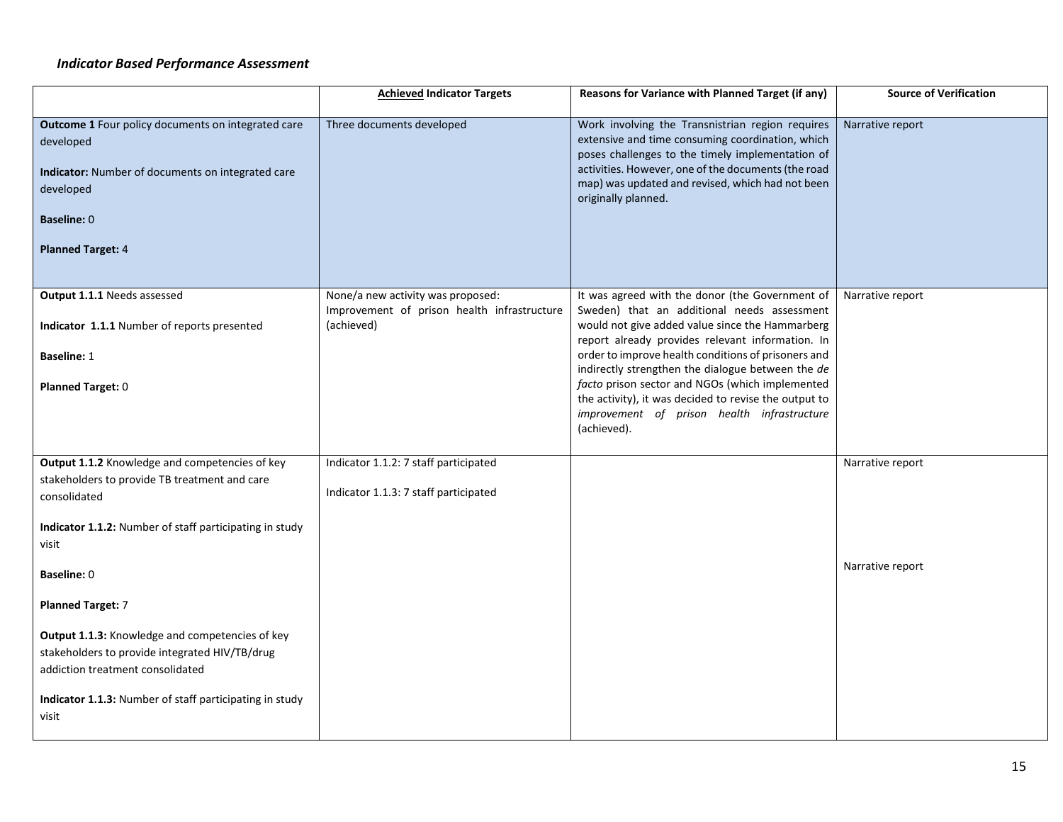***Indicator Based Performance Assessment***

| | <u>**Achieved**</u> **Indicator Targets** | **Reasons for Variance with Planned Target (if any)** | **Source of Verification** |
|---|---|---|---|
| **Outcome 1** Four policy documents on integrated care developed<br><br>**Indicator:** Number of documents on integrated care developed<br><br>**Baseline:** 0<br><br>**Planned Target:** 4 | Three documents developed | Work involving the Transnistrian region requires extensive and time consuming coordination, which poses challenges to the timely implementation of activities. However, one of the documents (the road map) was updated and revised, which had not been originally planned. | Narrative report |
| **Output 1.1.1** Needs assessed<br><br>**Indicator 1.1.1** Number of reports presented<br><br>**Baseline:** 1<br><br>**Planned Target:** 0 | None/a new activity was proposed: Improvement of prison health infrastructure (achieved) | It was agreed with the donor (the Government of Sweden) that an additional needs assessment would not give added value since the Hammarberg report already provides relevant information. In order to improve health conditions of prisoners and indirectly strengthen the dialogue between the *de facto* prison sector and NGOs (which implemented the activity), it was decided to revise the output to *improvement of prison health infrastructure* (achieved). | Narrative report |
| **Output 1.1.2** Knowledge and competencies of key stakeholders to provide TB treatment and care consolidated<br><br>**Indicator 1.1.2:** Number of staff participating in study visit<br><br>**Baseline:** 0<br><br>**Planned Target:** 7<br><br>**Output 1.1.3:** Knowledge and competencies of key stakeholders to provide integrated HIV/TB/drug addiction treatment consolidated<br><br>**Indicator 1.1.3:** Number of staff participating in study visit | Indicator 1.1.2: 7 staff participated<br><br>Indicator 1.1.3: 7 staff participated | | Narrative report<br><br>Narrative report |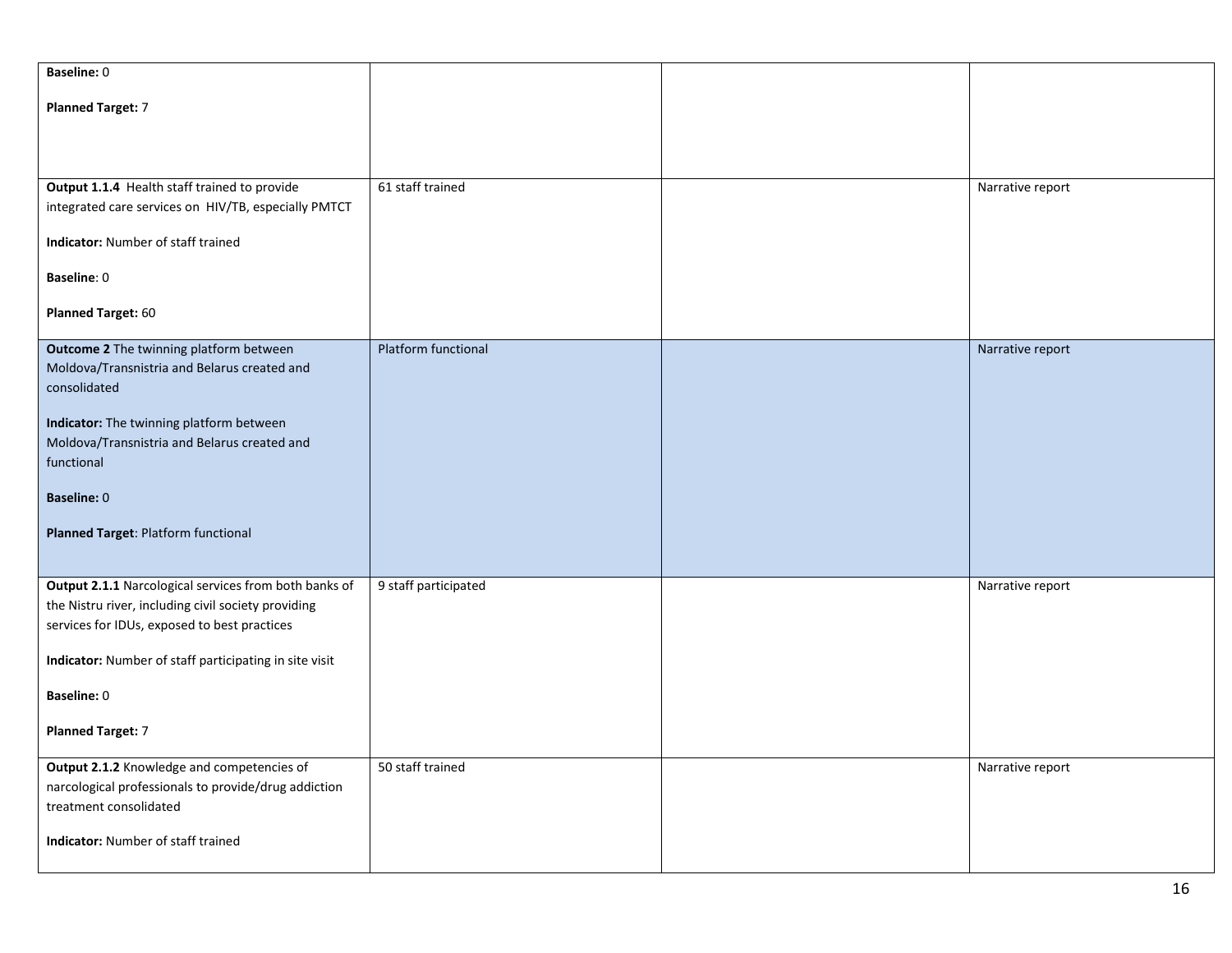| | | | |
|---|---|---|---|
| **Baseline:** 0<br><br>**Planned Target:** 7 | | | |
| **Output 1.1.4** Health staff trained to provide integrated care services on HIV/TB, especially PMTCT<br><br>**Indicator:** Number of staff trained<br><br>**Baseline**: 0<br><br>**Planned Target:** 60 | 61 staff trained | | Narrative report |
| **Outcome 2** The twinning platform between Moldova/Transnistria and Belarus created and consolidated<br><br>**Indicator:** The twinning platform between Moldova/Transnistria and Belarus created and functional<br><br>**Baseline:** 0<br><br>**Planned Target**: Platform functional | Platform functional | | Narrative report |
| **Output 2.1.1** Narcological services from both banks of the Nistru river, including civil society providing services for IDUs, exposed to best practices<br><br>**Indicator:** Number of staff participating in site visit<br><br>**Baseline:** 0<br><br>**Planned Target:** 7 | 9 staff participated | | Narrative report |
| **Output 2.1.2** Knowledge and competencies of narcological professionals to provide/drug addiction treatment consolidated<br><br>**Indicator:** Number of staff trained | 50 staff trained | | Narrative report |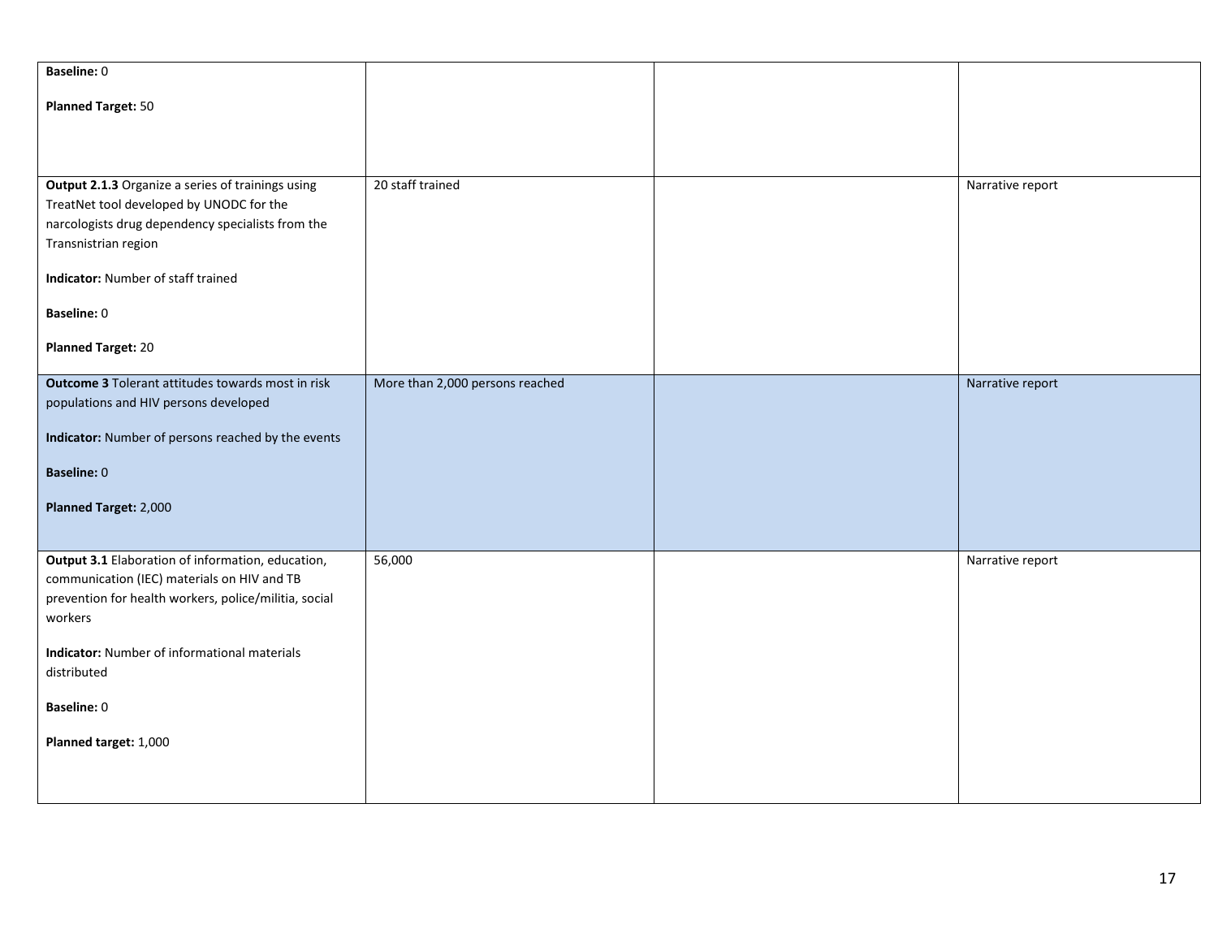| | | | |
|---|---|---|---|
| **Baseline:** 0<br><br>**Planned Target:** 50 | | | |
| **Output 2.1.3** Organize a series of trainings using TreatNet tool developed by UNODC for the narcologists drug dependency specialists from the Transnistrian region<br><br>**Indicator:** Number of staff trained<br><br>**Baseline:** 0<br><br>**Planned Target:** 20 | 20 staff trained | | Narrative report |
| **Outcome 3** Tolerant attitudes towards most in risk populations and HIV persons developed<br><br>**Indicator:** Number of persons reached by the events<br><br>**Baseline:** 0<br><br>**Planned Target:** 2,000 | More than 2,000 persons reached | | Narrative report |
| **Output 3.1** Elaboration of information, education, communication (IEC) materials on HIV and TB prevention for health workers, police/militia, social workers<br><br>**Indicator:** Number of informational materials distributed<br><br>**Baseline:** 0<br><br>**Planned target:** 1,000 | 56,000 | | Narrative report |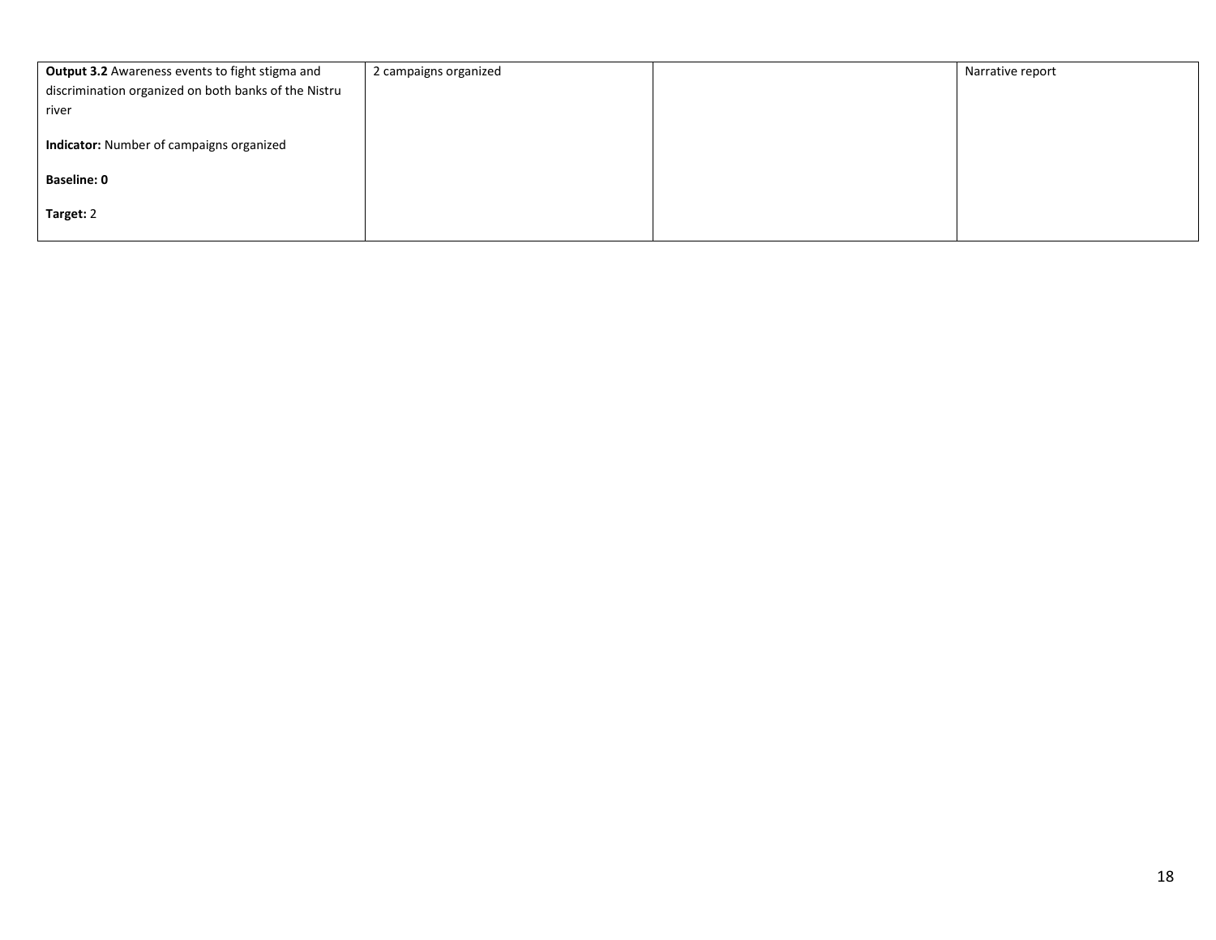| | | | |
|---|---|---|---|
| **Output 3.2** Awareness events to fight stigma and discrimination organized on both banks of the Nistru river<br><br>**Indicator:** Number of campaigns organized<br><br>**Baseline: 0**<br><br>**Target:** 2 | 2 campaigns organized | | Narrative report |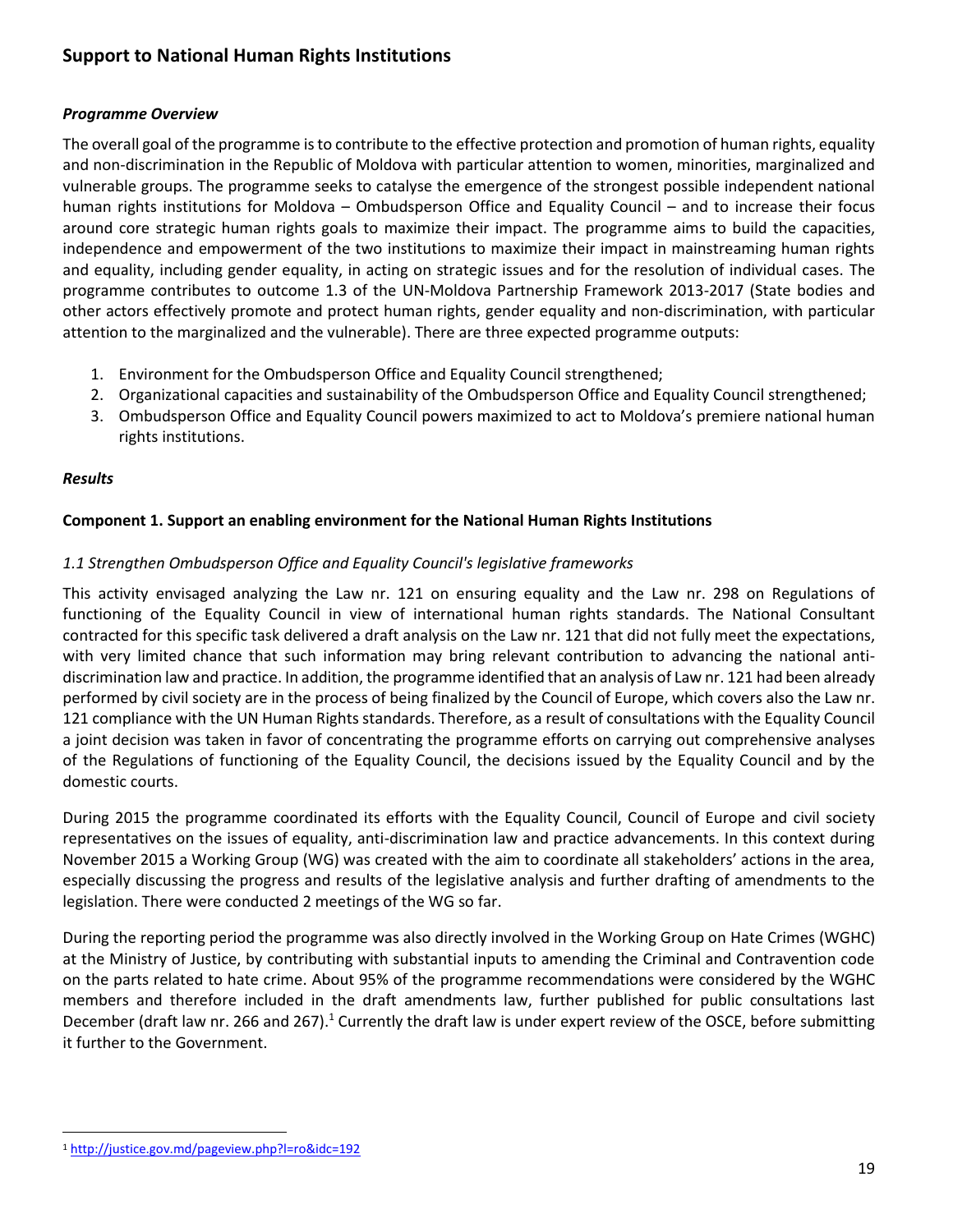## Support to National Human Rights Institutions

### *Programme Overview*

The overall goal of the programme is to contribute to the effective protection and promotion of human rights, equality and non-discrimination in the Republic of Moldova with particular attention to women, minorities, marginalized and vulnerable groups. The programme seeks to catalyse the emergence of the strongest possible independent national human rights institutions for Moldova – Ombudsperson Office and Equality Council – and to increase their focus around core strategic human rights goals to maximize their impact. The programme aims to build the capacities, independence and empowerment of the two institutions to maximize their impact in mainstreaming human rights and equality, including gender equality, in acting on strategic issues and for the resolution of individual cases. The programme contributes to outcome 1.3 of the UN-Moldova Partnership Framework 2013-2017 (State bodies and other actors effectively promote and protect human rights, gender equality and non-discrimination, with particular attention to the marginalized and the vulnerable). There are three expected programme outputs:

1. Environment for the Ombudsperson Office and Equality Council strengthened;
2. Organizational capacities and sustainability of the Ombudsperson Office and Equality Council strengthened;
3. Ombudsperson Office and Equality Council powers maximized to act to Moldova's premiere national human rights institutions.

### *Results*

**Component 1. Support an enabling environment for the National Human Rights Institutions**

*1.1 Strengthen Ombudsperson Office and Equality Council's legislative frameworks*

This activity envisaged analyzing the Law nr. 121 on ensuring equality and the Law nr. 298 on Regulations of functioning of the Equality Council in view of international human rights standards. The National Consultant contracted for this specific task delivered a draft analysis on the Law nr. 121 that did not fully meet the expectations, with very limited chance that such information may bring relevant contribution to advancing the national anti-discrimination law and practice. In addition, the programme identified that an analysis of Law nr. 121 had been already performed by civil society are in the process of being finalized by the Council of Europe, which covers also the Law nr. 121 compliance with the UN Human Rights standards. Therefore, as a result of consultations with the Equality Council a joint decision was taken in favor of concentrating the programme efforts on carrying out comprehensive analyses of the Regulations of functioning of the Equality Council, the decisions issued by the Equality Council and by the domestic courts.

During 2015 the programme coordinated its efforts with the Equality Council, Council of Europe and civil society representatives on the issues of equality, anti-discrimination law and practice advancements. In this context during November 2015 a Working Group (WG) was created with the aim to coordinate all stakeholders' actions in the area, especially discussing the progress and results of the legislative analysis and further drafting of amendments to the legislation. There were conducted 2 meetings of the WG so far.

During the reporting period the programme was also directly involved in the Working Group on Hate Crimes (WGHC) at the Ministry of Justice, by contributing with substantial inputs to amending the Criminal and Contravention code on the parts related to hate crime. About 95% of the programme recommendations were considered by the WGHC members and therefore included in the draft amendments law, further published for public consultations last December (draft law nr. 266 and 267).[1] Currently the draft law is under expert review of the OSCE, before submitting it further to the Government.

[1] http://justice.gov.md/pageview.php?l=ro&idc=192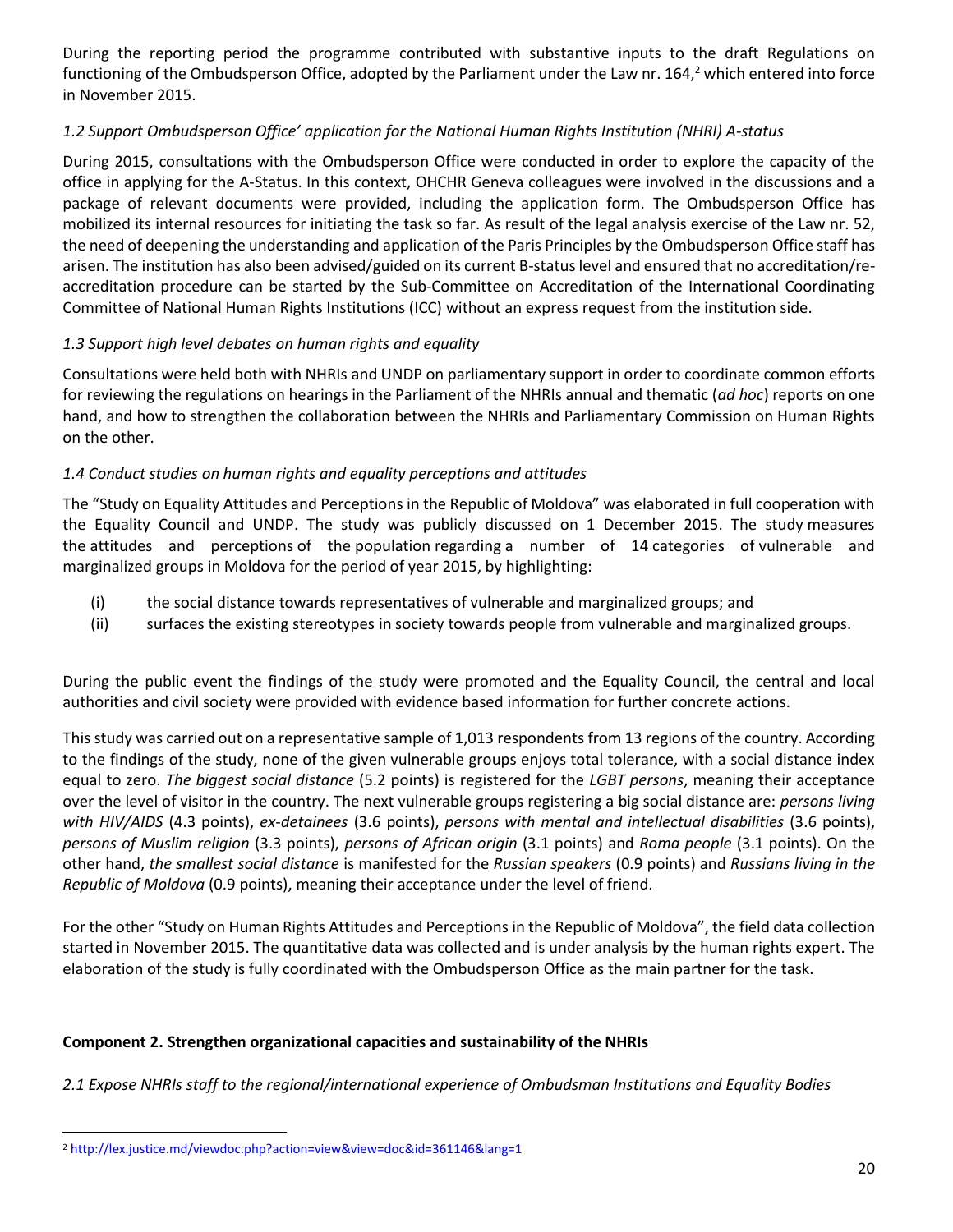During the reporting period the programme contributed with substantive inputs to the draft Regulations on functioning of the Ombudsperson Office, adopted by the Parliament under the Law nr. 164,[2] which entered into force in November 2015.

*1.2 Support Ombudsperson Office' application for the National Human Rights Institution (NHRI) A-status*

During 2015, consultations with the Ombudsperson Office were conducted in order to explore the capacity of the office in applying for the A-Status. In this context, OHCHR Geneva colleagues were involved in the discussions and a package of relevant documents were provided, including the application form. The Ombudsperson Office has mobilized its internal resources for initiating the task so far. As result of the legal analysis exercise of the Law nr. 52, the need of deepening the understanding and application of the Paris Principles by the Ombudsperson Office staff has arisen. The institution has also been advised/guided on its current B-status level and ensured that no accreditation/re-accreditation procedure can be started by the Sub-Committee on Accreditation of the International Coordinating Committee of National Human Rights Institutions (ICC) without an express request from the institution side.

*1.3 Support high level debates on human rights and equality*

Consultations were held both with NHRIs and UNDP on parliamentary support in order to coordinate common efforts for reviewing the regulations on hearings in the Parliament of the NHRIs annual and thematic (*ad hoc*) reports on one hand, and how to strengthen the collaboration between the NHRIs and Parliamentary Commission on Human Rights on the other.

*1.4 Conduct studies on human rights and equality perceptions and attitudes*

The "Study on Equality Attitudes and Perceptions in the Republic of Moldova" was elaborated in full cooperation with the Equality Council and UNDP. The study was publicly discussed on 1 December 2015. The study measures the attitudes and perceptions of the population regarding a number of 14 categories of vulnerable and marginalized groups in Moldova for the period of year 2015, by highlighting:

(i) the social distance towards representatives of vulnerable and marginalized groups; and
(ii) surfaces the existing stereotypes in society towards people from vulnerable and marginalized groups.

During the public event the findings of the study were promoted and the Equality Council, the central and local authorities and civil society were provided with evidence based information for further concrete actions.

This study was carried out on a representative sample of 1,013 respondents from 13 regions of the country. According to the findings of the study, none of the given vulnerable groups enjoys total tolerance, with a social distance index equal to zero. *The biggest social distance* (5.2 points) is registered for the *LGBT persons*, meaning their acceptance over the level of visitor in the country. The next vulnerable groups registering a big social distance are: *persons living with HIV/AIDS* (4.3 points), *ex-detainees* (3.6 points), *persons with mental and intellectual disabilities* (3.6 points), *persons of Muslim religion* (3.3 points), *persons of African origin* (3.1 points) and *Roma people* (3.1 points). On the other hand, *the smallest social distance* is manifested for the *Russian speakers* (0.9 points) and *Russians living in the Republic of Moldova* (0.9 points), meaning their acceptance under the level of friend.

For the other "Study on Human Rights Attitudes and Perceptions in the Republic of Moldova", the field data collection started in November 2015. The quantitative data was collected and is under analysis by the human rights expert. The elaboration of the study is fully coordinated with the Ombudsperson Office as the main partner for the task.

**Component 2. Strengthen organizational capacities and sustainability of the NHRIs**

*2.1 Expose NHRIs staff to the regional/international experience of Ombudsman Institutions and Equality Bodies*

[2] http://lex.justice.md/viewdoc.php?action=view&view=doc&id=361146&lang=1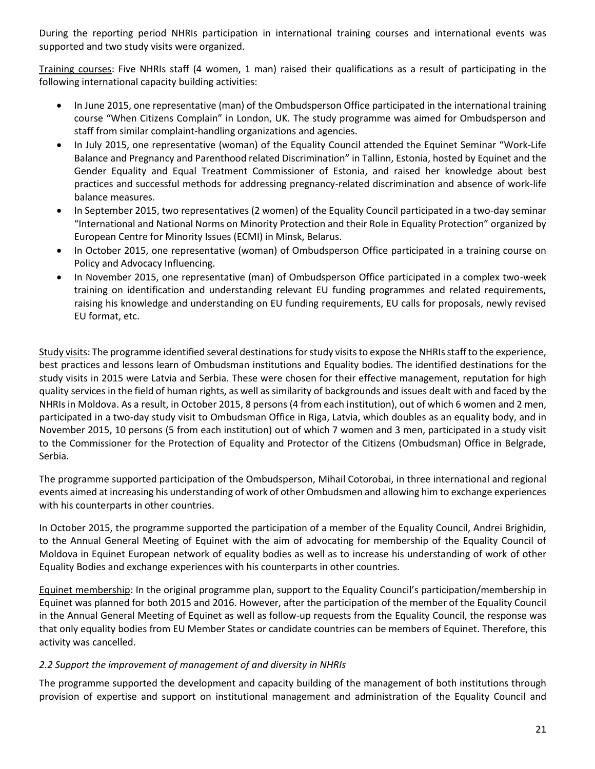During the reporting period NHRIs participation in international training courses and international events was supported and two study visits were organized.

Training courses: Five NHRIs staff (4 women, 1 man) raised their qualifications as a result of participating in the following international capacity building activities:

- In June 2015, one representative (man) of the Ombudsperson Office participated in the international training course "When Citizens Complain" in London, UK. The study programme was aimed for Ombudsperson and staff from similar complaint-handling organizations and agencies.
- In July 2015, one representative (woman) of the Equality Council attended the Equinet Seminar "Work-Life Balance and Pregnancy and Parenthood related Discrimination" in Tallinn, Estonia, hosted by Equinet and the Gender Equality and Equal Treatment Commissioner of Estonia, and raised her knowledge about best practices and successful methods for addressing pregnancy-related discrimination and absence of work-life balance measures.
- In September 2015, two representatives (2 women) of the Equality Council participated in a two-day seminar "International and National Norms on Minority Protection and their Role in Equality Protection" organized by European Centre for Minority Issues (ECMI) in Minsk, Belarus.
- In October 2015, one representative (woman) of Ombudsperson Office participated in a training course on Policy and Advocacy Influencing.
- In November 2015, one representative (man) of Ombudsperson Office participated in a complex two-week training on identification and understanding relevant EU funding programmes and related requirements, raising his knowledge and understanding on EU funding requirements, EU calls for proposals, newly revised EU format, etc.

Study visits: The programme identified several destinations for study visits to expose the NHRIs staff to the experience, best practices and lessons learn of Ombudsman institutions and Equality bodies. The identified destinations for the study visits in 2015 were Latvia and Serbia. These were chosen for their effective management, reputation for high quality services in the field of human rights, as well as similarity of backgrounds and issues dealt with and faced by the NHRIs in Moldova. As a result, in October 2015, 8 persons (4 from each institution), out of which 6 women and 2 men, participated in a two-day study visit to Ombudsman Office in Riga, Latvia, which doubles as an equality body, and in November 2015, 10 persons (5 from each institution) out of which 7 women and 3 men, participated in a study visit to the Commissioner for the Protection of Equality and Protector of the Citizens (Ombudsman) Office in Belgrade, Serbia.

The programme supported participation of the Ombudsperson, Mihail Cotorobai, in three international and regional events aimed at increasing his understanding of work of other Ombudsmen and allowing him to exchange experiences with his counterparts in other countries.

In October 2015, the programme supported the participation of a member of the Equality Council, Andrei Brighidin, to the Annual General Meeting of Equinet with the aim of advocating for membership of the Equality Council of Moldova in Equinet European network of equality bodies as well as to increase his understanding of work of other Equality Bodies and exchange experiences with his counterparts in other countries.

Equinet membership: In the original programme plan, support to the Equality Council's participation/membership in Equinet was planned for both 2015 and 2016. However, after the participation of the member of the Equality Council in the Annual General Meeting of Equinet as well as follow-up requests from the Equality Council, the response was that only equality bodies from EU Member States or candidate countries can be members of Equinet. Therefore, this activity was cancelled.

*2.2 Support the improvement of management of and diversity in NHRIs*

The programme supported the development and capacity building of the management of both institutions through provision of expertise and support on institutional management and administration of the Equality Council and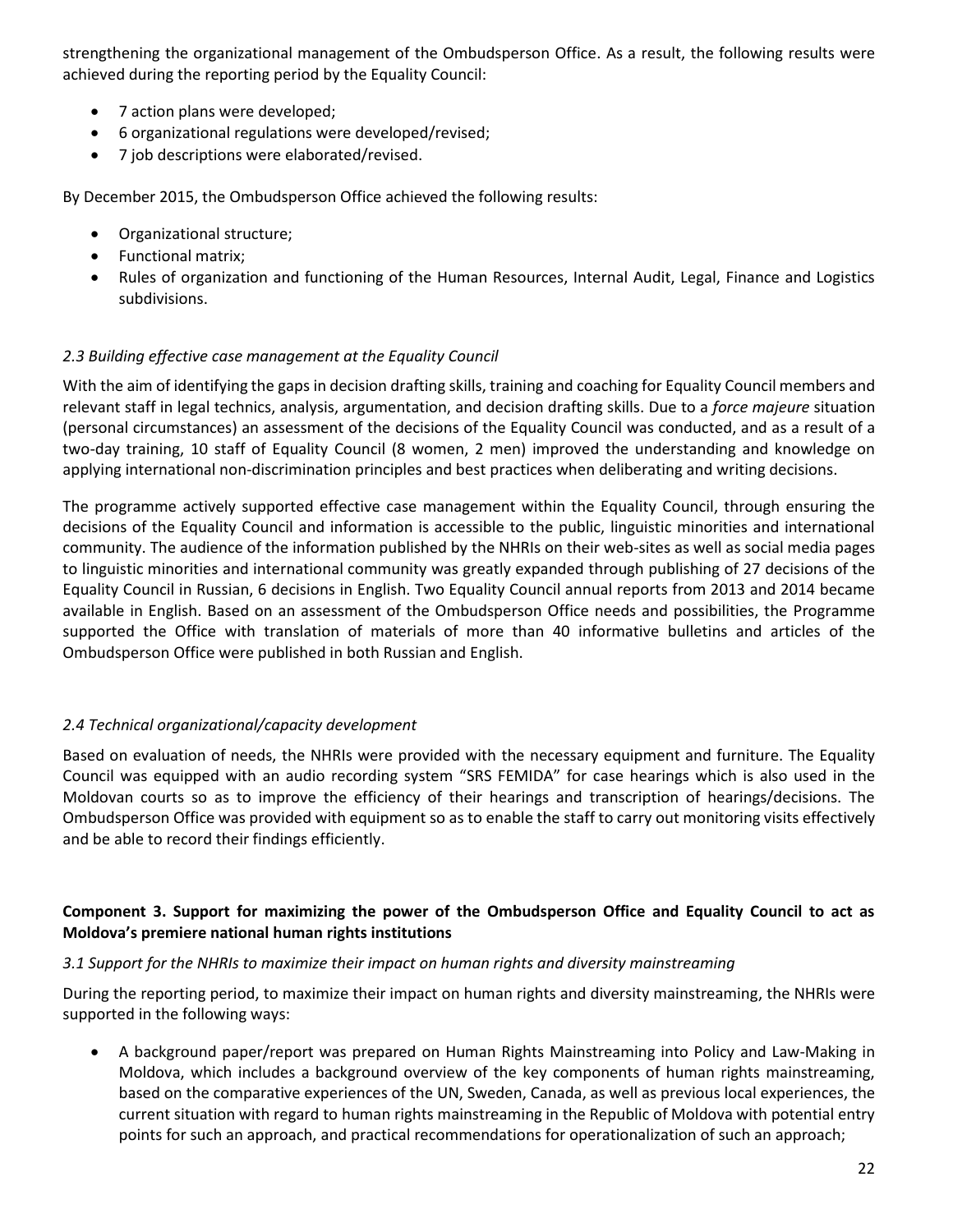strengthening the organizational management of the Ombudsperson Office. As a result, the following results were achieved during the reporting period by the Equality Council:

- 7 action plans were developed;
- 6 organizational regulations were developed/revised;
- 7 job descriptions were elaborated/revised.

By December 2015, the Ombudsperson Office achieved the following results:

- Organizational structure;
- Functional matrix;
- Rules of organization and functioning of the Human Resources, Internal Audit, Legal, Finance and Logistics subdivisions.

### *2.3 Building effective case management at the Equality Council*

With the aim of identifying the gaps in decision drafting skills, training and coaching for Equality Council members and relevant staff in legal technics, analysis, argumentation, and decision drafting skills. Due to a *force majeure* situation (personal circumstances) an assessment of the decisions of the Equality Council was conducted, and as a result of a two-day training, 10 staff of Equality Council (8 women, 2 men) improved the understanding and knowledge on applying international non-discrimination principles and best practices when deliberating and writing decisions.

The programme actively supported effective case management within the Equality Council, through ensuring the decisions of the Equality Council and information is accessible to the public, linguistic minorities and international community. The audience of the information published by the NHRIs on their web-sites as well as social media pages to linguistic minorities and international community was greatly expanded through publishing of 27 decisions of the Equality Council in Russian, 6 decisions in English. Two Equality Council annual reports from 2013 and 2014 became available in English. Based on an assessment of the Ombudsperson Office needs and possibilities, the Programme supported the Office with translation of materials of more than 40 informative bulletins and articles of the Ombudsperson Office were published in both Russian and English.

### *2.4 Technical organizational/capacity development*

Based on evaluation of needs, the NHRIs were provided with the necessary equipment and furniture. The Equality Council was equipped with an audio recording system "SRS FEMIDA" for case hearings which is also used in the Moldovan courts so as to improve the efficiency of their hearings and transcription of hearings/decisions. The Ombudsperson Office was provided with equipment so as to enable the staff to carry out monitoring visits effectively and be able to record their findings efficiently.

## **Component 3. Support for maximizing the power of the Ombudsperson Office and Equality Council to act as Moldova's premiere national human rights institutions**

### *3.1 Support for the NHRIs to maximize their impact on human rights and diversity mainstreaming*

During the reporting period, to maximize their impact on human rights and diversity mainstreaming, the NHRIs were supported in the following ways:

- A background paper/report was prepared on Human Rights Mainstreaming into Policy and Law-Making in Moldova, which includes a background overview of the key components of human rights mainstreaming, based on the comparative experiences of the UN, Sweden, Canada, as well as previous local experiences, the current situation with regard to human rights mainstreaming in the Republic of Moldova with potential entry points for such an approach, and practical recommendations for operationalization of such an approach;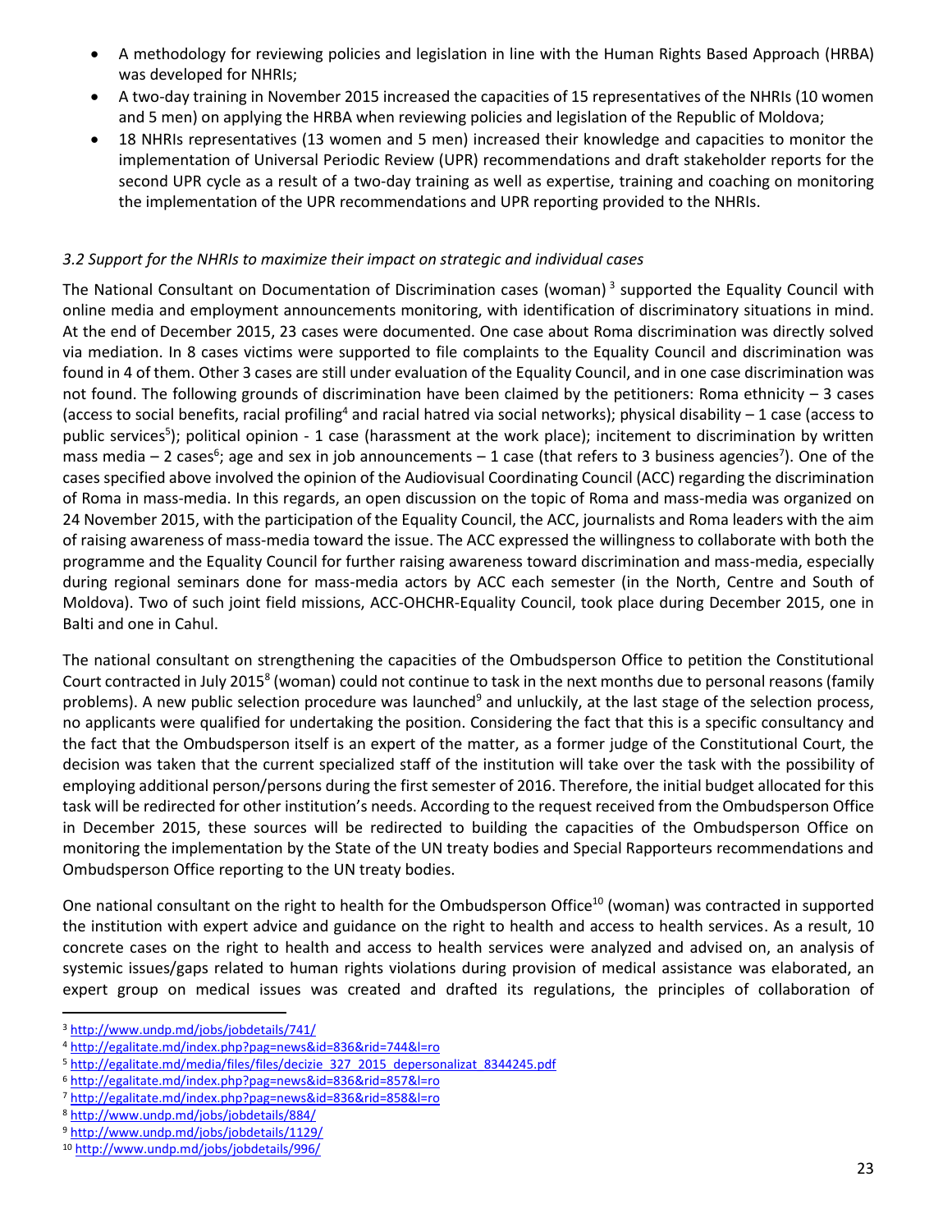- A methodology for reviewing policies and legislation in line with the Human Rights Based Approach (HRBA) was developed for NHRIs;
- A two-day training in November 2015 increased the capacities of 15 representatives of the NHRIs (10 women and 5 men) on applying the HRBA when reviewing policies and legislation of the Republic of Moldova;
- 18 NHRIs representatives (13 women and 5 men) increased their knowledge and capacities to monitor the implementation of Universal Periodic Review (UPR) recommendations and draft stakeholder reports for the second UPR cycle as a result of a two-day training as well as expertise, training and coaching on monitoring the implementation of the UPR recommendations and UPR reporting provided to the NHRIs.

*3.2 Support for the NHRIs to maximize their impact on strategic and individual cases*

The National Consultant on Documentation of Discrimination cases (woman)[3] supported the Equality Council with online media and employment announcements monitoring, with identification of discriminatory situations in mind. At the end of December 2015, 23 cases were documented. One case about Roma discrimination was directly solved via mediation. In 8 cases victims were supported to file complaints to the Equality Council and discrimination was found in 4 of them. Other 3 cases are still under evaluation of the Equality Council, and in one case discrimination was not found. The following grounds of discrimination have been claimed by the petitioners: Roma ethnicity – 3 cases (access to social benefits, racial profiling[4] and racial hatred via social networks); physical disability – 1 case (access to public services[5]); political opinion - 1 case (harassment at the work place); incitement to discrimination by written mass media – 2 cases[6]; age and sex in job announcements – 1 case (that refers to 3 business agencies[7]). One of the cases specified above involved the opinion of the Audiovisual Coordinating Council (ACC) regarding the discrimination of Roma in mass-media. In this regards, an open discussion on the topic of Roma and mass-media was organized on 24 November 2015, with the participation of the Equality Council, the ACC, journalists and Roma leaders with the aim of raising awareness of mass-media toward the issue. The ACC expressed the willingness to collaborate with both the programme and the Equality Council for further raising awareness toward discrimination and mass-media, especially during regional seminars done for mass-media actors by ACC each semester (in the North, Centre and South of Moldova). Two of such joint field missions, ACC-OHCHR-Equality Council, took place during December 2015, one in Balti and one in Cahul.

The national consultant on strengthening the capacities of the Ombudsperson Office to petition the Constitutional Court contracted in July 2015[8] (woman) could not continue to task in the next months due to personal reasons (family problems). A new public selection procedure was launched[9] and unluckily, at the last stage of the selection process, no applicants were qualified for undertaking the position. Considering the fact that this is a specific consultancy and the fact that the Ombudsperson itself is an expert of the matter, as a former judge of the Constitutional Court, the decision was taken that the current specialized staff of the institution will take over the task with the possibility of employing additional person/persons during the first semester of 2016. Therefore, the initial budget allocated for this task will be redirected for other institution's needs. According to the request received from the Ombudsperson Office in December 2015, these sources will be redirected to building the capacities of the Ombudsperson Office on monitoring the implementation by the State of the UN treaty bodies and Special Rapporteurs recommendations and Ombudsperson Office reporting to the UN treaty bodies.

One national consultant on the right to health for the Ombudsperson Office[10] (woman) was contracted in supported the institution with expert advice and guidance on the right to health and access to health services. As a result, 10 concrete cases on the right to health and access to health services were analyzed and advised on, an analysis of systemic issues/gaps related to human rights violations during provision of medical assistance was elaborated, an expert group on medical issues was created and drafted its regulations, the principles of collaboration of

---

[3] http://www.undp.md/jobs/jobdetails/741/

[4] http://egalitate.md/index.php?pag=news&id=836&rid=744&l=ro

[5] http://egalitate.md/media/files/files/decizie_327_2015_depersonalizat_8344245.pdf

[6] http://egalitate.md/index.php?pag=news&id=836&rid=857&l=ro

[7] http://egalitate.md/index.php?pag=news&id=836&rid=858&l=ro

[8] http://www.undp.md/jobs/jobdetails/884/

[9] http://www.undp.md/jobs/jobdetails/1129/

[10] http://www.undp.md/jobs/jobdetails/996/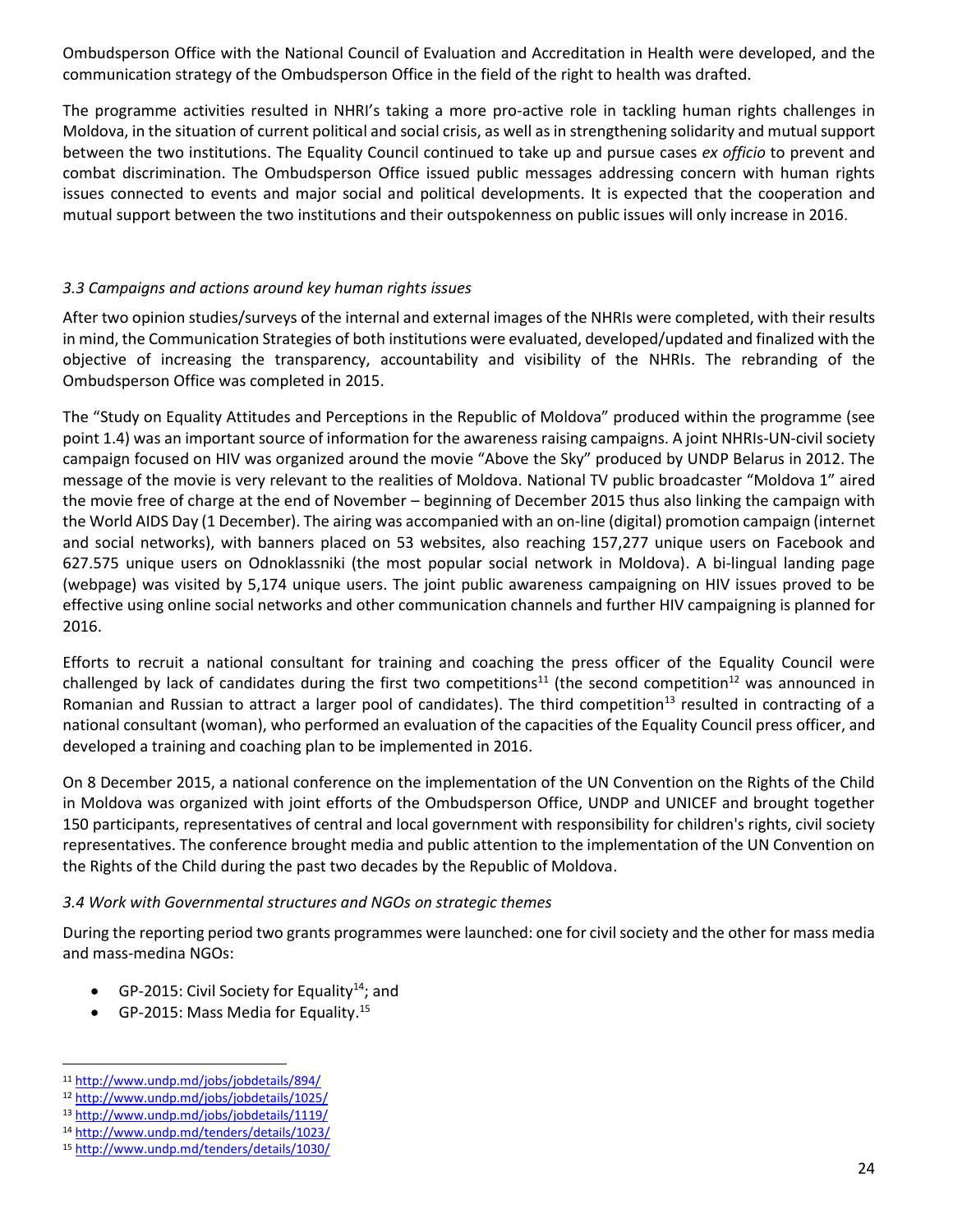Ombudsperson Office with the National Council of Evaluation and Accreditation in Health were developed, and the communication strategy of the Ombudsperson Office in the field of the right to health was drafted.

The programme activities resulted in NHRI's taking a more pro-active role in tackling human rights challenges in Moldova, in the situation of current political and social crisis, as well as in strengthening solidarity and mutual support between the two institutions. The Equality Council continued to take up and pursue cases *ex officio* to prevent and combat discrimination. The Ombudsperson Office issued public messages addressing concern with human rights issues connected to events and major social and political developments. It is expected that the cooperation and mutual support between the two institutions and their outspokenness on public issues will only increase in 2016.

### *3.3 Campaigns and actions around key human rights issues*

After two opinion studies/surveys of the internal and external images of the NHRIs were completed, with their results in mind, the Communication Strategies of both institutions were evaluated, developed/updated and finalized with the objective of increasing the transparency, accountability and visibility of the NHRIs. The rebranding of the Ombudsperson Office was completed in 2015.

The "Study on Equality Attitudes and Perceptions in the Republic of Moldova" produced within the programme (see point 1.4) was an important source of information for the awareness raising campaigns. A joint NHRIs-UN-civil society campaign focused on HIV was organized around the movie "Above the Sky" produced by UNDP Belarus in 2012. The message of the movie is very relevant to the realities of Moldova. National TV public broadcaster "Moldova 1" aired the movie free of charge at the end of November – beginning of December 2015 thus also linking the campaign with the World AIDS Day (1 December). The airing was accompanied with an on-line (digital) promotion campaign (internet and social networks), with banners placed on 53 websites, also reaching 157,277 unique users on Facebook and 627.575 unique users on Odnoklassniki (the most popular social network in Moldova). A bi-lingual landing page (webpage) was visited by 5,174 unique users. The joint public awareness campaigning on HIV issues proved to be effective using online social networks and other communication channels and further HIV campaigning is planned for 2016.

Efforts to recruit a national consultant for training and coaching the press officer of the Equality Council were challenged by lack of candidates during the first two competitions[11] (the second competition[12] was announced in Romanian and Russian to attract a larger pool of candidates). The third competition[13] resulted in contracting of a national consultant (woman), who performed an evaluation of the capacities of the Equality Council press officer, and developed a training and coaching plan to be implemented in 2016.

On 8 December 2015, a national conference on the implementation of the UN Convention on the Rights of the Child in Moldova was organized with joint efforts of the Ombudsperson Office, UNDP and UNICEF and brought together 150 participants, representatives of central and local government with responsibility for children's rights, civil society representatives. The conference brought media and public attention to the implementation of the UN Convention on the Rights of the Child during the past two decades by the Republic of Moldova.

### *3.4 Work with Governmental structures and NGOs on strategic themes*

During the reporting period two grants programmes were launched: one for civil society and the other for mass media and mass-medina NGOs:

- GP-2015: Civil Society for Equality[14]; and
- GP-2015: Mass Media for Equality.[15]

---

[11] http://www.undp.md/jobs/jobdetails/894/
[12] http://www.undp.md/jobs/jobdetails/1025/
[13] http://www.undp.md/jobs/jobdetails/1119/
[14] http://www.undp.md/tenders/details/1023/
[15] http://www.undp.md/tenders/details/1030/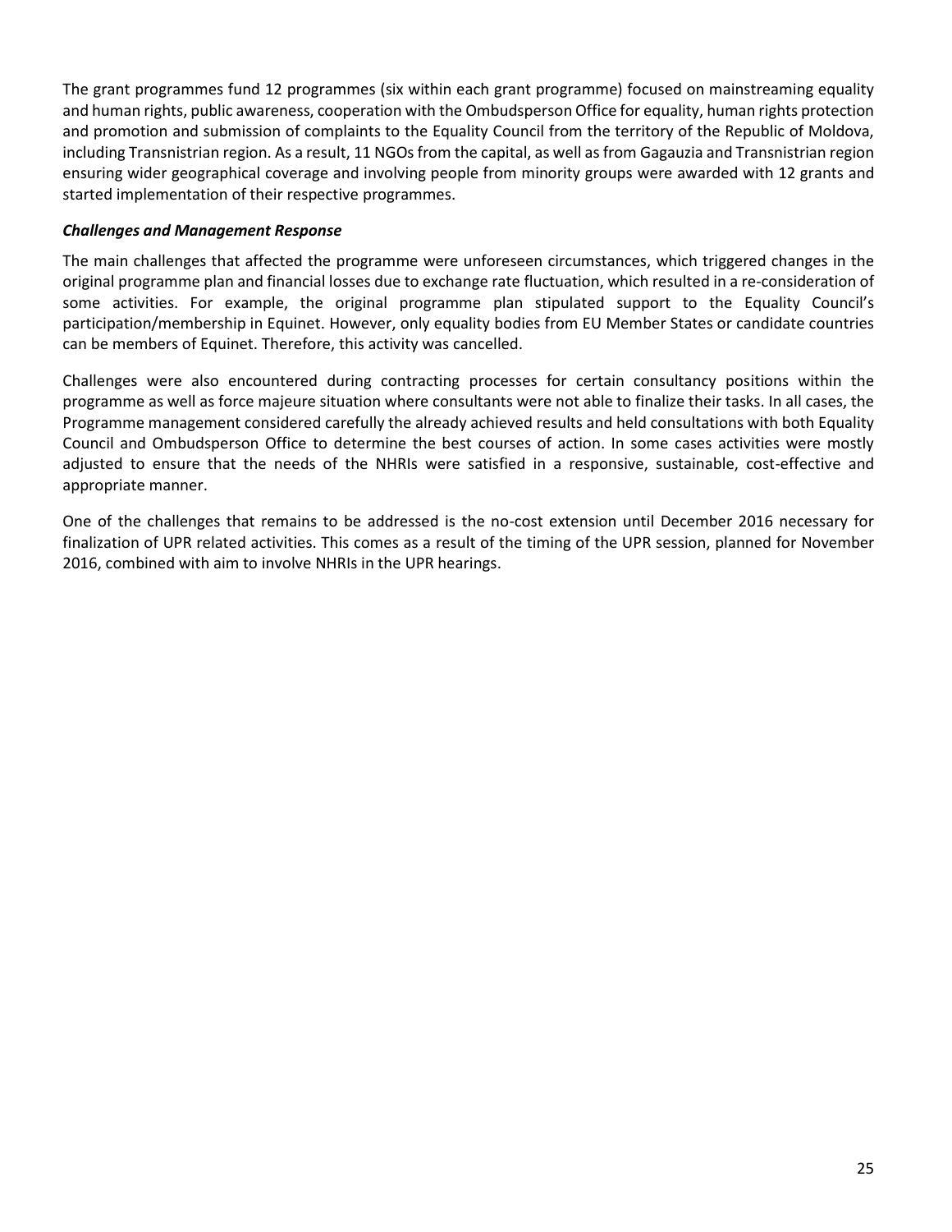The grant programmes fund 12 programmes (six within each grant programme) focused on mainstreaming equality and human rights, public awareness, cooperation with the Ombudsperson Office for equality, human rights protection and promotion and submission of complaints to the Equality Council from the territory of the Republic of Moldova, including Transnistrian region. As a result, 11 NGOs from the capital, as well as from Gagauzia and Transnistrian region ensuring wider geographical coverage and involving people from minority groups were awarded with 12 grants and started implementation of their respective programmes.

***Challenges and Management Response***

The main challenges that affected the programme were unforeseen circumstances, which triggered changes in the original programme plan and financial losses due to exchange rate fluctuation, which resulted in a re-consideration of some activities. For example, the original programme plan stipulated support to the Equality Council's participation/membership in Equinet. However, only equality bodies from EU Member States or candidate countries can be members of Equinet. Therefore, this activity was cancelled.

Challenges were also encountered during contracting processes for certain consultancy positions within the programme as well as force majeure situation where consultants were not able to finalize their tasks. In all cases, the Programme management considered carefully the already achieved results and held consultations with both Equality Council and Ombudsperson Office to determine the best courses of action. In some cases activities were mostly adjusted to ensure that the needs of the NHRIs were satisfied in a responsive, sustainable, cost-effective and appropriate manner.

One of the challenges that remains to be addressed is the no-cost extension until December 2016 necessary for finalization of UPR related activities. This comes as a result of the timing of the UPR session, planned for November 2016, combined with aim to involve NHRIs in the UPR hearings.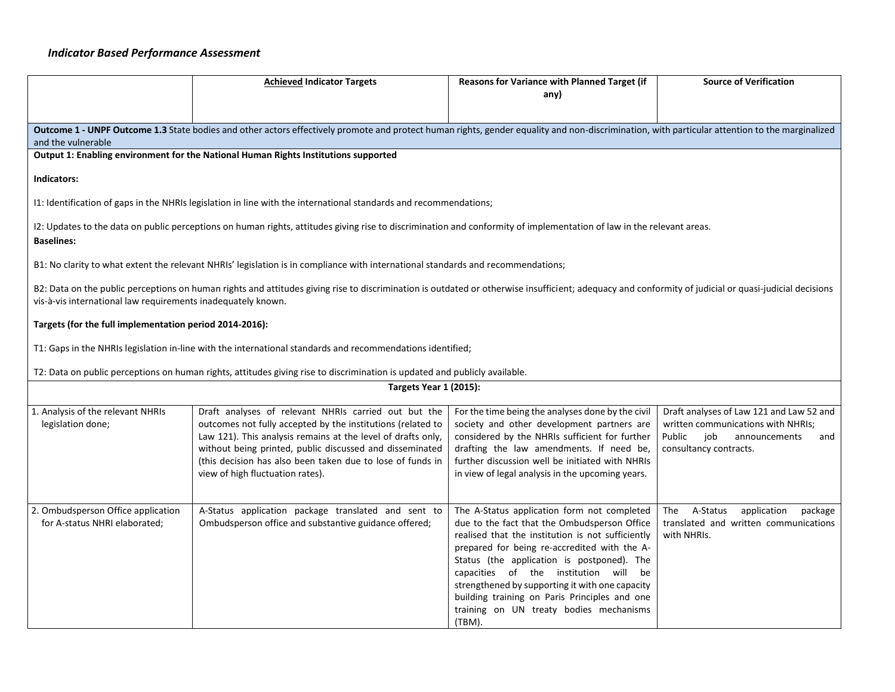*Indicator Based Performance Assessment*

| | <u>Achieved</u> Indicator Targets | Reasons for Variance with Planned Target (if any) | Source of Verification |
|---|---|---|---|
| **Outcome 1 - UNPF Outcome 1.3** State bodies and other actors effectively promote and protect human rights, gender equality and non-discrimination, with particular attention to the marginalized and the vulnerable | | | |
| **Output 1: Enabling environment for the National Human Rights Institutions supported**<br><br>**Indicators:**<br><br>I1: Identification of gaps in the NHRIs legislation in line with the international standards and recommendations;<br><br>I2: Updates to the data on public perceptions on human rights, attitudes giving rise to discrimination and conformity of implementation of law in the relevant areas.<br>**Baselines:**<br><br>B1: No clarity to what extent the relevant NHRIs' legislation is in compliance with international standards and recommendations;<br><br>B2: Data on the public perceptions on human rights and attitudes giving rise to discrimination is outdated or otherwise insufficient; adequacy and conformity of judicial or quasi-judicial decisions vis-à-vis international law requirements inadequately known.<br><br>**Targets (for the full implementation period 2014-2016):**<br><br>T1: Gaps in the NHRIs legislation in-line with the international standards and recommendations identified;<br><br>T2: Data on public perceptions on human rights, attitudes giving rise to discrimination is updated and publicly available. | | | |
| **Targets Year 1 (2015):** | | | |
| 1. Analysis of the relevant NHRIs legislation done; | Draft analyses of relevant NHRIs carried out but the outcomes not fully accepted by the institutions (related to Law 121). This analysis remains at the level of drafts only, without being printed, public discussed and disseminated (this decision has also been taken due to lose of funds in view of high fluctuation rates). | For the time being the analyses done by the civil society and other development partners are considered by the NHRIs sufficient for further drafting the law amendments. If need be, further discussion well be initiated with NHRIs in view of legal analysis in the upcoming years. | Draft analyses of Law 121 and Law 52 and written communications with NHRIs;<br>Public job announcements and consultancy contracts. |
| 2. Ombudsperson Office application for A-status NHRI elaborated; | A-Status application package translated and sent to Ombudsperson office and substantive guidance offered; | The A-Status application form not completed due to the fact that the Ombudsperson Office realised that the institution is not sufficiently prepared for being re-accredited with the A-Status (the application is postponed). The capacities of the institution will be strengthened by supporting it with one capacity building training on Paris Principles and one training on UN treaty bodies mechanisms (TBM). | The A-Status application package translated and written communications with NHRIs. |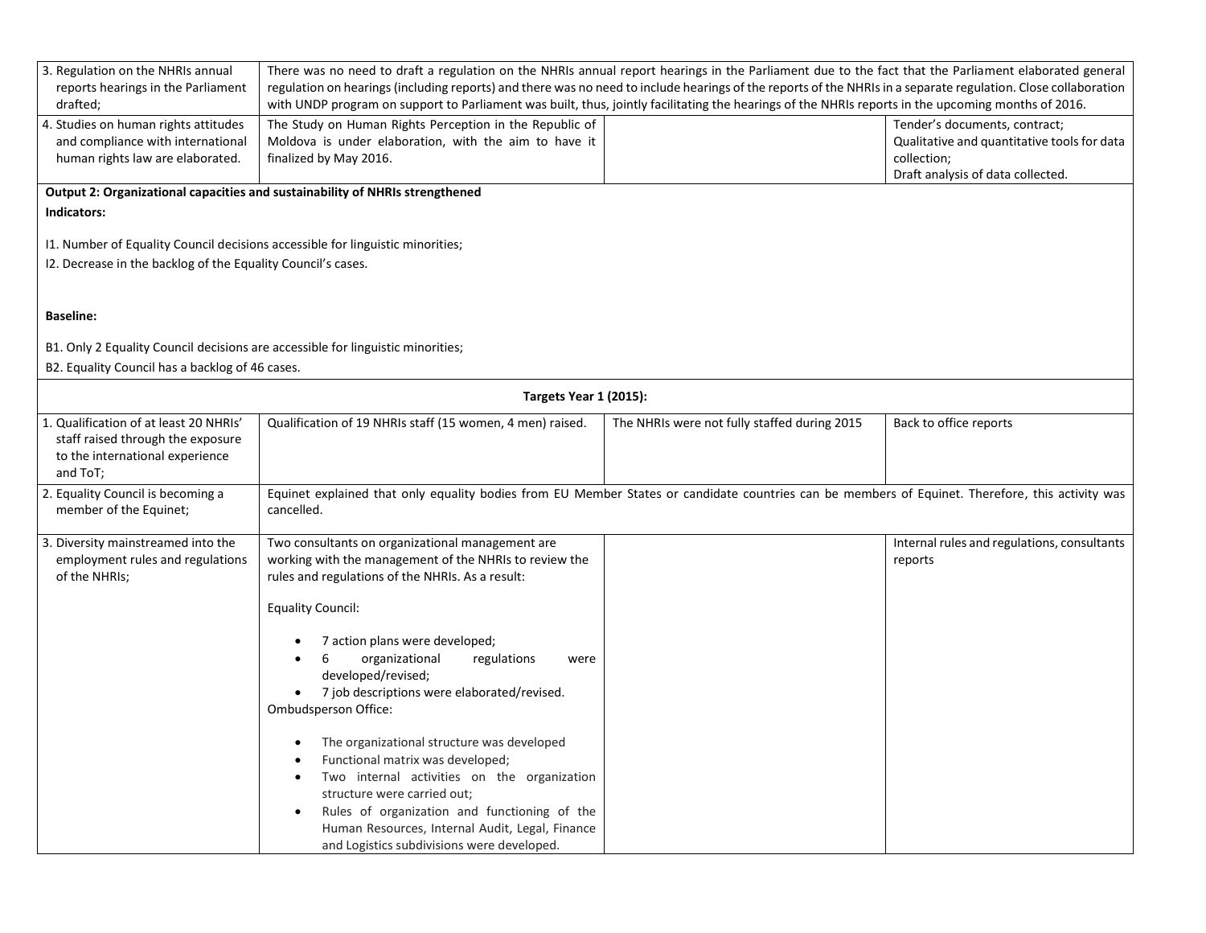| | | | |
|---|---|---|---|
| 3. Regulation on the NHRIs annual reports hearings in the Parliament drafted; | There was no need to draft a regulation on the NHRIs annual report hearings in the Parliament due to the fact that the Parliament elaborated general regulation on hearings (including reports) and there was no need to include hearings of the reports of the NHRIs in a separate regulation. Close collaboration with UNDP program on support to Parliament was built, thus, jointly facilitating the hearings of the NHRIs reports in the upcoming months of 2016. | | |
| 4. Studies on human rights attitudes and compliance with international human rights law are elaborated. | The Study on Human Rights Perception in the Republic of Moldova is under elaboration, with the aim to have it finalized by May 2016. | | Tender's documents, contract;<br>Qualitative and quantitative tools for data collection;<br>Draft analysis of data collected. |
| **Output 2: Organizational capacities and sustainability of NHRIs strengthened**<br>**Indicators:**<br><br>I1. Number of Equality Council decisions accessible for linguistic minorities;<br>I2. Decrease in the backlog of the Equality Council's cases.<br><br>**Baseline:**<br><br>B1. Only 2 Equality Council decisions are accessible for linguistic minorities;<br>B2. Equality Council has a backlog of 46 cases. | | | |
| **Targets Year 1 (2015):** | | | |
| 1. Qualification of at least 20 NHRIs' staff raised through the exposure to the international experience and ToT; | Qualification of 19 NHRIs staff (15 women, 4 men) raised. | The NHRIs were not fully staffed during 2015 | Back to office reports |
| 2. Equality Council is becoming a member of the Equinet; | Equinet explained that only equality bodies from EU Member States or candidate countries can be members of Equinet. Therefore, this activity was cancelled. | | |
| 3. Diversity mainstreamed into the employment rules and regulations of the NHRIs; | Two consultants on organizational management are working with the management of the NHRIs to review the rules and regulations of the NHRIs. As a result:<br><br>Equality Council:<br><br>• 7 action plans were developed;<br>• 6 organizational regulations were developed/revised;<br>• 7 job descriptions were elaborated/revised.<br><br>Ombudsperson Office:<br><br>• The organizational structure was developed<br>• Functional matrix was developed;<br>• Two internal activities on the organization structure were carried out;<br>• Rules of organization and functioning of the Human Resources, Internal Audit, Legal, Finance and Logistics subdivisions were developed. | | Internal rules and regulations, consultants reports |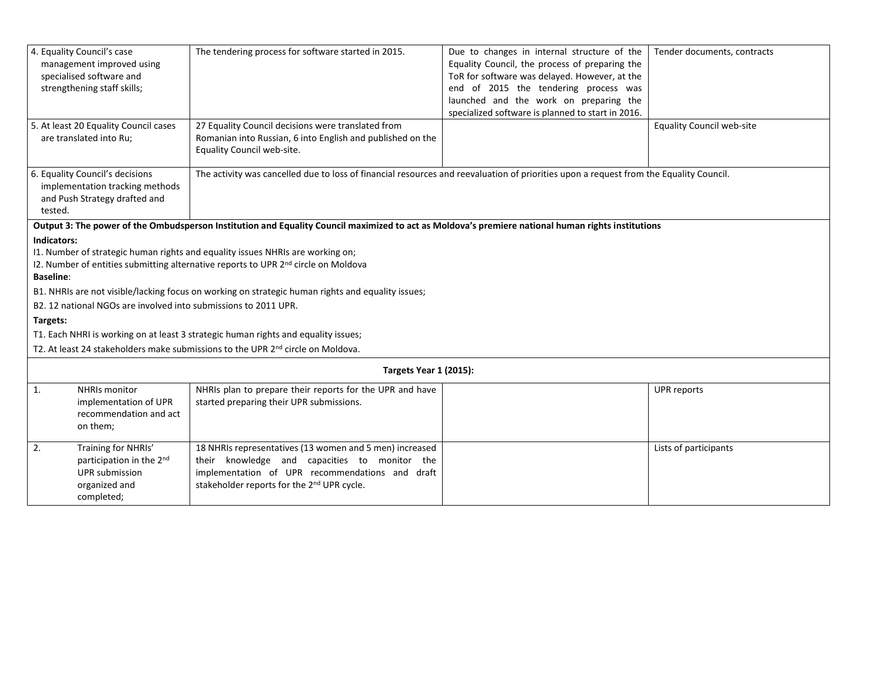| | | | |
|---|---|---|---|
| 4. Equality Council's case management improved using specialised software and strengthening staff skills; | The tendering process for software started in 2015. | Due to changes in internal structure of the Equality Council, the process of preparing the ToR for software was delayed. However, at the end of 2015 the tendering process was launched and the work on preparing the specialized software is planned to start in 2016. | Tender documents, contracts |
| 5. At least 20 Equality Council cases are translated into Ru; | 27 Equality Council decisions were translated from Romanian into Russian, 6 into English and published on the Equality Council web-site. | | Equality Council web-site |
| 6. Equality Council's decisions implementation tracking methods and Push Strategy drafted and tested. | The activity was cancelled due to loss of financial resources and reevaluation of priorities upon a request from the Equality Council. | | |
| **Output 3: The power of the Ombudsperson Institution and Equality Council maximized to act as Moldova's premiere national human rights institutions**<br>**Indicators:**<br>I1. Number of strategic human rights and equality issues NHRIs are working on;<br>I2. Number of entities submitting alternative reports to UPR 2[nd] circle on Moldova<br>**Baseline**:<br>B1. NHRIs are not visible/lacking focus on working on strategic human rights and equality issues;<br>B2. 12 national NGOs are involved into submissions to 2011 UPR.<br>**Targets:**<br>T1. Each NHRI is working on at least 3 strategic human rights and equality issues;<br>T2. At least 24 stakeholders make submissions to the UPR 2[nd] circle on Moldova. | | | |
| **Targets Year 1 (2015):** | | | |
| 1. NHRIs monitor implementation of UPR recommendation and act on them; | NHRIs plan to prepare their reports for the UPR and have started preparing their UPR submissions. | | UPR reports |
| 2. Training for NHRIs' participation in the 2[nd] UPR submission organized and completed; | 18 NHRIs representatives (13 women and 5 men) increased their knowledge and capacities to monitor the implementation of UPR recommendations and draft stakeholder reports for the 2[nd] UPR cycle. | | Lists of participants |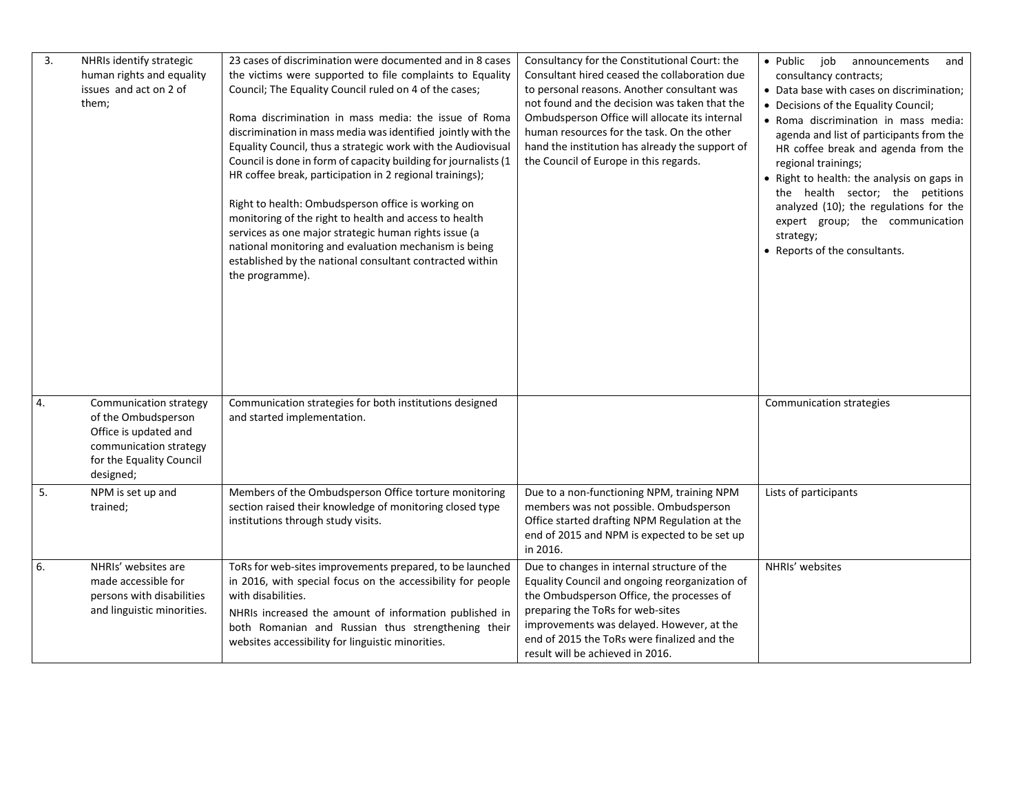| | | | | |
|---|---|---|---|---|
| 3. | NHRIs identify strategic human rights and equality issues and act on 2 of them; | 23 cases of discrimination were documented and in 8 cases the victims were supported to file complaints to Equality Council; The Equality Council ruled on 4 of the cases;<br><br>Roma discrimination in mass media: the issue of Roma discrimination in mass media was identified jointly with the Equality Council, thus a strategic work with the Audiovisual Council is done in form of capacity building for journalists (1 HR coffee break, participation in 2 regional trainings);<br><br>Right to health: Ombudsperson office is working on monitoring of the right to health and access to health services as one major strategic human rights issue (a national monitoring and evaluation mechanism is being established by the national consultant contracted within the programme). | Consultancy for the Constitutional Court: the Consultant hired ceased the collaboration due to personal reasons. Another consultant was not found and the decision was taken that the Ombudsperson Office will allocate its internal human resources for the task. On the other hand the institution has already the support of the Council of Europe in this regards. | • Public job announcements and consultancy contracts;<br>• Data base with cases on discrimination;<br>• Decisions of the Equality Council;<br>• Roma discrimination in mass media: agenda and list of participants from the HR coffee break and agenda from the regional trainings;<br>• Right to health: the analysis on gaps in the health sector; the petitions analyzed (10); the regulations for the expert group; the communication strategy;<br>• Reports of the consultants. |
| 4. | Communication strategy of the Ombudsperson Office is updated and communication strategy for the Equality Council designed; | Communication strategies for both institutions designed and started implementation. | | Communication strategies |
| 5. | NPM is set up and trained; | Members of the Ombudsperson Office torture monitoring section raised their knowledge of monitoring closed type institutions through study visits. | Due to a non-functioning NPM, training NPM members was not possible. Ombudsperson Office started drafting NPM Regulation at the end of 2015 and NPM is expected to be set up in 2016. | Lists of participants |
| 6. | NHRIs' websites are made accessible for persons with disabilities and linguistic minorities. | ToRs for web-sites improvements prepared, to be launched in 2016, with special focus on the accessibility for people with disabilities.<br>NHRIs increased the amount of information published in both Romanian and Russian thus strengthening their websites accessibility for linguistic minorities. | Due to changes in internal structure of the Equality Council and ongoing reorganization of the Ombudsperson Office, the processes of preparing the ToRs for web-sites improvements was delayed. However, at the end of 2015 the ToRs were finalized and the result will be achieved in 2016. | NHRIs' websites |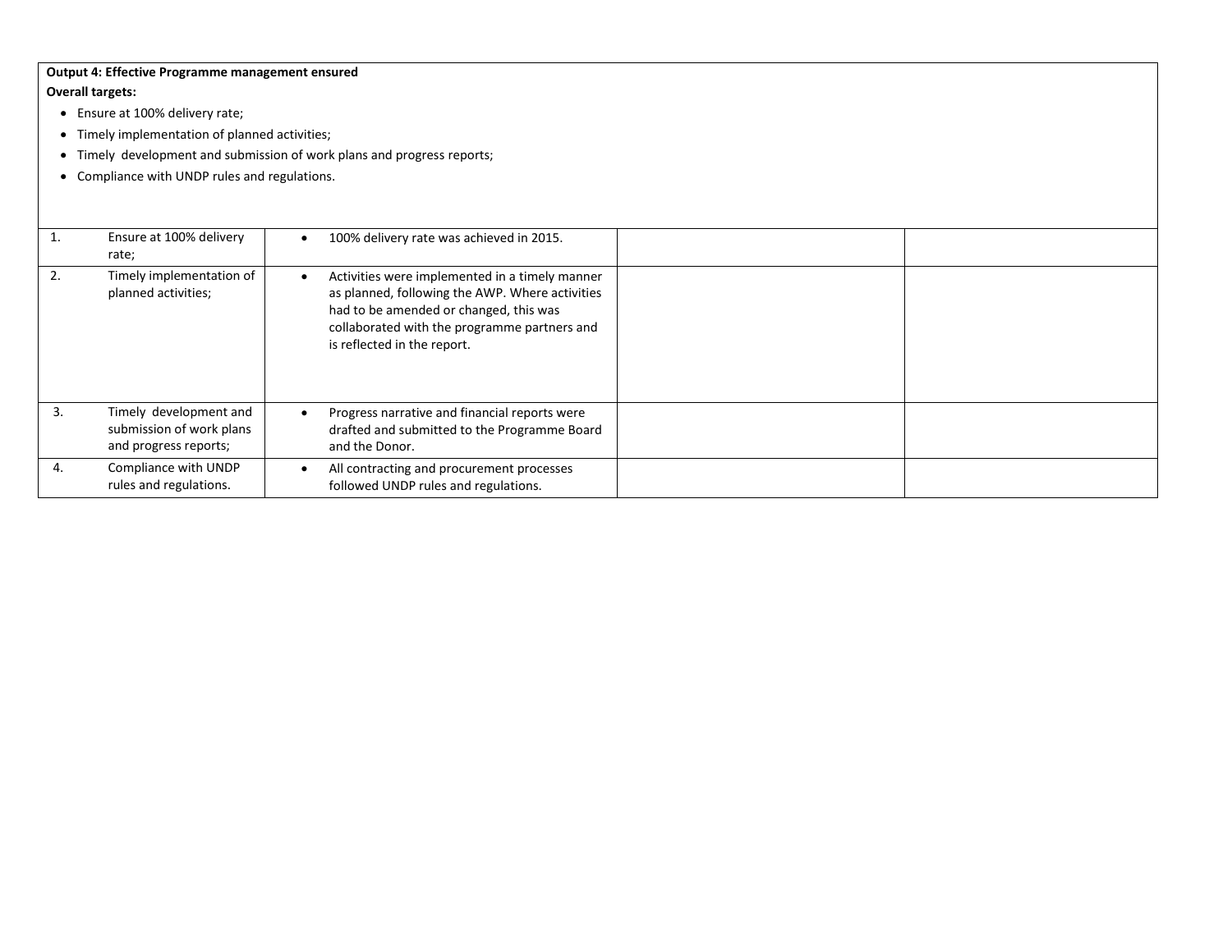**Output 4: Effective Programme management ensured**

**Overall targets:**

- Ensure at 100% delivery rate;
- Timely implementation of planned activities;
- Timely development and submission of work plans and progress reports;
- Compliance with UNDP rules and regulations.

| | | | | |
|---|---|---|---|---|
| 1. | Ensure at 100% delivery rate; | • 100% delivery rate was achieved in 2015. | | |
| 2. | Timely implementation of planned activities; | • Activities were implemented in a timely manner as planned, following the AWP. Where activities had to be amended or changed, this was collaborated with the programme partners and is reflected in the report. | | |
| 3. | Timely development and submission of work plans and progress reports; | • Progress narrative and financial reports were drafted and submitted to the Programme Board and the Donor. | | |
| 4. | Compliance with UNDP rules and regulations. | • All contracting and procurement processes followed UNDP rules and regulations. | | |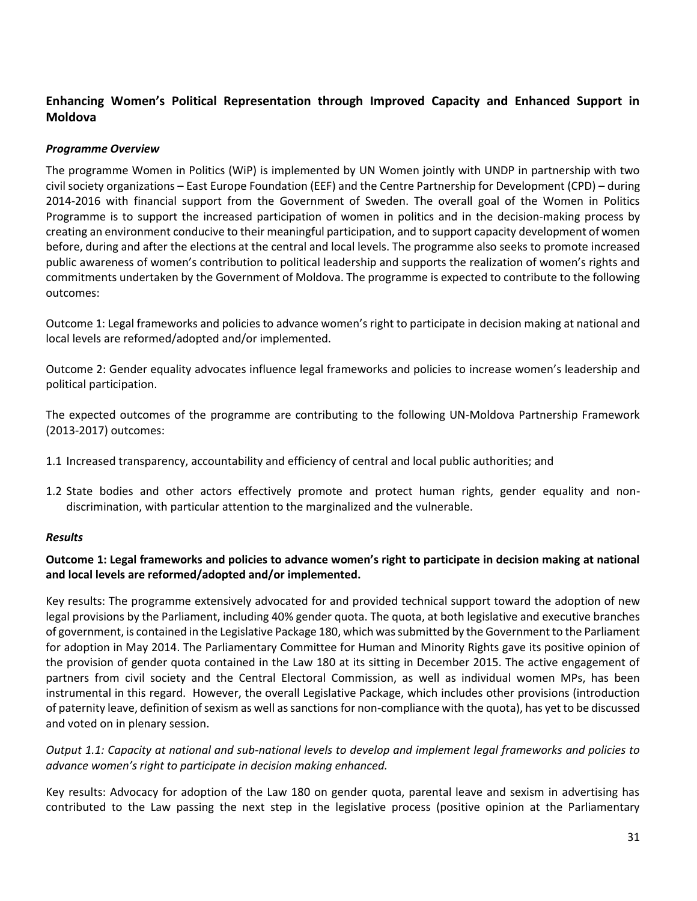## Enhancing Women's Political Representation through Improved Capacity and Enhanced Support in Moldova

***Programme Overview***

The programme Women in Politics (WiP) is implemented by UN Women jointly with UNDP in partnership with two civil society organizations – East Europe Foundation (EEF) and the Centre Partnership for Development (CPD) – during 2014-2016 with financial support from the Government of Sweden. The overall goal of the Women in Politics Programme is to support the increased participation of women in politics and in the decision-making process by creating an environment conducive to their meaningful participation, and to support capacity development of women before, during and after the elections at the central and local levels. The programme also seeks to promote increased public awareness of women's contribution to political leadership and supports the realization of women's rights and commitments undertaken by the Government of Moldova. The programme is expected to contribute to the following outcomes:

Outcome 1: Legal frameworks and policies to advance women's right to participate in decision making at national and local levels are reformed/adopted and/or implemented.

Outcome 2: Gender equality advocates influence legal frameworks and policies to increase women's leadership and political participation.

The expected outcomes of the programme are contributing to the following UN-Moldova Partnership Framework (2013-2017) outcomes:

1.1 Increased transparency, accountability and efficiency of central and local public authorities; and

1.2 State bodies and other actors effectively promote and protect human rights, gender equality and non-discrimination, with particular attention to the marginalized and the vulnerable.

***Results***

**Outcome 1: Legal frameworks and policies to advance women's right to participate in decision making at national and local levels are reformed/adopted and/or implemented.**

Key results: The programme extensively advocated for and provided technical support toward the adoption of new legal provisions by the Parliament, including 40% gender quota. The quota, at both legislative and executive branches of government, is contained in the Legislative Package 180, which was submitted by the Government to the Parliament for adoption in May 2014. The Parliamentary Committee for Human and Minority Rights gave its positive opinion of the provision of gender quota contained in the Law 180 at its sitting in December 2015. The active engagement of partners from civil society and the Central Electoral Commission, as well as individual women MPs, has been instrumental in this regard. However, the overall Legislative Package, which includes other provisions (introduction of paternity leave, definition of sexism as well as sanctions for non-compliance with the quota), has yet to be discussed and voted on in plenary session.

*Output 1.1: Capacity at national and sub-national levels to develop and implement legal frameworks and policies to advance women's right to participate in decision making enhanced.*

Key results: Advocacy for adoption of the Law 180 on gender quota, parental leave and sexism in advertising has contributed to the Law passing the next step in the legislative process (positive opinion at the Parliamentary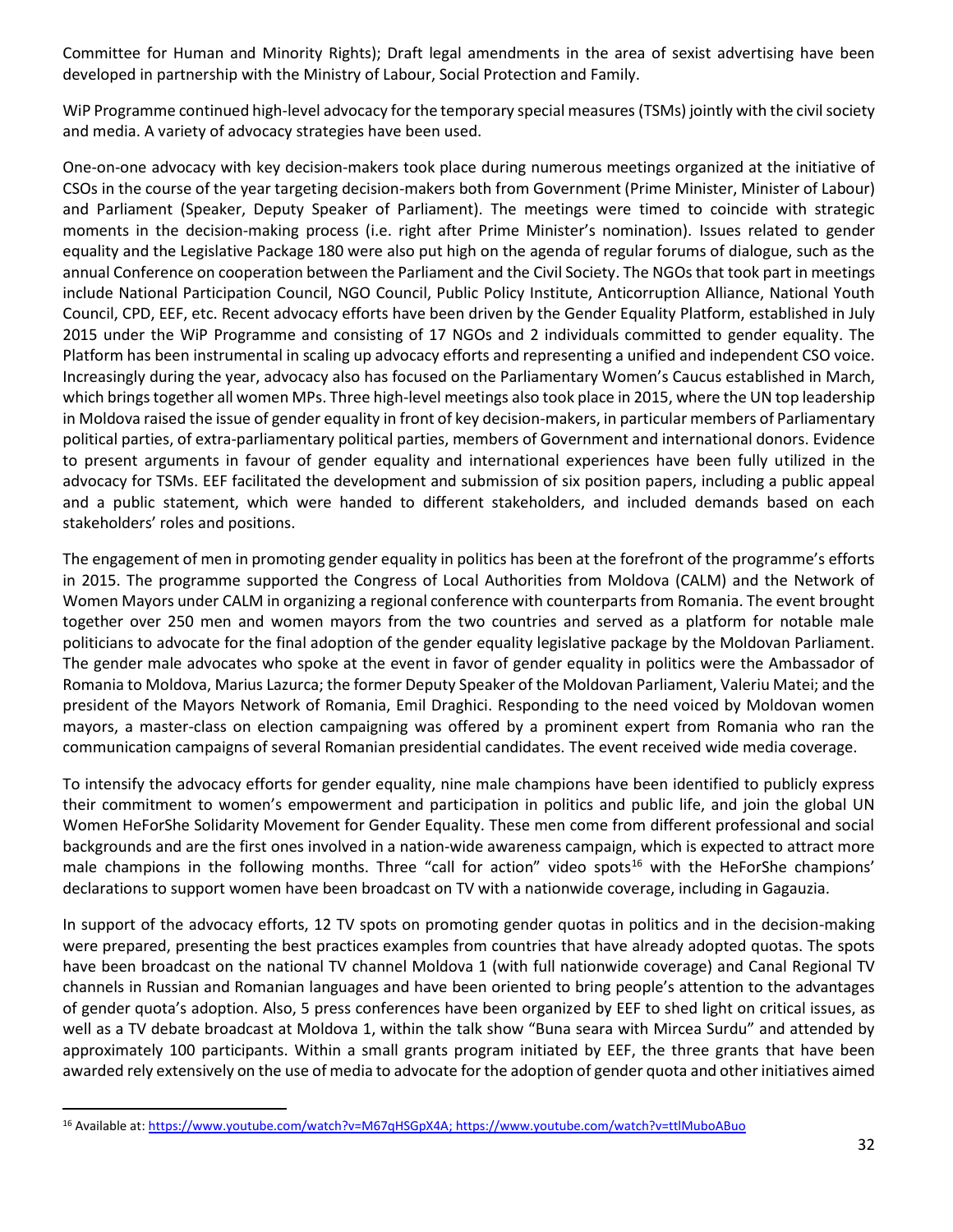Committee for Human and Minority Rights); Draft legal amendments in the area of sexist advertising have been developed in partnership with the Ministry of Labour, Social Protection and Family.

WiP Programme continued high-level advocacy for the temporary special measures (TSMs) jointly with the civil society and media. A variety of advocacy strategies have been used.

One-on-one advocacy with key decision-makers took place during numerous meetings organized at the initiative of CSOs in the course of the year targeting decision-makers both from Government (Prime Minister, Minister of Labour) and Parliament (Speaker, Deputy Speaker of Parliament). The meetings were timed to coincide with strategic moments in the decision-making process (i.e. right after Prime Minister's nomination). Issues related to gender equality and the Legislative Package 180 were also put high on the agenda of regular forums of dialogue, such as the annual Conference on cooperation between the Parliament and the Civil Society. The NGOs that took part in meetings include National Participation Council, NGO Council, Public Policy Institute, Anticorruption Alliance, National Youth Council, CPD, EEF, etc. Recent advocacy efforts have been driven by the Gender Equality Platform, established in July 2015 under the WiP Programme and consisting of 17 NGOs and 2 individuals committed to gender equality. The Platform has been instrumental in scaling up advocacy efforts and representing a unified and independent CSO voice. Increasingly during the year, advocacy also has focused on the Parliamentary Women's Caucus established in March, which brings together all women MPs. Three high-level meetings also took place in 2015, where the UN top leadership in Moldova raised the issue of gender equality in front of key decision-makers, in particular members of Parliamentary political parties, of extra-parliamentary political parties, members of Government and international donors. Evidence to present arguments in favour of gender equality and international experiences have been fully utilized in the advocacy for TSMs. EEF facilitated the development and submission of six position papers, including a public appeal and a public statement, which were handed to different stakeholders, and included demands based on each stakeholders' roles and positions.

The engagement of men in promoting gender equality in politics has been at the forefront of the programme's efforts in 2015. The programme supported the Congress of Local Authorities from Moldova (CALM) and the Network of Women Mayors under CALM in organizing a regional conference with counterparts from Romania. The event brought together over 250 men and women mayors from the two countries and served as a platform for notable male politicians to advocate for the final adoption of the gender equality legislative package by the Moldovan Parliament. The gender male advocates who spoke at the event in favor of gender equality in politics were the Ambassador of Romania to Moldova, Marius Lazurca; the former Deputy Speaker of the Moldovan Parliament, Valeriu Matei; and the president of the Mayors Network of Romania, Emil Draghici. Responding to the need voiced by Moldovan women mayors, a master-class on election campaigning was offered by a prominent expert from Romania who ran the communication campaigns of several Romanian presidential candidates. The event received wide media coverage.

To intensify the advocacy efforts for gender equality, nine male champions have been identified to publicly express their commitment to women's empowerment and participation in politics and public life, and join the global UN Women HeForShe Solidarity Movement for Gender Equality. These men come from different professional and social backgrounds and are the first ones involved in a nation-wide awareness campaign, which is expected to attract more male champions in the following months. Three "call for action" video spots[16] with the HeForShe champions' declarations to support women have been broadcast on TV with a nationwide coverage, including in Gagauzia.

In support of the advocacy efforts, 12 TV spots on promoting gender quotas in politics and in the decision-making were prepared, presenting the best practices examples from countries that have already adopted quotas. The spots have been broadcast on the national TV channel Moldova 1 (with full nationwide coverage) and Canal Regional TV channels in Russian and Romanian languages and have been oriented to bring people's attention to the advantages of gender quota's adoption. Also, 5 press conferences have been organized by EEF to shed light on critical issues, as well as a TV debate broadcast at Moldova 1, within the talk show "Buna seara with Mircea Surdu" and attended by approximately 100 participants. Within a small grants program initiated by EEF, the three grants that have been awarded rely extensively on the use of media to advocate for the adoption of gender quota and other initiatives aimed

---

[16] Available at: https://www.youtube.com/watch?v=M67qHSGpX4A; https://www.youtube.com/watch?v=ttlMuboABuo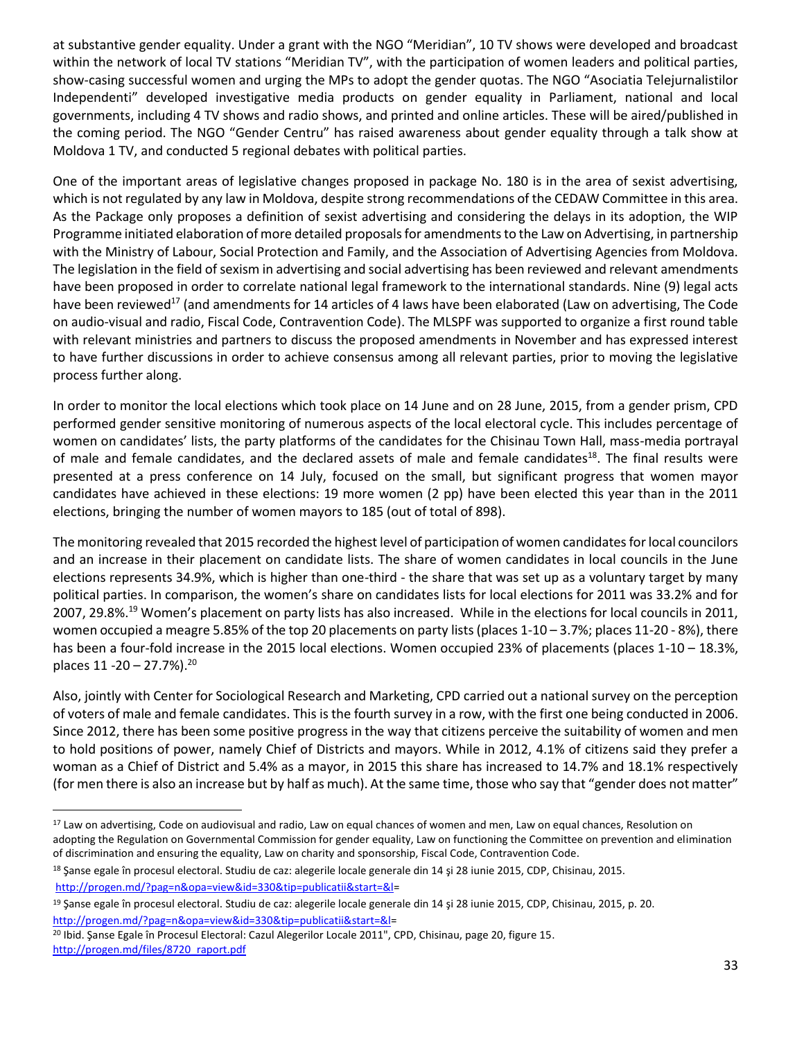at substantive gender equality. Under a grant with the NGO "Meridian", 10 TV shows were developed and broadcast within the network of local TV stations "Meridian TV", with the participation of women leaders and political parties, show-casing successful women and urging the MPs to adopt the gender quotas. The NGO "Asociatia Telejurnalistilor Independenti" developed investigative media products on gender equality in Parliament, national and local governments, including 4 TV shows and radio shows, and printed and online articles. These will be aired/published in the coming period. The NGO "Gender Centru" has raised awareness about gender equality through a talk show at Moldova 1 TV, and conducted 5 regional debates with political parties.

One of the important areas of legislative changes proposed in package No. 180 is in the area of sexist advertising, which is not regulated by any law in Moldova, despite strong recommendations of the CEDAW Committee in this area. As the Package only proposes a definition of sexist advertising and considering the delays in its adoption, the WIP Programme initiated elaboration of more detailed proposals for amendments to the Law on Advertising, in partnership with the Ministry of Labour, Social Protection and Family, and the Association of Advertising Agencies from Moldova. The legislation in the field of sexism in advertising and social advertising has been reviewed and relevant amendments have been proposed in order to correlate national legal framework to the international standards. Nine (9) legal acts have been reviewed[17] (and amendments for 14 articles of 4 laws have been elaborated (Law on advertising, The Code on audio-visual and radio, Fiscal Code, Contravention Code). The MLSPF was supported to organize a first round table with relevant ministries and partners to discuss the proposed amendments in November and has expressed interest to have further discussions in order to achieve consensus among all relevant parties, prior to moving the legislative process further along.

In order to monitor the local elections which took place on 14 June and on 28 June, 2015, from a gender prism, CPD performed gender sensitive monitoring of numerous aspects of the local electoral cycle. This includes percentage of women on candidates' lists, the party platforms of the candidates for the Chisinau Town Hall, mass-media portrayal of male and female candidates, and the declared assets of male and female candidates[18]. The final results were presented at a press conference on 14 July, focused on the small, but significant progress that women mayor candidates have achieved in these elections: 19 more women (2 pp) have been elected this year than in the 2011 elections, bringing the number of women mayors to 185 (out of total of 898).

The monitoring revealed that 2015 recorded the highest level of participation of women candidates for local councilors and an increase in their placement on candidate lists. The share of women candidates in local councils in the June elections represents 34.9%, which is higher than one-third - the share that was set up as a voluntary target by many political parties. In comparison, the women's share on candidates lists for local elections for 2011 was 33.2% and for 2007, 29.8%.[19] Women's placement on party lists has also increased. While in the elections for local councils in 2011, women occupied a meagre 5.85% of the top 20 placements on party lists (places 1-10 – 3.7%; places 11-20 - 8%), there has been a four-fold increase in the 2015 local elections. Women occupied 23% of placements (places 1-10 – 18.3%, places 11 -20 – 27.7%).[20]

Also, jointly with Center for Sociological Research and Marketing, CPD carried out a national survey on the perception of voters of male and female candidates. This is the fourth survey in a row, with the first one being conducted in 2006. Since 2012, there has been some positive progress in the way that citizens perceive the suitability of women and men to hold positions of power, namely Chief of Districts and mayors. While in 2012, 4.1% of citizens said they prefer a woman as a Chief of District and 5.4% as a mayor, in 2015 this share has increased to 14.7% and 18.1% respectively (for men there is also an increase but by half as much). At the same time, those who say that "gender does not matter"

---

[17] Law on advertising, Code on audiovisual and radio, Law on equal chances of women and men, Law on equal chances, Resolution on adopting the Regulation on Governmental Commission for gender equality, Law on functioning the Committee on prevention and elimination of discrimination and ensuring the equality, Law on charity and sponsorship, Fiscal Code, Contravention Code.

[18] Şanse egale în procesul electoral. Studiu de caz: alegerile locale generale din 14 şi 28 iunie 2015, CDP, Chisinau, 2015. http://progen.md/?pag=n&opa=view&id=330&tip=publicatii&start=&l=

[19] Şanse egale în procesul electoral. Studiu de caz: alegerile locale generale din 14 şi 28 iunie 2015, CDP, Chisinau, 2015, p. 20. http://progen.md/?pag=n&opa=view&id=330&tip=publicatii&start=&l=

[20] Ibid. Şanse Egale în Procesul Electoral: Cazul Alegerilor Locale 2011", CPD, Chisinau, page 20, figure 15. http://progen.md/files/8720_raport.pdf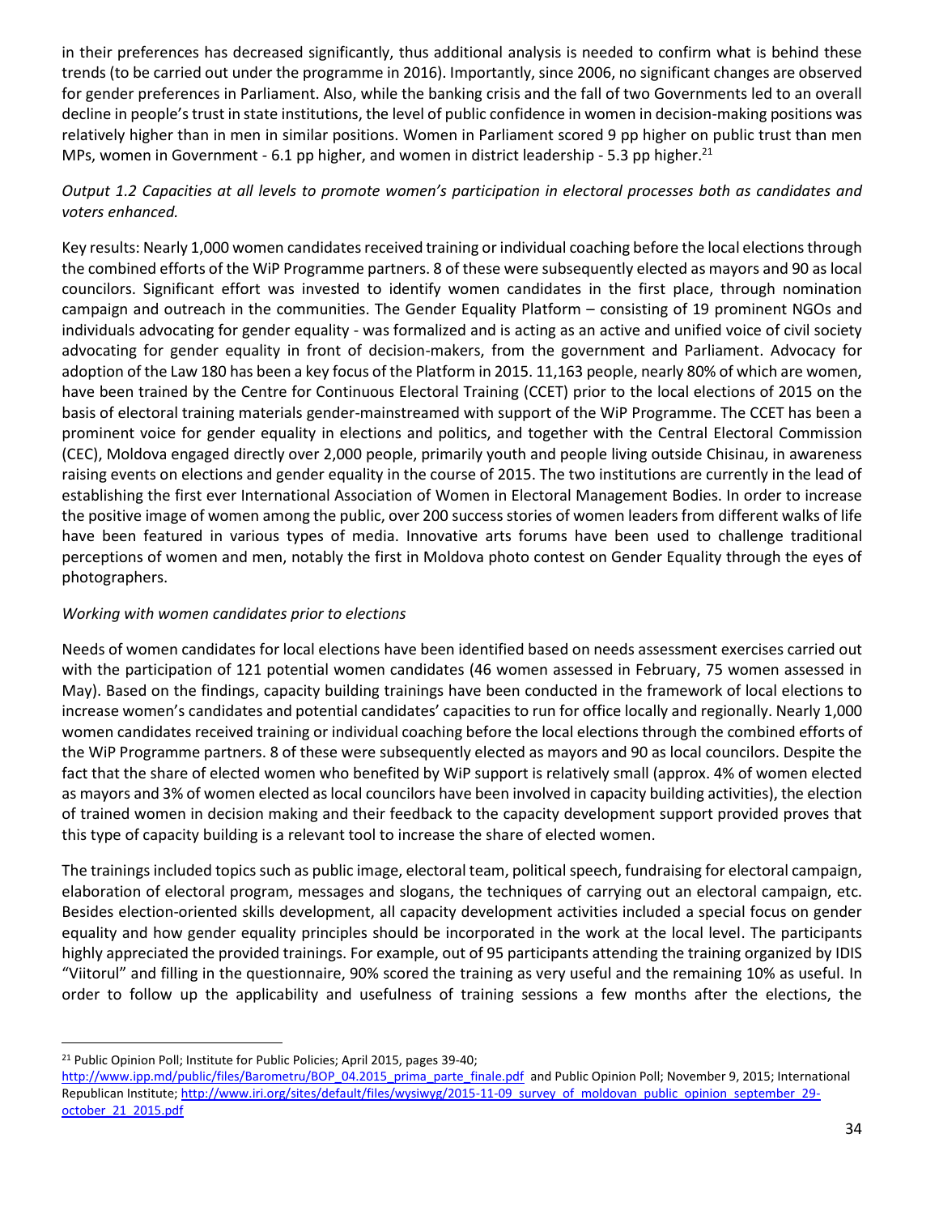in their preferences has decreased significantly, thus additional analysis is needed to confirm what is behind these trends (to be carried out under the programme in 2016). Importantly, since 2006, no significant changes are observed for gender preferences in Parliament. Also, while the banking crisis and the fall of two Governments led to an overall decline in people's trust in state institutions, the level of public confidence in women in decision-making positions was relatively higher than in men in similar positions. Women in Parliament scored 9 pp higher on public trust than men MPs, women in Government - 6.1 pp higher, and women in district leadership - 5.3 pp higher.[21]

*Output 1.2 Capacities at all levels to promote women's participation in electoral processes both as candidates and voters enhanced.*

Key results: Nearly 1,000 women candidates received training or individual coaching before the local elections through the combined efforts of the WiP Programme partners. 8 of these were subsequently elected as mayors and 90 as local councilors. Significant effort was invested to identify women candidates in the first place, through nomination campaign and outreach in the communities. The Gender Equality Platform – consisting of 19 prominent NGOs and individuals advocating for gender equality - was formalized and is acting as an active and unified voice of civil society advocating for gender equality in front of decision-makers, from the government and Parliament. Advocacy for adoption of the Law 180 has been a key focus of the Platform in 2015. 11,163 people, nearly 80% of which are women, have been trained by the Centre for Continuous Electoral Training (CCET) prior to the local elections of 2015 on the basis of electoral training materials gender-mainstreamed with support of the WiP Programme. The CCET has been a prominent voice for gender equality in elections and politics, and together with the Central Electoral Commission (CEC), Moldova engaged directly over 2,000 people, primarily youth and people living outside Chisinau, in awareness raising events on elections and gender equality in the course of 2015. The two institutions are currently in the lead of establishing the first ever International Association of Women in Electoral Management Bodies. In order to increase the positive image of women among the public, over 200 success stories of women leaders from different walks of life have been featured in various types of media. Innovative arts forums have been used to challenge traditional perceptions of women and men, notably the first in Moldova photo contest on Gender Equality through the eyes of photographers.

*Working with women candidates prior to elections*

Needs of women candidates for local elections have been identified based on needs assessment exercises carried out with the participation of 121 potential women candidates (46 women assessed in February, 75 women assessed in May). Based on the findings, capacity building trainings have been conducted in the framework of local elections to increase women's candidates and potential candidates' capacities to run for office locally and regionally. Nearly 1,000 women candidates received training or individual coaching before the local elections through the combined efforts of the WiP Programme partners. 8 of these were subsequently elected as mayors and 90 as local councilors. Despite the fact that the share of elected women who benefited by WiP support is relatively small (approx. 4% of women elected as mayors and 3% of women elected as local councilors have been involved in capacity building activities), the election of trained women in decision making and their feedback to the capacity development support provided proves that this type of capacity building is a relevant tool to increase the share of elected women.

The trainings included topics such as public image, electoral team, political speech, fundraising for electoral campaign, elaboration of electoral program, messages and slogans, the techniques of carrying out an electoral campaign, etc. Besides election-oriented skills development, all capacity development activities included a special focus on gender equality and how gender equality principles should be incorporated in the work at the local level. The participants highly appreciated the provided trainings. For example, out of 95 participants attending the training organized by IDIS "Viitorul" and filling in the questionnaire, 90% scored the training as very useful and the remaining 10% as useful. In order to follow up the applicability and usefulness of training sessions a few months after the elections, the

[21] Public Opinion Poll; Institute for Public Policies; April 2015, pages 39-40; http://www.ipp.md/public/files/Barometru/BOP_04.2015_prima_parte_finale.pdf and Public Opinion Poll; November 9, 2015; International Republican Institute; http://www.iri.org/sites/default/files/wysiwyg/2015-11-09_survey_of_moldovan_public_opinion_september_29-october_21_2015.pdf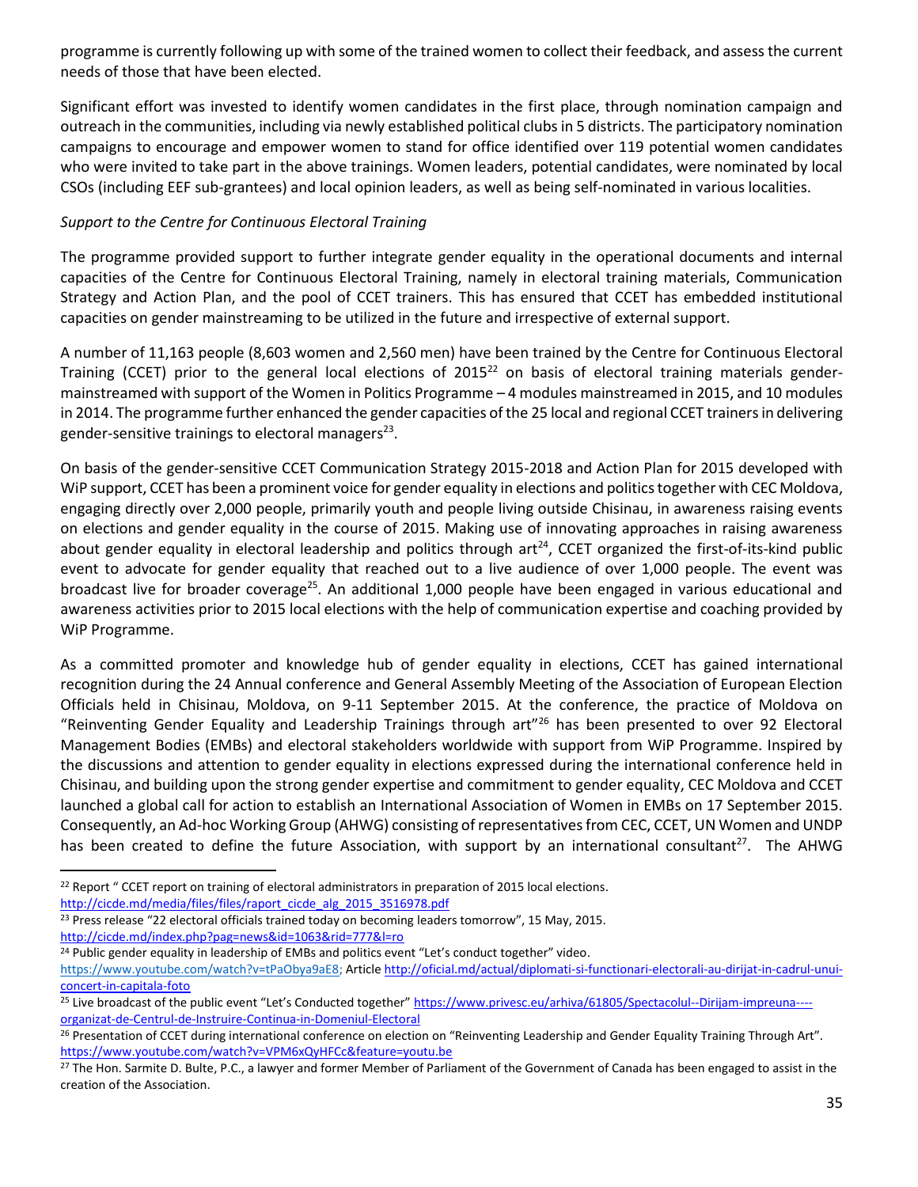programme is currently following up with some of the trained women to collect their feedback, and assess the current needs of those that have been elected.

Significant effort was invested to identify women candidates in the first place, through nomination campaign and outreach in the communities, including via newly established political clubs in 5 districts. The participatory nomination campaigns to encourage and empower women to stand for office identified over 119 potential women candidates who were invited to take part in the above trainings. Women leaders, potential candidates, were nominated by local CSOs (including EEF sub-grantees) and local opinion leaders, as well as being self-nominated in various localities.

*Support to the Centre for Continuous Electoral Training*

The programme provided support to further integrate gender equality in the operational documents and internal capacities of the Centre for Continuous Electoral Training, namely in electoral training materials, Communication Strategy and Action Plan, and the pool of CCET trainers. This has ensured that CCET has embedded institutional capacities on gender mainstreaming to be utilized in the future and irrespective of external support.

A number of 11,163 people (8,603 women and 2,560 men) have been trained by the Centre for Continuous Electoral Training (CCET) prior to the general local elections of 2015[22] on basis of electoral training materials gender-mainstreamed with support of the Women in Politics Programme – 4 modules mainstreamed in 2015, and 10 modules in 2014. The programme further enhanced the gender capacities of the 25 local and regional CCET trainers in delivering gender-sensitive trainings to electoral managers[23].

On basis of the gender-sensitive CCET Communication Strategy 2015-2018 and Action Plan for 2015 developed with WiP support, CCET has been a prominent voice for gender equality in elections and politics together with CEC Moldova, engaging directly over 2,000 people, primarily youth and people living outside Chisinau, in awareness raising events on elections and gender equality in the course of 2015. Making use of innovating approaches in raising awareness about gender equality in electoral leadership and politics through art[24], CCET organized the first-of-its-kind public event to advocate for gender equality that reached out to a live audience of over 1,000 people. The event was broadcast live for broader coverage[25]. An additional 1,000 people have been engaged in various educational and awareness activities prior to 2015 local elections with the help of communication expertise and coaching provided by WiP Programme.

As a committed promoter and knowledge hub of gender equality in elections, CCET has gained international recognition during the 24 Annual conference and General Assembly Meeting of the Association of European Election Officials held in Chisinau, Moldova, on 9-11 September 2015. At the conference, the practice of Moldova on "Reinventing Gender Equality and Leadership Trainings through art"[26] has been presented to over 92 Electoral Management Bodies (EMBs) and electoral stakeholders worldwide with support from WiP Programme. Inspired by the discussions and attention to gender equality in elections expressed during the international conference held in Chisinau, and building upon the strong gender expertise and commitment to gender equality, CEC Moldova and CCET launched a global call for action to establish an International Association of Women in EMBs on 17 September 2015. Consequently, an Ad-hoc Working Group (AHWG) consisting of representatives from CEC, CCET, UN Women and UNDP has been created to define the future Association, with support by an international consultant[27]. The AHWG

---

[22] Report " CCET report on training of electoral administrators in preparation of 2015 local elections. http://cicde.md/media/files/files/raport_cicde_alg_2015_3516978.pdf

[23] Press release "22 electoral officials trained today on becoming leaders tomorrow", 15 May, 2015. http://cicde.md/index.php?pag=news&id=1063&rid=777&l=ro

[24] Public gender equality in leadership of EMBs and politics event "Let's conduct together" video. https://www.youtube.com/watch?v=tPaObya9aE8; Article http://oficial.md/actual/diplomati-si-functionari-electorali-au-dirijat-in-cadrul-unui-concert-in-capitala-foto

[25] Live broadcast of the public event "Let's Conducted together" https://www.privesc.eu/arhiva/61805/Spectacolul--Dirijam-impreuna----organizat-de-Centrul-de-Instruire-Continua-in-Domeniul-Electoral

[26] Presentation of CCET during international conference on election on "Reinventing Leadership and Gender Equality Training Through Art". https://www.youtube.com/watch?v=VPM6xQyHFCc&feature=youtu.be

[27] The Hon. Sarmite D. Bulte, P.C., a lawyer and former Member of Parliament of the Government of Canada has been engaged to assist in the creation of the Association.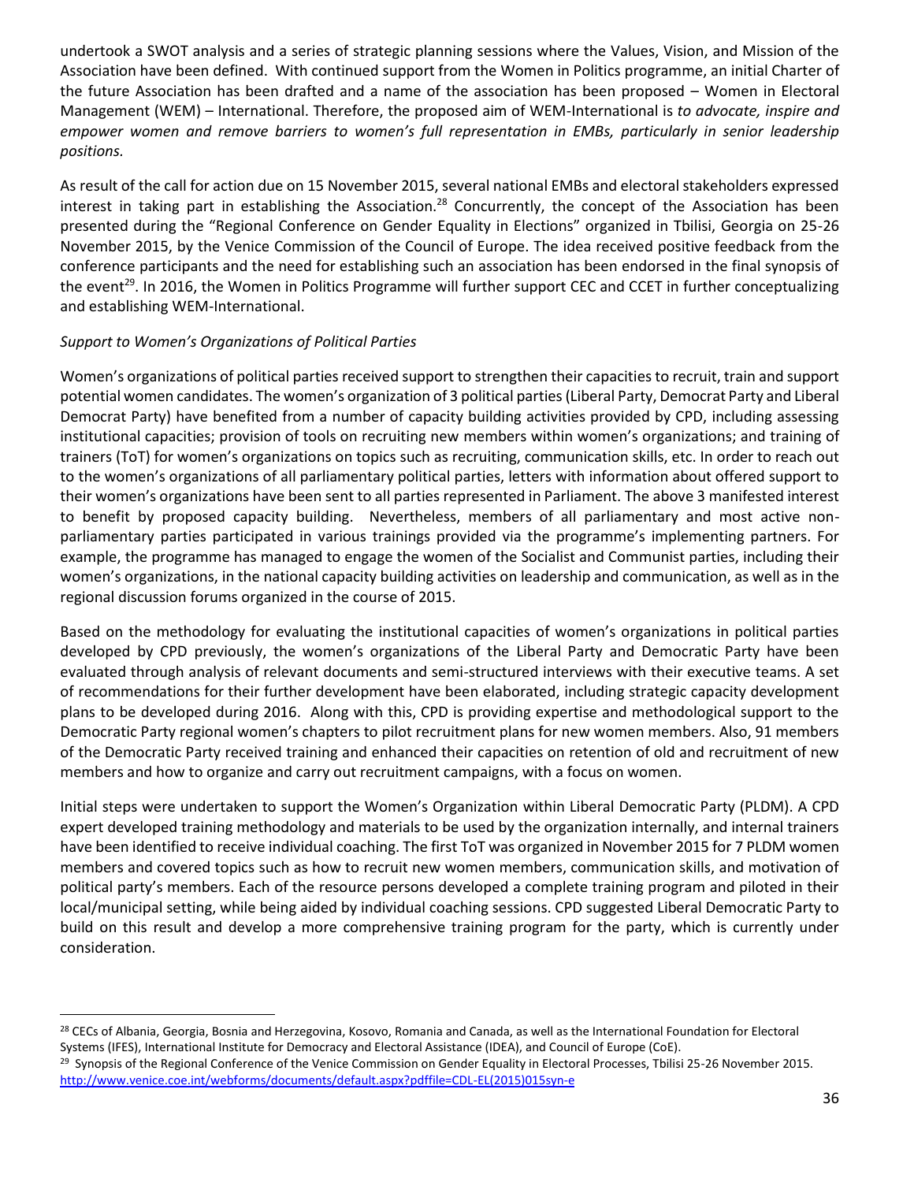undertook a SWOT analysis and a series of strategic planning sessions where the Values, Vision, and Mission of the Association have been defined. With continued support from the Women in Politics programme, an initial Charter of the future Association has been drafted and a name of the association has been proposed – Women in Electoral Management (WEM) – International. Therefore, the proposed aim of WEM-International is *to advocate, inspire and empower women and remove barriers to women's full representation in EMBs, particularly in senior leadership positions.*

As result of the call for action due on 15 November 2015, several national EMBs and electoral stakeholders expressed interest in taking part in establishing the Association.[28] Concurrently, the concept of the Association has been presented during the "Regional Conference on Gender Equality in Elections" organized in Tbilisi, Georgia on 25-26 November 2015, by the Venice Commission of the Council of Europe. The idea received positive feedback from the conference participants and the need for establishing such an association has been endorsed in the final synopsis of the event[29]. In 2016, the Women in Politics Programme will further support CEC and CCET in further conceptualizing and establishing WEM-International.

*Support to Women's Organizations of Political Parties*

Women's organizations of political parties received support to strengthen their capacities to recruit, train and support potential women candidates. The women's organization of 3 political parties (Liberal Party, Democrat Party and Liberal Democrat Party) have benefited from a number of capacity building activities provided by CPD, including assessing institutional capacities; provision of tools on recruiting new members within women's organizations; and training of trainers (ToT) for women's organizations on topics such as recruiting, communication skills, etc. In order to reach out to the women's organizations of all parliamentary political parties, letters with information about offered support to their women's organizations have been sent to all parties represented in Parliament. The above 3 manifested interest to benefit by proposed capacity building. Nevertheless, members of all parliamentary and most active non-parliamentary parties participated in various trainings provided via the programme's implementing partners. For example, the programme has managed to engage the women of the Socialist and Communist parties, including their women's organizations, in the national capacity building activities on leadership and communication, as well as in the regional discussion forums organized in the course of 2015.

Based on the methodology for evaluating the institutional capacities of women's organizations in political parties developed by CPD previously, the women's organizations of the Liberal Party and Democratic Party have been evaluated through analysis of relevant documents and semi-structured interviews with their executive teams. A set of recommendations for their further development have been elaborated, including strategic capacity development plans to be developed during 2016. Along with this, CPD is providing expertise and methodological support to the Democratic Party regional women's chapters to pilot recruitment plans for new women members. Also, 91 members of the Democratic Party received training and enhanced their capacities on retention of old and recruitment of new members and how to organize and carry out recruitment campaigns, with a focus on women.

Initial steps were undertaken to support the Women's Organization within Liberal Democratic Party (PLDM). A CPD expert developed training methodology and materials to be used by the organization internally, and internal trainers have been identified to receive individual coaching. The first ToT was organized in November 2015 for 7 PLDM women members and covered topics such as how to recruit new women members, communication skills, and motivation of political party's members. Each of the resource persons developed a complete training program and piloted in their local/municipal setting, while being aided by individual coaching sessions. CPD suggested Liberal Democratic Party to build on this result and develop a more comprehensive training program for the party, which is currently under consideration.

---

[28] CECs of Albania, Georgia, Bosnia and Herzegovina, Kosovo, Romania and Canada, as well as the International Foundation for Electoral Systems (IFES), International Institute for Democracy and Electoral Assistance (IDEA), and Council of Europe (CoE).

[29] Synopsis of the Regional Conference of the Venice Commission on Gender Equality in Electoral Processes, Tbilisi 25-26 November 2015. http://www.venice.coe.int/webforms/documents/default.aspx?pdffile=CDL-EL(2015)015syn-e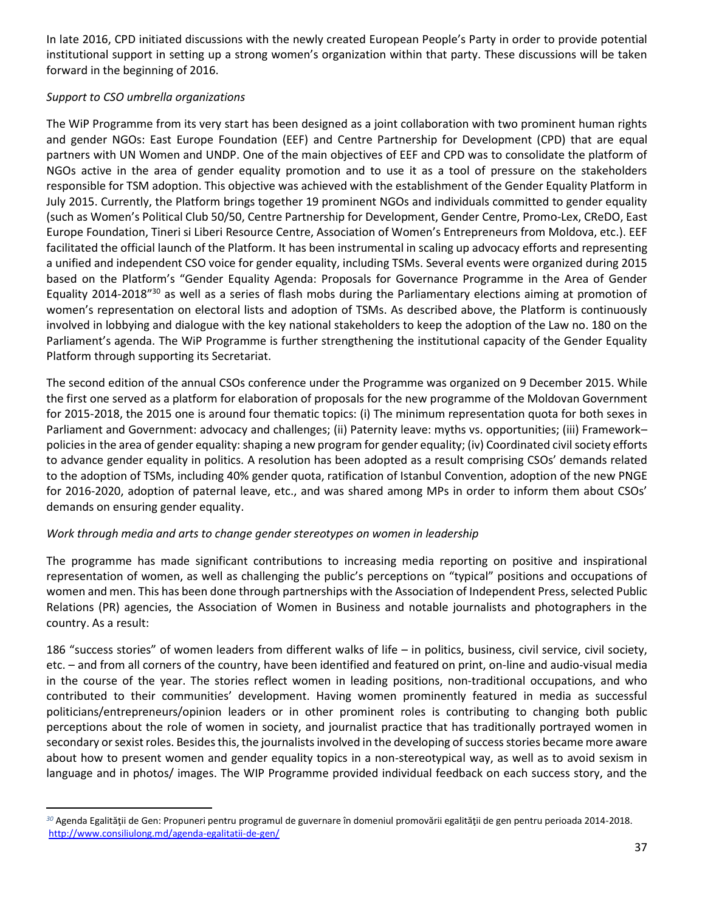In late 2016, CPD initiated discussions with the newly created European People's Party in order to provide potential institutional support in setting up a strong women's organization within that party. These discussions will be taken forward in the beginning of 2016.

*Support to CSO umbrella organizations*

The WiP Programme from its very start has been designed as a joint collaboration with two prominent human rights and gender NGOs: East Europe Foundation (EEF) and Centre Partnership for Development (CPD) that are equal partners with UN Women and UNDP. One of the main objectives of EEF and CPD was to consolidate the platform of NGOs active in the area of gender equality promotion and to use it as a tool of pressure on the stakeholders responsible for TSM adoption. This objective was achieved with the establishment of the Gender Equality Platform in July 2015. Currently, the Platform brings together 19 prominent NGOs and individuals committed to gender equality (such as Women's Political Club 50/50, Centre Partnership for Development, Gender Centre, Promo-Lex, CReDO, East Europe Foundation, Tineri si Liberi Resource Centre, Association of Women's Entrepreneurs from Moldova, etc.). EEF facilitated the official launch of the Platform. It has been instrumental in scaling up advocacy efforts and representing a unified and independent CSO voice for gender equality, including TSMs. Several events were organized during 2015 based on the Platform's "Gender Equality Agenda: Proposals for Governance Programme in the Area of Gender Equality 2014-2018"[30] as well as a series of flash mobs during the Parliamentary elections aiming at promotion of women's representation on electoral lists and adoption of TSMs. As described above, the Platform is continuously involved in lobbying and dialogue with the key national stakeholders to keep the adoption of the Law no. 180 on the Parliament's agenda. The WiP Programme is further strengthening the institutional capacity of the Gender Equality Platform through supporting its Secretariat.

The second edition of the annual CSOs conference under the Programme was organized on 9 December 2015. While the first one served as a platform for elaboration of proposals for the new programme of the Moldovan Government for 2015-2018, the 2015 one is around four thematic topics: (i) The minimum representation quota for both sexes in Parliament and Government: advocacy and challenges; (ii) Paternity leave: myths vs. opportunities; (iii) Framework–policies in the area of gender equality: shaping a new program for gender equality; (iv) Coordinated civil society efforts to advance gender equality in politics. A resolution has been adopted as a result comprising CSOs' demands related to the adoption of TSMs, including 40% gender quota, ratification of Istanbul Convention, adoption of the new PNGE for 2016-2020, adoption of paternal leave, etc., and was shared among MPs in order to inform them about CSOs' demands on ensuring gender equality.

*Work through media and arts to change gender stereotypes on women in leadership*

The programme has made significant contributions to increasing media reporting on positive and inspirational representation of women, as well as challenging the public's perceptions on "typical" positions and occupations of women and men. This has been done through partnerships with the Association of Independent Press, selected Public Relations (PR) agencies, the Association of Women in Business and notable journalists and photographers in the country. As a result:

186 "success stories" of women leaders from different walks of life – in politics, business, civil service, civil society, etc. – and from all corners of the country, have been identified and featured on print, on-line and audio-visual media in the course of the year. The stories reflect women in leading positions, non-traditional occupations, and who contributed to their communities' development. Having women prominently featured in media as successful politicians/entrepreneurs/opinion leaders or in other prominent roles is contributing to changing both public perceptions about the role of women in society, and journalist practice that has traditionally portrayed women in secondary or sexist roles. Besides this, the journalists involved in the developing of success stories became more aware about how to present women and gender equality topics in a non-stereotypical way, as well as to avoid sexism in language and in photos/ images. The WIP Programme provided individual feedback on each success story, and the

---

[30] Agenda Egalităţii de Gen: Propuneri pentru programul de guvernare în domeniul promovării egalităţii de gen pentru perioada 2014-2018. http://www.consiliulong.md/agenda-egalitatii-de-gen/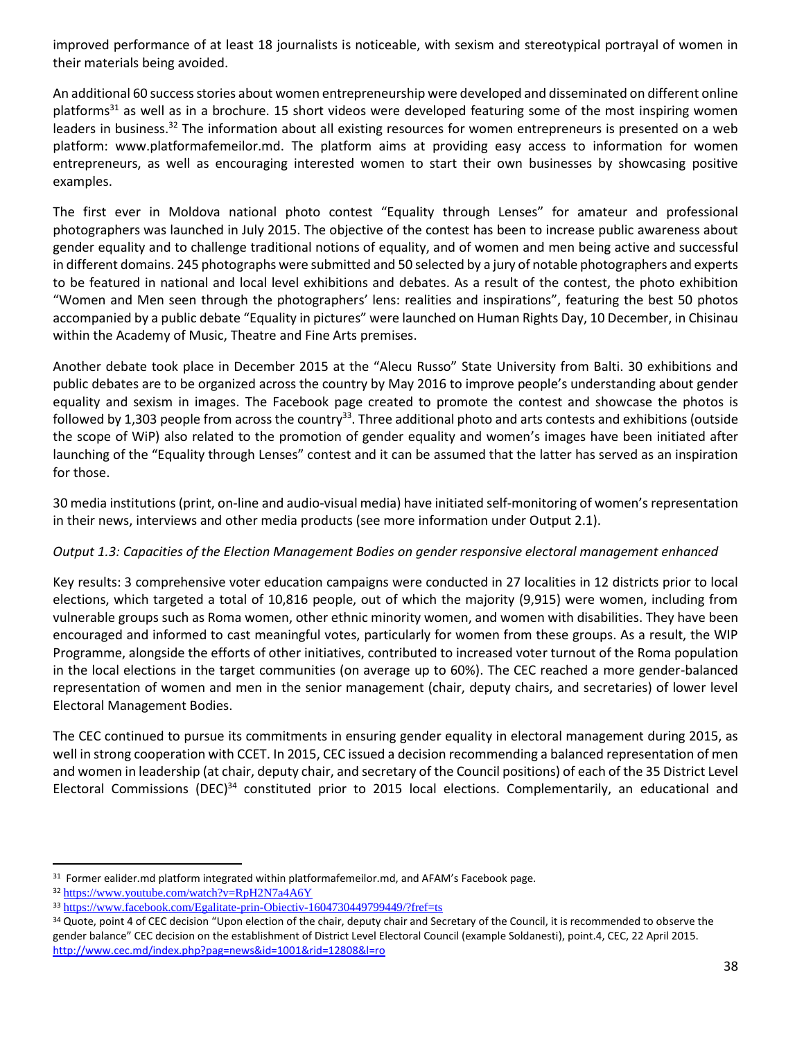improved performance of at least 18 journalists is noticeable, with sexism and stereotypical portrayal of women in their materials being avoided.

An additional 60 success stories about women entrepreneurship were developed and disseminated on different online platforms[31] as well as in a brochure. 15 short videos were developed featuring some of the most inspiring women leaders in business.[32] The information about all existing resources for women entrepreneurs is presented on a web platform: www.platformafemeilor.md. The platform aims at providing easy access to information for women entrepreneurs, as well as encouraging interested women to start their own businesses by showcasing positive examples.

The first ever in Moldova national photo contest "Equality through Lenses" for amateur and professional photographers was launched in July 2015. The objective of the contest has been to increase public awareness about gender equality and to challenge traditional notions of equality, and of women and men being active and successful in different domains. 245 photographs were submitted and 50 selected by a jury of notable photographers and experts to be featured in national and local level exhibitions and debates. As a result of the contest, the photo exhibition "Women and Men seen through the photographers' lens: realities and inspirations", featuring the best 50 photos accompanied by a public debate "Equality in pictures" were launched on Human Rights Day, 10 December, in Chisinau within the Academy of Music, Theatre and Fine Arts premises.

Another debate took place in December 2015 at the "Alecu Russo" State University from Balti. 30 exhibitions and public debates are to be organized across the country by May 2016 to improve people's understanding about gender equality and sexism in images. The Facebook page created to promote the contest and showcase the photos is followed by 1,303 people from across the country[33]. Three additional photo and arts contests and exhibitions (outside the scope of WiP) also related to the promotion of gender equality and women's images have been initiated after launching of the "Equality through Lenses" contest and it can be assumed that the latter has served as an inspiration for those.

30 media institutions (print, on-line and audio-visual media) have initiated self-monitoring of women's representation in their news, interviews and other media products (see more information under Output 2.1).

*Output 1.3: Capacities of the Election Management Bodies on gender responsive electoral management enhanced*

Key results: 3 comprehensive voter education campaigns were conducted in 27 localities in 12 districts prior to local elections, which targeted a total of 10,816 people, out of which the majority (9,915) were women, including from vulnerable groups such as Roma women, other ethnic minority women, and women with disabilities. They have been encouraged and informed to cast meaningful votes, particularly for women from these groups. As a result, the WIP Programme, alongside the efforts of other initiatives, contributed to increased voter turnout of the Roma population in the local elections in the target communities (on average up to 60%). The CEC reached a more gender-balanced representation of women and men in the senior management (chair, deputy chairs, and secretaries) of lower level Electoral Management Bodies.

The CEC continued to pursue its commitments in ensuring gender equality in electoral management during 2015, as well in strong cooperation with CCET. In 2015, CEC issued a decision recommending a balanced representation of men and women in leadership (at chair, deputy chair, and secretary of the Council positions) of each of the 35 District Level Electoral Commissions (DEC)[34] constituted prior to 2015 local elections. Complementarily, an educational and

---

[31] Former ealider.md platform integrated within platformafemeilor.md, and AFAM's Facebook page.

[32] https://www.youtube.com/watch?v=RpH2N7a4A6Y

[33] https://www.facebook.com/Egalitate-prin-Obiectiv-1604730449799449/?fref=ts

[34] Quote, point 4 of CEC decision "Upon election of the chair, deputy chair and Secretary of the Council, it is recommended to observe the gender balance" CEC decision on the establishment of District Level Electoral Council (example Soldanesti), point.4, CEC, 22 April 2015. http://www.cec.md/index.php?pag=news&id=1001&rid=12808&l=ro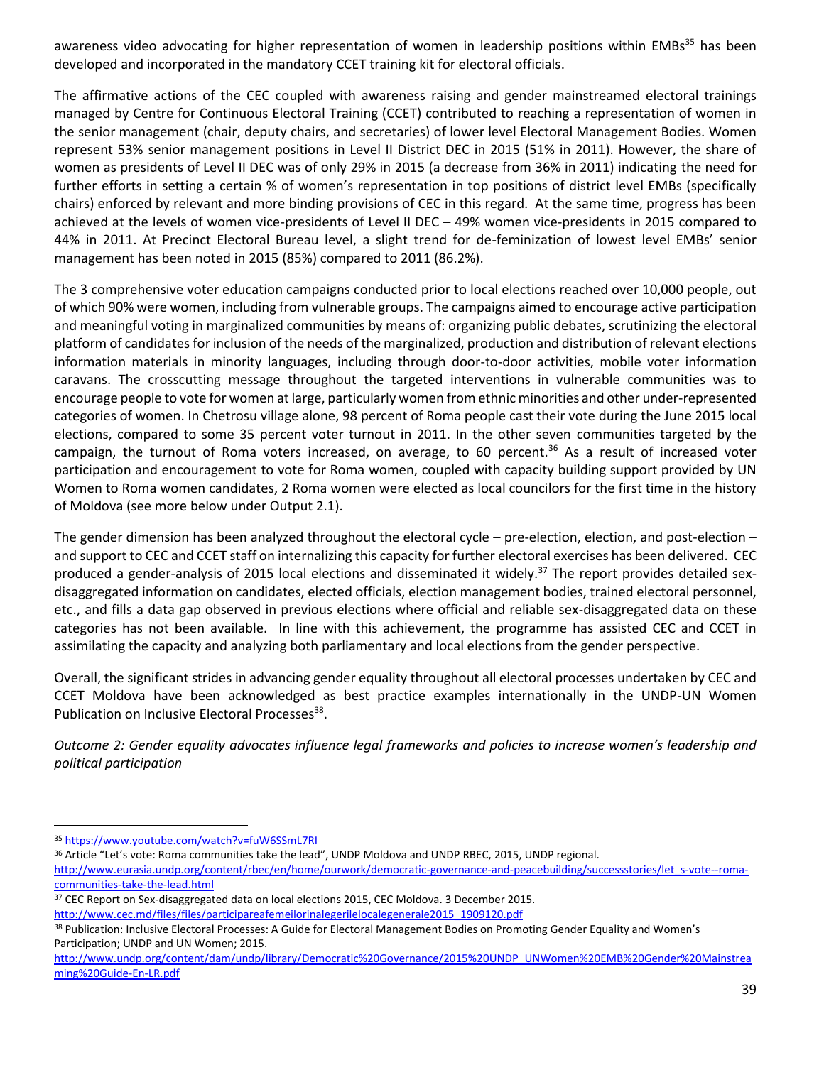awareness video advocating for higher representation of women in leadership positions within EMBs[35] has been developed and incorporated in the mandatory CCET training kit for electoral officials.

The affirmative actions of the CEC coupled with awareness raising and gender mainstreamed electoral trainings managed by Centre for Continuous Electoral Training (CCET) contributed to reaching a representation of women in the senior management (chair, deputy chairs, and secretaries) of lower level Electoral Management Bodies. Women represent 53% senior management positions in Level II District DEC in 2015 (51% in 2011). However, the share of women as presidents of Level II DEC was of only 29% in 2015 (a decrease from 36% in 2011) indicating the need for further efforts in setting a certain % of women's representation in top positions of district level EMBs (specifically chairs) enforced by relevant and more binding provisions of CEC in this regard. At the same time, progress has been achieved at the levels of women vice-presidents of Level II DEC – 49% women vice-presidents in 2015 compared to 44% in 2011. At Precinct Electoral Bureau level, a slight trend for de-feminization of lowest level EMBs' senior management has been noted in 2015 (85%) compared to 2011 (86.2%).

The 3 comprehensive voter education campaigns conducted prior to local elections reached over 10,000 people, out of which 90% were women, including from vulnerable groups. The campaigns aimed to encourage active participation and meaningful voting in marginalized communities by means of: organizing public debates, scrutinizing the electoral platform of candidates for inclusion of the needs of the marginalized, production and distribution of relevant elections information materials in minority languages, including through door-to-door activities, mobile voter information caravans. The crosscutting message throughout the targeted interventions in vulnerable communities was to encourage people to vote for women at large, particularly women from ethnic minorities and other under-represented categories of women. In Chetrosu village alone, 98 percent of Roma people cast their vote during the June 2015 local elections, compared to some 35 percent voter turnout in 2011. In the other seven communities targeted by the campaign, the turnout of Roma voters increased, on average, to 60 percent.[36] As a result of increased voter participation and encouragement to vote for Roma women, coupled with capacity building support provided by UN Women to Roma women candidates, 2 Roma women were elected as local councilors for the first time in the history of Moldova (see more below under Output 2.1).

The gender dimension has been analyzed throughout the electoral cycle – pre-election, election, and post-election – and support to CEC and CCET staff on internalizing this capacity for further electoral exercises has been delivered. CEC produced a gender-analysis of 2015 local elections and disseminated it widely.[37] The report provides detailed sex-disaggregated information on candidates, elected officials, election management bodies, trained electoral personnel, etc., and fills a data gap observed in previous elections where official and reliable sex-disaggregated data on these categories has not been available. In line with this achievement, the programme has assisted CEC and CCET in assimilating the capacity and analyzing both parliamentary and local elections from the gender perspective.

Overall, the significant strides in advancing gender equality throughout all electoral processes undertaken by CEC and CCET Moldova have been acknowledged as best practice examples internationally in the UNDP-UN Women Publication on Inclusive Electoral Processes[38].

*Outcome 2: Gender equality advocates influence legal frameworks and policies to increase women's leadership and political participation*

---

[35] https://www.youtube.com/watch?v=fuW6SSmL7RI

[36] Article "Let's vote: Roma communities take the lead", UNDP Moldova and UNDP RBEC, 2015, UNDP regional. http://www.eurasia.undp.org/content/rbec/en/home/ourwork/democratic-governance-and-peacebuilding/successstories/let_s-vote--roma-communities-take-the-lead.html

[37] CEC Report on Sex-disaggregated data on local elections 2015, CEC Moldova. 3 December 2015. http://www.cec.md/files/files/participareafemeilorinalegerilelocalegenerale2015_1909120.pdf

[38] Publication: Inclusive Electoral Processes: A Guide for Electoral Management Bodies on Promoting Gender Equality and Women's Participation; UNDP and UN Women; 2015. http://www.undp.org/content/dam/undp/library/Democratic%20Governance/2015%20UNDP_UNWomen%20EMB%20Gender%20Mainstreaming%20Guide-En-LR.pdf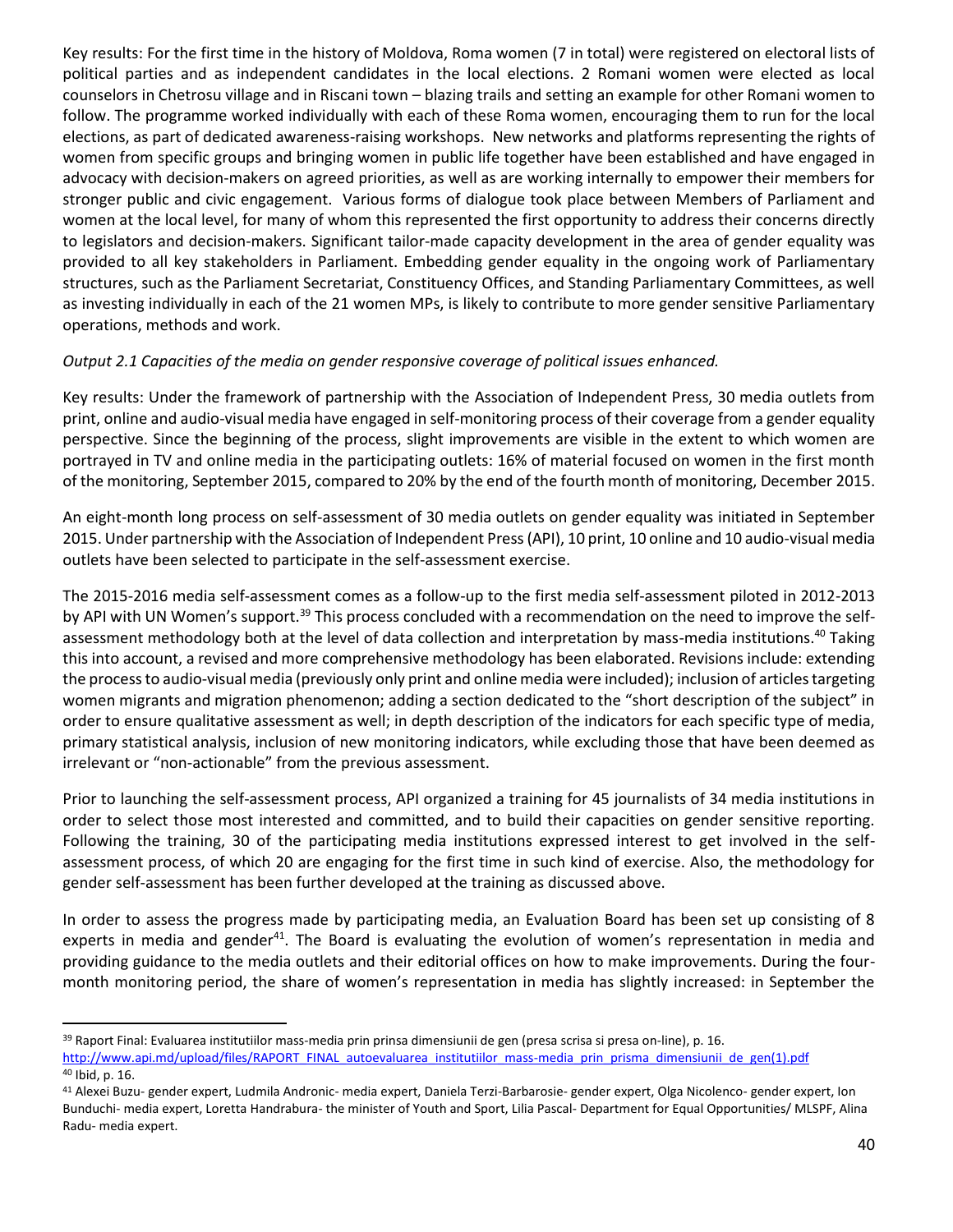Key results: For the first time in the history of Moldova, Roma women (7 in total) were registered on electoral lists of political parties and as independent candidates in the local elections. 2 Romani women were elected as local counselors in Chetrosu village and in Riscani town – blazing trails and setting an example for other Romani women to follow. The programme worked individually with each of these Roma women, encouraging them to run for the local elections, as part of dedicated awareness-raising workshops. New networks and platforms representing the rights of women from specific groups and bringing women in public life together have been established and have engaged in advocacy with decision-makers on agreed priorities, as well as are working internally to empower their members for stronger public and civic engagement. Various forms of dialogue took place between Members of Parliament and women at the local level, for many of whom this represented the first opportunity to address their concerns directly to legislators and decision-makers. Significant tailor-made capacity development in the area of gender equality was provided to all key stakeholders in Parliament. Embedding gender equality in the ongoing work of Parliamentary structures, such as the Parliament Secretariat, Constituency Offices, and Standing Parliamentary Committees, as well as investing individually in each of the 21 women MPs, is likely to contribute to more gender sensitive Parliamentary operations, methods and work.

*Output 2.1 Capacities of the media on gender responsive coverage of political issues enhanced.*

Key results: Under the framework of partnership with the Association of Independent Press, 30 media outlets from print, online and audio-visual media have engaged in self-monitoring process of their coverage from a gender equality perspective. Since the beginning of the process, slight improvements are visible in the extent to which women are portrayed in TV and online media in the participating outlets: 16% of material focused on women in the first month of the monitoring, September 2015, compared to 20% by the end of the fourth month of monitoring, December 2015.

An eight-month long process on self-assessment of 30 media outlets on gender equality was initiated in September 2015. Under partnership with the Association of Independent Press (API), 10 print, 10 online and 10 audio-visual media outlets have been selected to participate in the self-assessment exercise.

The 2015-2016 media self-assessment comes as a follow-up to the first media self-assessment piloted in 2012-2013 by API with UN Women's support.[39] This process concluded with a recommendation on the need to improve the self-assessment methodology both at the level of data collection and interpretation by mass-media institutions.[40] Taking this into account, a revised and more comprehensive methodology has been elaborated. Revisions include: extending the process to audio-visual media (previously only print and online media were included); inclusion of articles targeting women migrants and migration phenomenon; adding a section dedicated to the "short description of the subject" in order to ensure qualitative assessment as well; in depth description of the indicators for each specific type of media, primary statistical analysis, inclusion of new monitoring indicators, while excluding those that have been deemed as irrelevant or "non-actionable" from the previous assessment.

Prior to launching the self-assessment process, API organized a training for 45 journalists of 34 media institutions in order to select those most interested and committed, and to build their capacities on gender sensitive reporting. Following the training, 30 of the participating media institutions expressed interest to get involved in the self-assessment process, of which 20 are engaging for the first time in such kind of exercise. Also, the methodology for gender self-assessment has been further developed at the training as discussed above.

In order to assess the progress made by participating media, an Evaluation Board has been set up consisting of 8 experts in media and gender[41]. The Board is evaluating the evolution of women's representation in media and providing guidance to the media outlets and their editorial offices on how to make improvements. During the four-month monitoring period, the share of women's representation in media has slightly increased: in September the

---

[39] Raport Final: Evaluarea institutiilor mass-media prin prinsa dimensiunii de gen (presa scrisa si presa on-line), p. 16. http://www.api.md/upload/files/RAPORT_FINAL_autoevaluarea_institutiilor_mass-media_prin_prisma_dimensiunii_de_gen(1).pdf

[40] Ibid, p. 16.

[41] Alexei Buzu- gender expert, Ludmila Andronic- media expert, Daniela Terzi-Barbarosie- gender expert, Olga Nicolenco- gender expert, Ion Bunduchi- media expert, Loretta Handrabura- the minister of Youth and Sport, Lilia Pascal- Department for Equal Opportunities/ MLSPF, Alina Radu- media expert.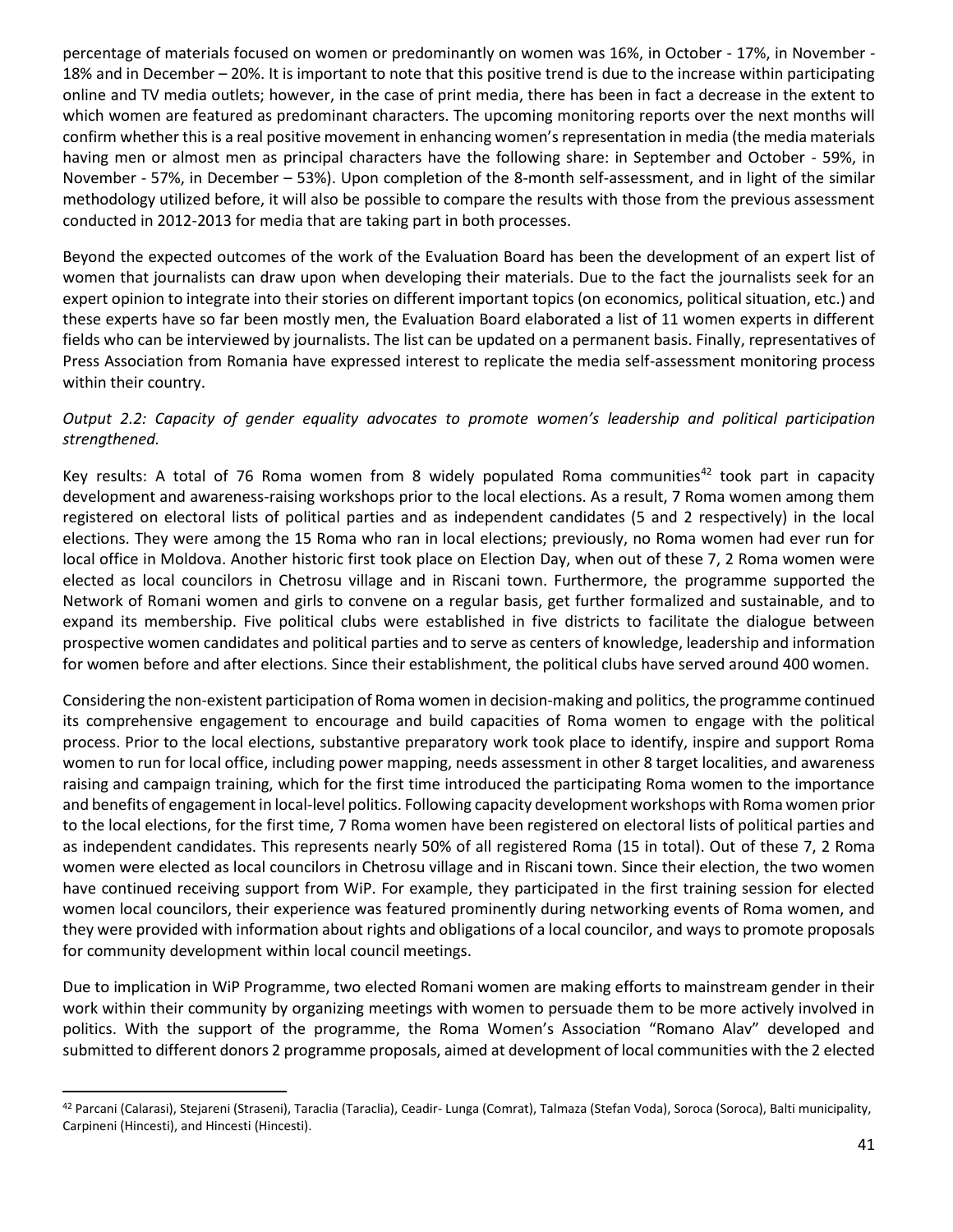percentage of materials focused on women or predominantly on women was 16%, in October - 17%, in November - 18% and in December – 20%. It is important to note that this positive trend is due to the increase within participating online and TV media outlets; however, in the case of print media, there has been in fact a decrease in the extent to which women are featured as predominant characters. The upcoming monitoring reports over the next months will confirm whether this is a real positive movement in enhancing women's representation in media (the media materials having men or almost men as principal characters have the following share: in September and October - 59%, in November - 57%, in December – 53%). Upon completion of the 8-month self-assessment, and in light of the similar methodology utilized before, it will also be possible to compare the results with those from the previous assessment conducted in 2012-2013 for media that are taking part in both processes.

Beyond the expected outcomes of the work of the Evaluation Board has been the development of an expert list of women that journalists can draw upon when developing their materials. Due to the fact the journalists seek for an expert opinion to integrate into their stories on different important topics (on economics, political situation, etc.) and these experts have so far been mostly men, the Evaluation Board elaborated a list of 11 women experts in different fields who can be interviewed by journalists. The list can be updated on a permanent basis. Finally, representatives of Press Association from Romania have expressed interest to replicate the media self-assessment monitoring process within their country.

*Output 2.2: Capacity of gender equality advocates to promote women's leadership and political participation strengthened.*

Key results: A total of 76 Roma women from 8 widely populated Roma communities[42] took part in capacity development and awareness-raising workshops prior to the local elections. As a result, 7 Roma women among them registered on electoral lists of political parties and as independent candidates (5 and 2 respectively) in the local elections. They were among the 15 Roma who ran in local elections; previously, no Roma women had ever run for local office in Moldova. Another historic first took place on Election Day, when out of these 7, 2 Roma women were elected as local councilors in Chetrosu village and in Riscani town. Furthermore, the programme supported the Network of Romani women and girls to convene on a regular basis, get further formalized and sustainable, and to expand its membership. Five political clubs were established in five districts to facilitate the dialogue between prospective women candidates and political parties and to serve as centers of knowledge, leadership and information for women before and after elections. Since their establishment, the political clubs have served around 400 women.

Considering the non-existent participation of Roma women in decision-making and politics, the programme continued its comprehensive engagement to encourage and build capacities of Roma women to engage with the political process. Prior to the local elections, substantive preparatory work took place to identify, inspire and support Roma women to run for local office, including power mapping, needs assessment in other 8 target localities, and awareness raising and campaign training, which for the first time introduced the participating Roma women to the importance and benefits of engagement in local-level politics. Following capacity development workshops with Roma women prior to the local elections, for the first time, 7 Roma women have been registered on electoral lists of political parties and as independent candidates. This represents nearly 50% of all registered Roma (15 in total). Out of these 7, 2 Roma women were elected as local councilors in Chetrosu village and in Riscani town. Since their election, the two women have continued receiving support from WiP. For example, they participated in the first training session for elected women local councilors, their experience was featured prominently during networking events of Roma women, and they were provided with information about rights and obligations of a local councilor, and ways to promote proposals for community development within local council meetings.

Due to implication in WiP Programme, two elected Romani women are making efforts to mainstream gender in their work within their community by organizing meetings with women to persuade them to be more actively involved in politics. With the support of the programme, the Roma Women's Association "Romano Alav" developed and submitted to different donors 2 programme proposals, aimed at development of local communities with the 2 elected

[42] Parcani (Calarasi), Stejareni (Straseni), Taraclia (Taraclia), Ceadir- Lunga (Comrat), Talmaza (Stefan Voda), Soroca (Soroca), Balti municipality, Carpineni (Hincesti), and Hincesti (Hincesti).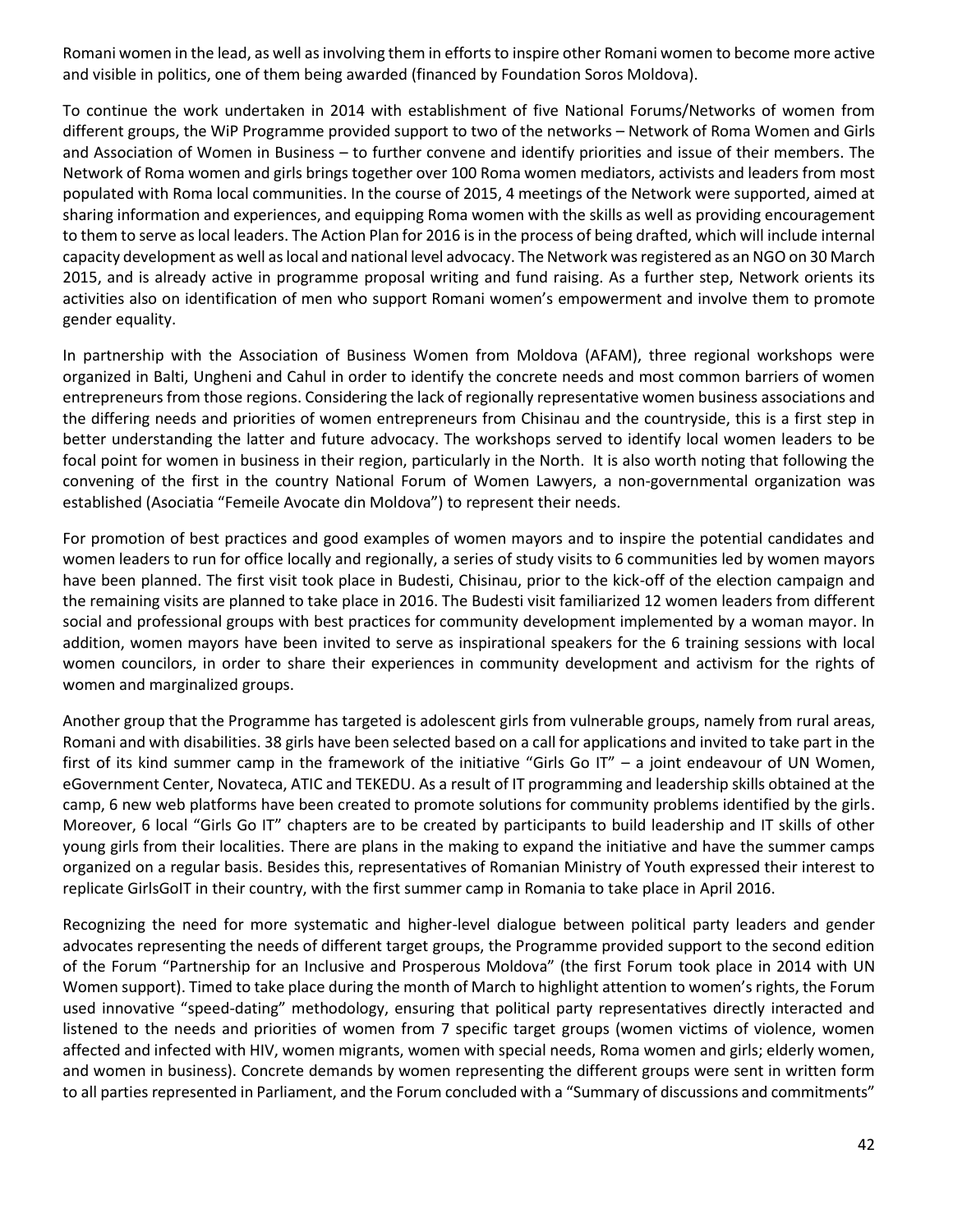Romani women in the lead, as well as involving them in efforts to inspire other Romani women to become more active and visible in politics, one of them being awarded (financed by Foundation Soros Moldova).

To continue the work undertaken in 2014 with establishment of five National Forums/Networks of women from different groups, the WiP Programme provided support to two of the networks – Network of Roma Women and Girls and Association of Women in Business – to further convene and identify priorities and issue of their members. The Network of Roma women and girls brings together over 100 Roma women mediators, activists and leaders from most populated with Roma local communities. In the course of 2015, 4 meetings of the Network were supported, aimed at sharing information and experiences, and equipping Roma women with the skills as well as providing encouragement to them to serve as local leaders. The Action Plan for 2016 is in the process of being drafted, which will include internal capacity development as well as local and national level advocacy. The Network was registered as an NGO on 30 March 2015, and is already active in programme proposal writing and fund raising. As a further step, Network orients its activities also on identification of men who support Romani women's empowerment and involve them to promote gender equality.

In partnership with the Association of Business Women from Moldova (AFAM), three regional workshops were organized in Balti, Ungheni and Cahul in order to identify the concrete needs and most common barriers of women entrepreneurs from those regions. Considering the lack of regionally representative women business associations and the differing needs and priorities of women entrepreneurs from Chisinau and the countryside, this is a first step in better understanding the latter and future advocacy. The workshops served to identify local women leaders to be focal point for women in business in their region, particularly in the North. It is also worth noting that following the convening of the first in the country National Forum of Women Lawyers, a non-governmental organization was established (Asociatia "Femeile Avocate din Moldova") to represent their needs.

For promotion of best practices and good examples of women mayors and to inspire the potential candidates and women leaders to run for office locally and regionally, a series of study visits to 6 communities led by women mayors have been planned. The first visit took place in Budesti, Chisinau, prior to the kick-off of the election campaign and the remaining visits are planned to take place in 2016. The Budesti visit familiarized 12 women leaders from different social and professional groups with best practices for community development implemented by a woman mayor. In addition, women mayors have been invited to serve as inspirational speakers for the 6 training sessions with local women councilors, in order to share their experiences in community development and activism for the rights of women and marginalized groups.

Another group that the Programme has targeted is adolescent girls from vulnerable groups, namely from rural areas, Romani and with disabilities. 38 girls have been selected based on a call for applications and invited to take part in the first of its kind summer camp in the framework of the initiative "Girls Go IT" – a joint endeavour of UN Women, eGovernment Center, Novateca, ATIC and TEKEDU. As a result of IT programming and leadership skills obtained at the camp, 6 new web platforms have been created to promote solutions for community problems identified by the girls. Moreover, 6 local "Girls Go IT" chapters are to be created by participants to build leadership and IT skills of other young girls from their localities. There are plans in the making to expand the initiative and have the summer camps organized on a regular basis. Besides this, representatives of Romanian Ministry of Youth expressed their interest to replicate GirlsGoIT in their country, with the first summer camp in Romania to take place in April 2016.

Recognizing the need for more systematic and higher-level dialogue between political party leaders and gender advocates representing the needs of different target groups, the Programme provided support to the second edition of the Forum "Partnership for an Inclusive and Prosperous Moldova" (the first Forum took place in 2014 with UN Women support). Timed to take place during the month of March to highlight attention to women's rights, the Forum used innovative "speed-dating" methodology, ensuring that political party representatives directly interacted and listened to the needs and priorities of women from 7 specific target groups (women victims of violence, women affected and infected with HIV, women migrants, women with special needs, Roma women and girls; elderly women, and women in business). Concrete demands by women representing the different groups were sent in written form to all parties represented in Parliament, and the Forum concluded with a "Summary of discussions and commitments"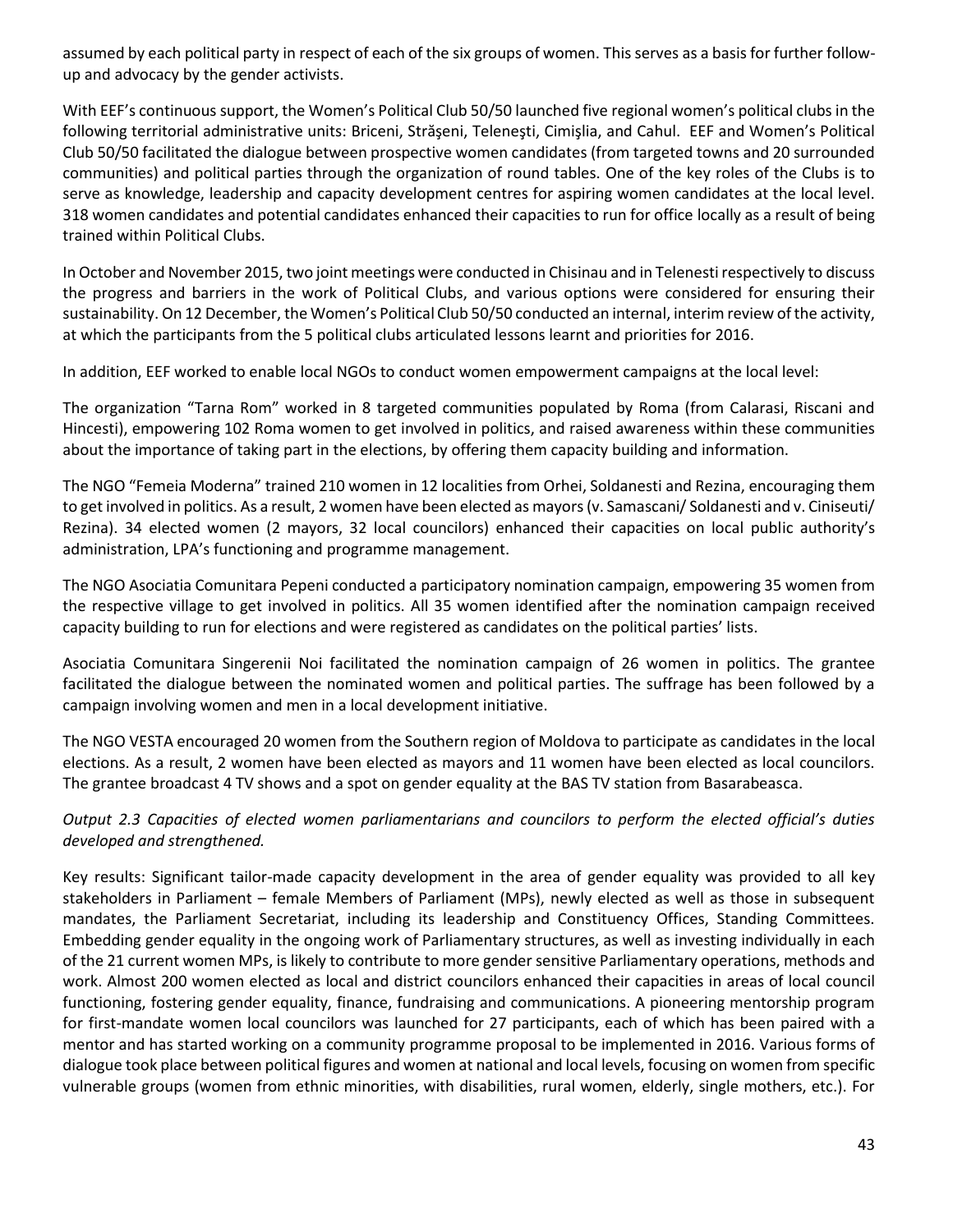assumed by each political party in respect of each of the six groups of women. This serves as a basis for further follow-up and advocacy by the gender activists.

With EEF's continuous support, the Women's Political Club 50/50 launched five regional women's political clubs in the following territorial administrative units: Briceni, Străşeni, Teleneşti, Cimişlia, and Cahul. EEF and Women's Political Club 50/50 facilitated the dialogue between prospective women candidates (from targeted towns and 20 surrounded communities) and political parties through the organization of round tables. One of the key roles of the Clubs is to serve as knowledge, leadership and capacity development centres for aspiring women candidates at the local level. 318 women candidates and potential candidates enhanced their capacities to run for office locally as a result of being trained within Political Clubs.

In October and November 2015, two joint meetings were conducted in Chisinau and in Telenesti respectively to discuss the progress and barriers in the work of Political Clubs, and various options were considered for ensuring their sustainability. On 12 December, the Women's Political Club 50/50 conducted an internal, interim review of the activity, at which the participants from the 5 political clubs articulated lessons learnt and priorities for 2016.

In addition, EEF worked to enable local NGOs to conduct women empowerment campaigns at the local level:

The organization "Tarna Rom" worked in 8 targeted communities populated by Roma (from Calarasi, Riscani and Hincesti), empowering 102 Roma women to get involved in politics, and raised awareness within these communities about the importance of taking part in the elections, by offering them capacity building and information.

The NGO "Femeia Moderna" trained 210 women in 12 localities from Orhei, Soldanesti and Rezina, encouraging them to get involved in politics. As a result, 2 women have been elected as mayors (v. Samascani/ Soldanesti and v. Ciniseuti/ Rezina). 34 elected women (2 mayors, 32 local councilors) enhanced their capacities on local public authority's administration, LPA's functioning and programme management.

The NGO Asociatia Comunitara Pepeni conducted a participatory nomination campaign, empowering 35 women from the respective village to get involved in politics. All 35 women identified after the nomination campaign received capacity building to run for elections and were registered as candidates on the political parties' lists.

Asociatia Comunitara Singerenii Noi facilitated the nomination campaign of 26 women in politics. The grantee facilitated the dialogue between the nominated women and political parties. The suffrage has been followed by a campaign involving women and men in a local development initiative.

The NGO VESTA encouraged 20 women from the Southern region of Moldova to participate as candidates in the local elections. As a result, 2 women have been elected as mayors and 11 women have been elected as local councilors. The grantee broadcast 4 TV shows and a spot on gender equality at the BAS TV station from Basarabeasca.

*Output 2.3 Capacities of elected women parliamentarians and councilors to perform the elected official's duties developed and strengthened.*

Key results: Significant tailor-made capacity development in the area of gender equality was provided to all key stakeholders in Parliament – female Members of Parliament (MPs), newly elected as well as those in subsequent mandates, the Parliament Secretariat, including its leadership and Constituency Offices, Standing Committees. Embedding gender equality in the ongoing work of Parliamentary structures, as well as investing individually in each of the 21 current women MPs, is likely to contribute to more gender sensitive Parliamentary operations, methods and work. Almost 200 women elected as local and district councilors enhanced their capacities in areas of local council functioning, fostering gender equality, finance, fundraising and communications. A pioneering mentorship program for first-mandate women local councilors was launched for 27 participants, each of which has been paired with a mentor and has started working on a community programme proposal to be implemented in 2016. Various forms of dialogue took place between political figures and women at national and local levels, focusing on women from specific vulnerable groups (women from ethnic minorities, with disabilities, rural women, elderly, single mothers, etc.). For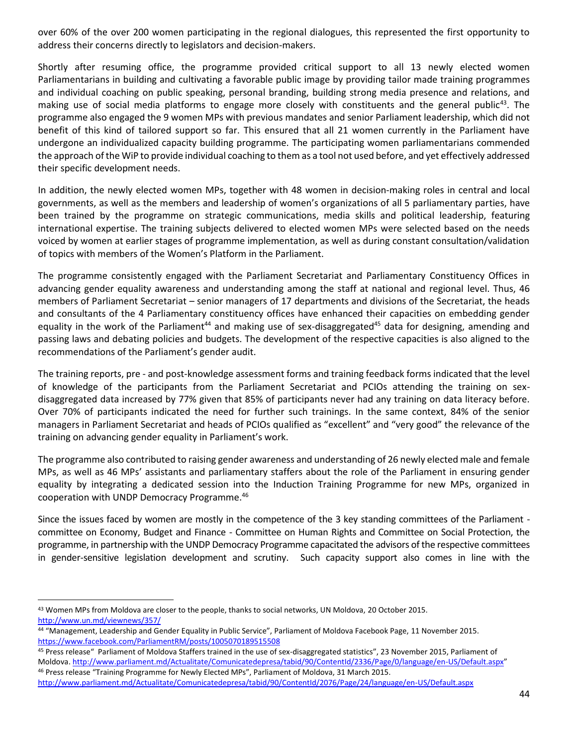over 60% of the over 200 women participating in the regional dialogues, this represented the first opportunity to address their concerns directly to legislators and decision-makers.

Shortly after resuming office, the programme provided critical support to all 13 newly elected women Parliamentarians in building and cultivating a favorable public image by providing tailor made training programmes and individual coaching on public speaking, personal branding, building strong media presence and relations, and making use of social media platforms to engage more closely with constituents and the general public[43]. The programme also engaged the 9 women MPs with previous mandates and senior Parliament leadership, which did not benefit of this kind of tailored support so far. This ensured that all 21 women currently in the Parliament have undergone an individualized capacity building programme. The participating women parliamentarians commended the approach of the WiP to provide individual coaching to them as a tool not used before, and yet effectively addressed their specific development needs.

In addition, the newly elected women MPs, together with 48 women in decision-making roles in central and local governments, as well as the members and leadership of women's organizations of all 5 parliamentary parties, have been trained by the programme on strategic communications, media skills and political leadership, featuring international expertise. The training subjects delivered to elected women MPs were selected based on the needs voiced by women at earlier stages of programme implementation, as well as during constant consultation/validation of topics with members of the Women's Platform in the Parliament.

The programme consistently engaged with the Parliament Secretariat and Parliamentary Constituency Offices in advancing gender equality awareness and understanding among the staff at national and regional level. Thus, 46 members of Parliament Secretariat – senior managers of 17 departments and divisions of the Secretariat, the heads and consultants of the 4 Parliamentary constituency offices have enhanced their capacities on embedding gender equality in the work of the Parliament[44] and making use of sex-disaggregated[45] data for designing, amending and passing laws and debating policies and budgets. The development of the respective capacities is also aligned to the recommendations of the Parliament's gender audit.

The training reports, pre - and post-knowledge assessment forms and training feedback forms indicated that the level of knowledge of the participants from the Parliament Secretariat and PCIOs attending the training on sex-disaggregated data increased by 77% given that 85% of participants never had any training on data literacy before. Over 70% of participants indicated the need for further such trainings. In the same context, 84% of the senior managers in Parliament Secretariat and heads of PCIOs qualified as "excellent" and "very good" the relevance of the training on advancing gender equality in Parliament's work.

The programme also contributed to raising gender awareness and understanding of 26 newly elected male and female MPs, as well as 46 MPs' assistants and parliamentary staffers about the role of the Parliament in ensuring gender equality by integrating a dedicated session into the Induction Training Programme for new MPs, organized in cooperation with UNDP Democracy Programme.[46]

Since the issues faced by women are mostly in the competence of the 3 key standing committees of the Parliament - committee on Economy, Budget and Finance - Committee on Human Rights and Committee on Social Protection, the programme, in partnership with the UNDP Democracy Programme capacitated the advisors of the respective committees in gender-sensitive legislation development and scrutiny. Such capacity support also comes in line with the

---

[43] Women MPs from Moldova are closer to the people, thanks to social networks, UN Moldova, 20 October 2015. http://www.un.md/viewnews/357/

[44] "Management, Leadership and Gender Equality in Public Service", Parliament of Moldova Facebook Page, 11 November 2015. https://www.facebook.com/ParliamentRM/posts/1005070189515508

[45] Press release" Parliament of Moldova Staffers trained in the use of sex-disaggregated statistics", 23 November 2015, Parliament of Moldova. http://www.parliament.md/Actualitate/Comunicatedepresa/tabid/90/ContentId/2336/Page/0/language/en-US/Default.aspx"

[46] Press release "Training Programme for Newly Elected MPs", Parliament of Moldova, 31 March 2015. http://www.parliament.md/Actualitate/Comunicatedepresa/tabid/90/ContentId/2076/Page/24/language/en-US/Default.aspx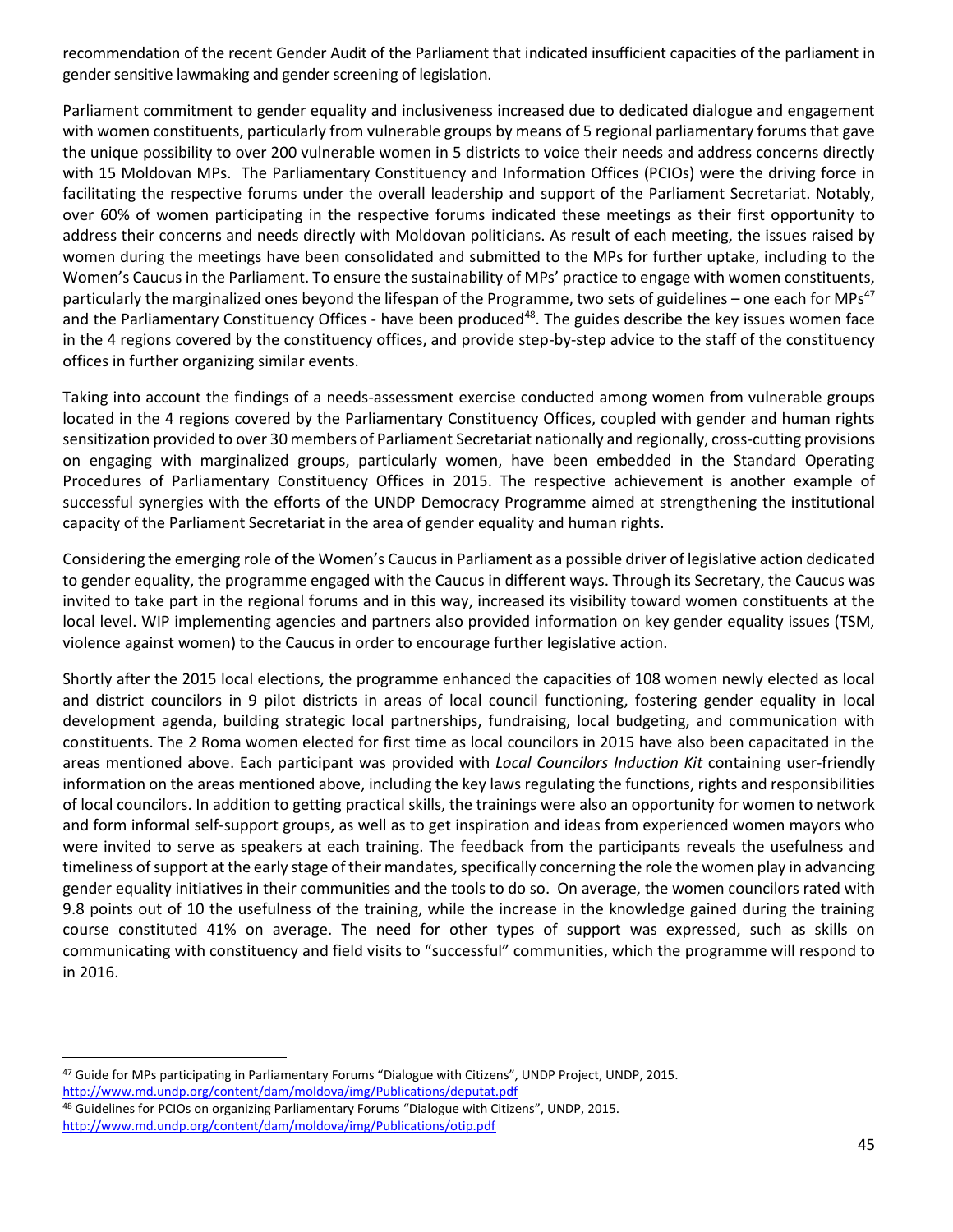recommendation of the recent Gender Audit of the Parliament that indicated insufficient capacities of the parliament in gender sensitive lawmaking and gender screening of legislation.

Parliament commitment to gender equality and inclusiveness increased due to dedicated dialogue and engagement with women constituents, particularly from vulnerable groups by means of 5 regional parliamentary forums that gave the unique possibility to over 200 vulnerable women in 5 districts to voice their needs and address concerns directly with 15 Moldovan MPs. The Parliamentary Constituency and Information Offices (PCIOs) were the driving force in facilitating the respective forums under the overall leadership and support of the Parliament Secretariat. Notably, over 60% of women participating in the respective forums indicated these meetings as their first opportunity to address their concerns and needs directly with Moldovan politicians. As result of each meeting, the issues raised by women during the meetings have been consolidated and submitted to the MPs for further uptake, including to the Women's Caucus in the Parliament. To ensure the sustainability of MPs' practice to engage with women constituents, particularly the marginalized ones beyond the lifespan of the Programme, two sets of guidelines – one each for MPs[47] and the Parliamentary Constituency Offices - have been produced[48]. The guides describe the key issues women face in the 4 regions covered by the constituency offices, and provide step-by-step advice to the staff of the constituency offices in further organizing similar events.

Taking into account the findings of a needs-assessment exercise conducted among women from vulnerable groups located in the 4 regions covered by the Parliamentary Constituency Offices, coupled with gender and human rights sensitization provided to over 30 members of Parliament Secretariat nationally and regionally, cross-cutting provisions on engaging with marginalized groups, particularly women, have been embedded in the Standard Operating Procedures of Parliamentary Constituency Offices in 2015. The respective achievement is another example of successful synergies with the efforts of the UNDP Democracy Programme aimed at strengthening the institutional capacity of the Parliament Secretariat in the area of gender equality and human rights.

Considering the emerging role of the Women's Caucus in Parliament as a possible driver of legislative action dedicated to gender equality, the programme engaged with the Caucus in different ways. Through its Secretary, the Caucus was invited to take part in the regional forums and in this way, increased its visibility toward women constituents at the local level. WIP implementing agencies and partners also provided information on key gender equality issues (TSM, violence against women) to the Caucus in order to encourage further legislative action.

Shortly after the 2015 local elections, the programme enhanced the capacities of 108 women newly elected as local and district councilors in 9 pilot districts in areas of local council functioning, fostering gender equality in local development agenda, building strategic local partnerships, fundraising, local budgeting, and communication with constituents. The 2 Roma women elected for first time as local councilors in 2015 have also been capacitated in the areas mentioned above. Each participant was provided with *Local Councilors Induction Kit* containing user-friendly information on the areas mentioned above, including the key laws regulating the functions, rights and responsibilities of local councilors. In addition to getting practical skills, the trainings were also an opportunity for women to network and form informal self-support groups, as well as to get inspiration and ideas from experienced women mayors who were invited to serve as speakers at each training. The feedback from the participants reveals the usefulness and timeliness of support at the early stage of their mandates, specifically concerning the role the women play in advancing gender equality initiatives in their communities and the tools to do so. On average, the women councilors rated with 9.8 points out of 10 the usefulness of the training, while the increase in the knowledge gained during the training course constituted 41% on average. The need for other types of support was expressed, such as skills on communicating with constituency and field visits to "successful" communities, which the programme will respond to in 2016.

---

[47] Guide for MPs participating in Parliamentary Forums "Dialogue with Citizens", UNDP Project, UNDP, 2015. http://www.md.undp.org/content/dam/moldova/img/Publications/deputat.pdf

[48] Guidelines for PCIOs on organizing Parliamentary Forums "Dialogue with Citizens", UNDP, 2015. http://www.md.undp.org/content/dam/moldova/img/Publications/otip.pdf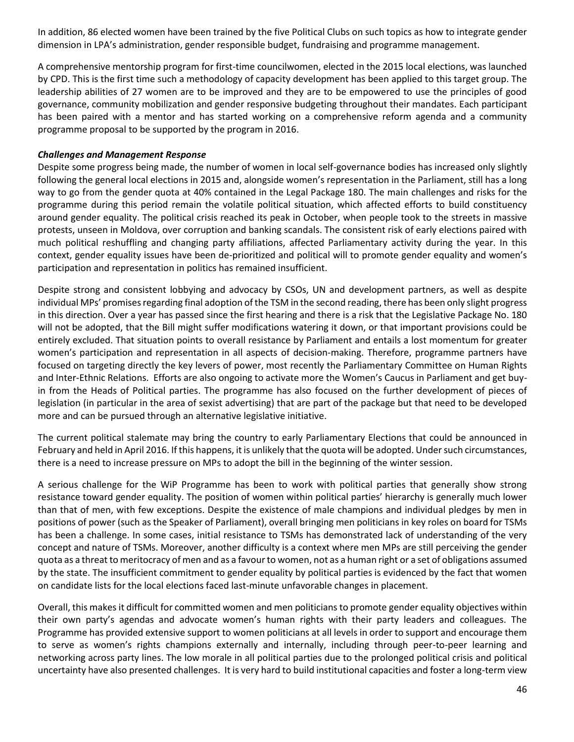In addition, 86 elected women have been trained by the five Political Clubs on such topics as how to integrate gender dimension in LPA's administration, gender responsible budget, fundraising and programme management.

A comprehensive mentorship program for first-time councilwomen, elected in the 2015 local elections, was launched by CPD. This is the first time such a methodology of capacity development has been applied to this target group. The leadership abilities of 27 women are to be improved and they are to be empowered to use the principles of good governance, community mobilization and gender responsive budgeting throughout their mandates. Each participant has been paired with a mentor and has started working on a comprehensive reform agenda and a community programme proposal to be supported by the program in 2016.

***Challenges and Management Response***

Despite some progress being made, the number of women in local self-governance bodies has increased only slightly following the general local elections in 2015 and, alongside women's representation in the Parliament, still has a long way to go from the gender quota at 40% contained in the Legal Package 180. The main challenges and risks for the programme during this period remain the volatile political situation, which affected efforts to build constituency around gender equality. The political crisis reached its peak in October, when people took to the streets in massive protests, unseen in Moldova, over corruption and banking scandals. The consistent risk of early elections paired with much political reshuffling and changing party affiliations, affected Parliamentary activity during the year. In this context, gender equality issues have been de-prioritized and political will to promote gender equality and women's participation and representation in politics has remained insufficient.

Despite strong and consistent lobbying and advocacy by CSOs, UN and development partners, as well as despite individual MPs' promises regarding final adoption of the TSM in the second reading, there has been only slight progress in this direction. Over a year has passed since the first hearing and there is a risk that the Legislative Package No. 180 will not be adopted, that the Bill might suffer modifications watering it down, or that important provisions could be entirely excluded. That situation points to overall resistance by Parliament and entails a lost momentum for greater women's participation and representation in all aspects of decision-making. Therefore, programme partners have focused on targeting directly the key levers of power, most recently the Parliamentary Committee on Human Rights and Inter-Ethnic Relations. Efforts are also ongoing to activate more the Women's Caucus in Parliament and get buy-in from the Heads of Political parties. The programme has also focused on the further development of pieces of legislation (in particular in the area of sexist advertising) that are part of the package but that need to be developed more and can be pursued through an alternative legislative initiative.

The current political stalemate may bring the country to early Parliamentary Elections that could be announced in February and held in April 2016. If this happens, it is unlikely that the quota will be adopted. Under such circumstances, there is a need to increase pressure on MPs to adopt the bill in the beginning of the winter session.

A serious challenge for the WiP Programme has been to work with political parties that generally show strong resistance toward gender equality. The position of women within political parties' hierarchy is generally much lower than that of men, with few exceptions. Despite the existence of male champions and individual pledges by men in positions of power (such as the Speaker of Parliament), overall bringing men politicians in key roles on board for TSMs has been a challenge. In some cases, initial resistance to TSMs has demonstrated lack of understanding of the very concept and nature of TSMs. Moreover, another difficulty is a context where men MPs are still perceiving the gender quota as a threat to meritocracy of men and as a favour to women, not as a human right or a set of obligations assumed by the state. The insufficient commitment to gender equality by political parties is evidenced by the fact that women on candidate lists for the local elections faced last-minute unfavorable changes in placement.

Overall, this makes it difficult for committed women and men politicians to promote gender equality objectives within their own party's agendas and advocate women's human rights with their party leaders and colleagues. The Programme has provided extensive support to women politicians at all levels in order to support and encourage them to serve as women's rights champions externally and internally, including through peer-to-peer learning and networking across party lines. The low morale in all political parties due to the prolonged political crisis and political uncertainty have also presented challenges. It is very hard to build institutional capacities and foster a long-term view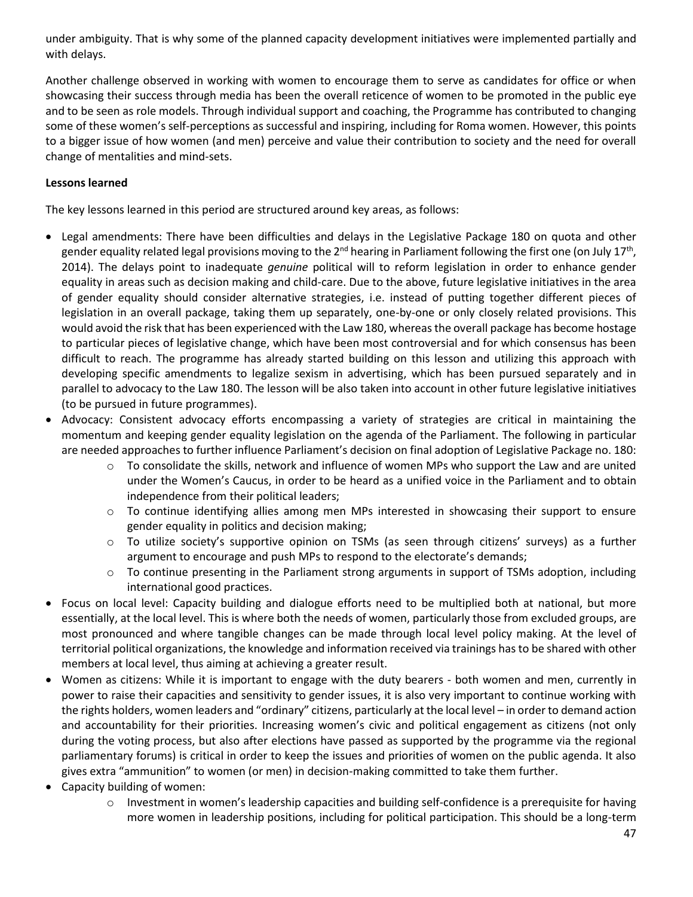under ambiguity. That is why some of the planned capacity development initiatives were implemented partially and with delays.

Another challenge observed in working with women to encourage them to serve as candidates for office or when showcasing their success through media has been the overall reticence of women to be promoted in the public eye and to be seen as role models. Through individual support and coaching, the Programme has contributed to changing some of these women's self-perceptions as successful and inspiring, including for Roma women. However, this points to a bigger issue of how women (and men) perceive and value their contribution to society and the need for overall change of mentalities and mind-sets.

**Lessons learned**

The key lessons learned in this period are structured around key areas, as follows:

- Legal amendments: There have been difficulties and delays in the Legislative Package 180 on quota and other gender equality related legal provisions moving to the 2nd hearing in Parliament following the first one (on July 17th, 2014). The delays point to inadequate *genuine* political will to reform legislation in order to enhance gender equality in areas such as decision making and child-care. Due to the above, future legislative initiatives in the area of gender equality should consider alternative strategies, i.e. instead of putting together different pieces of legislation in an overall package, taking them up separately, one-by-one or only closely related provisions. This would avoid the risk that has been experienced with the Law 180, whereas the overall package has become hostage to particular pieces of legislative change, which have been most controversial and for which consensus has been difficult to reach. The programme has already started building on this lesson and utilizing this approach with developing specific amendments to legalize sexism in advertising, which has been pursued separately and in parallel to advocacy to the Law 180. The lesson will be also taken into account in other future legislative initiatives (to be pursued in future programmes).
- Advocacy: Consistent advocacy efforts encompassing a variety of strategies are critical in maintaining the momentum and keeping gender equality legislation on the agenda of the Parliament. The following in particular are needed approaches to further influence Parliament's decision on final adoption of Legislative Package no. 180:
    - To consolidate the skills, network and influence of women MPs who support the Law and are united under the Women's Caucus, in order to be heard as a unified voice in the Parliament and to obtain independence from their political leaders;
    - To continue identifying allies among men MPs interested in showcasing their support to ensure gender equality in politics and decision making;
    - To utilize society's supportive opinion on TSMs (as seen through citizens' surveys) as a further argument to encourage and push MPs to respond to the electorate's demands;
    - To continue presenting in the Parliament strong arguments in support of TSMs adoption, including international good practices.
- Focus on local level: Capacity building and dialogue efforts need to be multiplied both at national, but more essentially, at the local level. This is where both the needs of women, particularly those from excluded groups, are most pronounced and where tangible changes can be made through local level policy making. At the level of territorial political organizations, the knowledge and information received via trainings has to be shared with other members at local level, thus aiming at achieving a greater result.
- Women as citizens: While it is important to engage with the duty bearers - both women and men, currently in power to raise their capacities and sensitivity to gender issues, it is also very important to continue working with the rights holders, women leaders and "ordinary" citizens, particularly at the local level – in order to demand action and accountability for their priorities. Increasing women's civic and political engagement as citizens (not only during the voting process, but also after elections have passed as supported by the programme via the regional parliamentary forums) is critical in order to keep the issues and priorities of women on the public agenda. It also gives extra "ammunition" to women (or men) in decision-making committed to take them further.
- Capacity building of women:
    - Investment in women's leadership capacities and building self-confidence is a prerequisite for having more women in leadership positions, including for political participation. This should be a long-term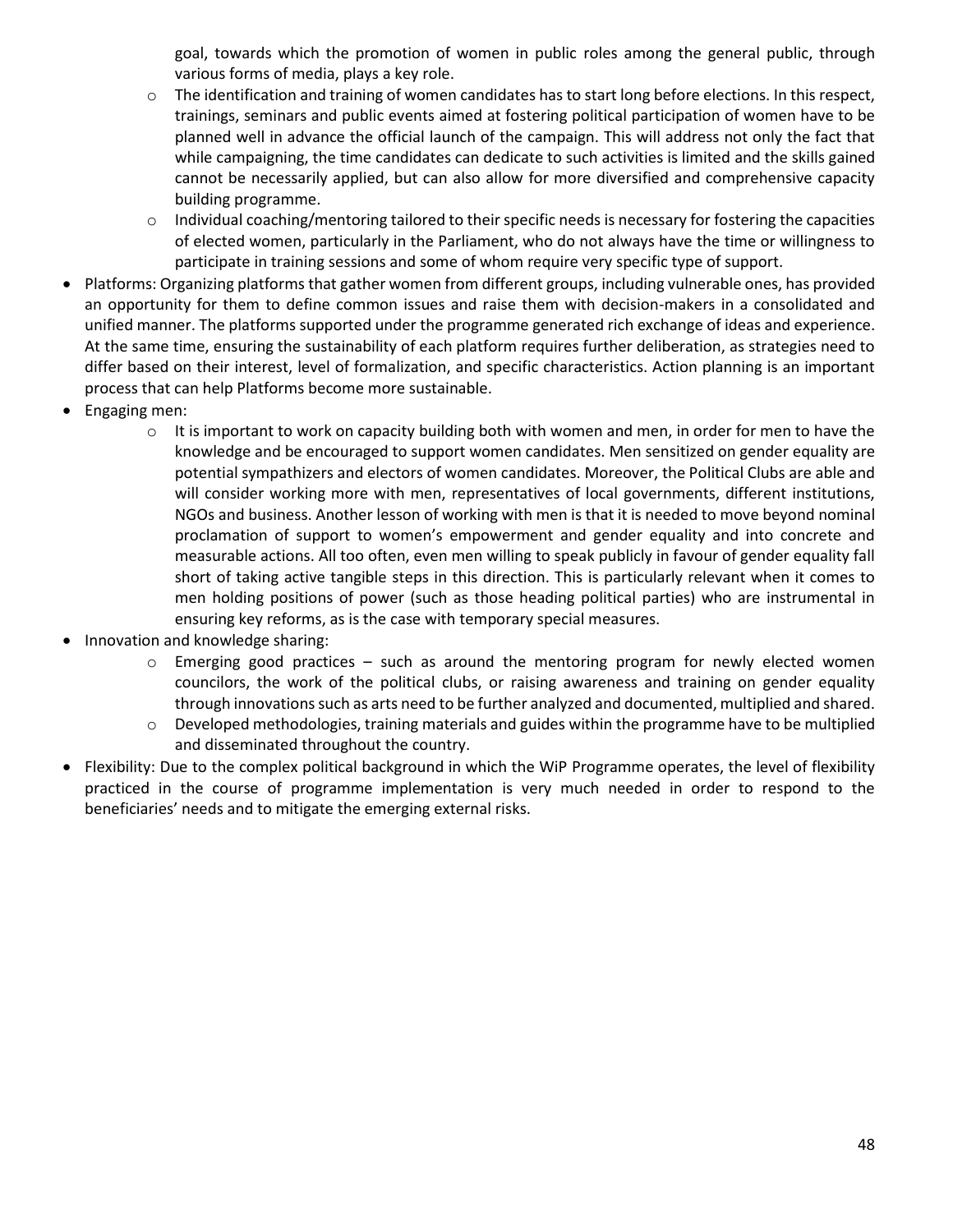goal, towards which the promotion of women in public roles among the general public, through various forms of media, plays a key role.

  - The identification and training of women candidates has to start long before elections. In this respect, trainings, seminars and public events aimed at fostering political participation of women have to be planned well in advance the official launch of the campaign. This will address not only the fact that while campaigning, the time candidates can dedicate to such activities is limited and the skills gained cannot be necessarily applied, but can also allow for more diversified and comprehensive capacity building programme.
  - Individual coaching/mentoring tailored to their specific needs is necessary for fostering the capacities of elected women, particularly in the Parliament, who do not always have the time or willingness to participate in training sessions and some of whom require very specific type of support.

- Platforms: Organizing platforms that gather women from different groups, including vulnerable ones, has provided an opportunity for them to define common issues and raise them with decision-makers in a consolidated and unified manner. The platforms supported under the programme generated rich exchange of ideas and experience. At the same time, ensuring the sustainability of each platform requires further deliberation, as strategies need to differ based on their interest, level of formalization, and specific characteristics. Action planning is an important process that can help Platforms become more sustainable.
- Engaging men:
  - It is important to work on capacity building both with women and men, in order for men to have the knowledge and be encouraged to support women candidates. Men sensitized on gender equality are potential sympathizers and electors of women candidates. Moreover, the Political Clubs are able and will consider working more with men, representatives of local governments, different institutions, NGOs and business. Another lesson of working with men is that it is needed to move beyond nominal proclamation of support to women's empowerment and gender equality and into concrete and measurable actions. All too often, even men willing to speak publicly in favour of gender equality fall short of taking active tangible steps in this direction. This is particularly relevant when it comes to men holding positions of power (such as those heading political parties) who are instrumental in ensuring key reforms, as is the case with temporary special measures.
- Innovation and knowledge sharing:
  - Emerging good practices – such as around the mentoring program for newly elected women councilors, the work of the political clubs, or raising awareness and training on gender equality through innovations such as arts need to be further analyzed and documented, multiplied and shared.
  - Developed methodologies, training materials and guides within the programme have to be multiplied and disseminated throughout the country.
- Flexibility: Due to the complex political background in which the WiP Programme operates, the level of flexibility practiced in the course of programme implementation is very much needed in order to respond to the beneficiaries' needs and to mitigate the emerging external risks.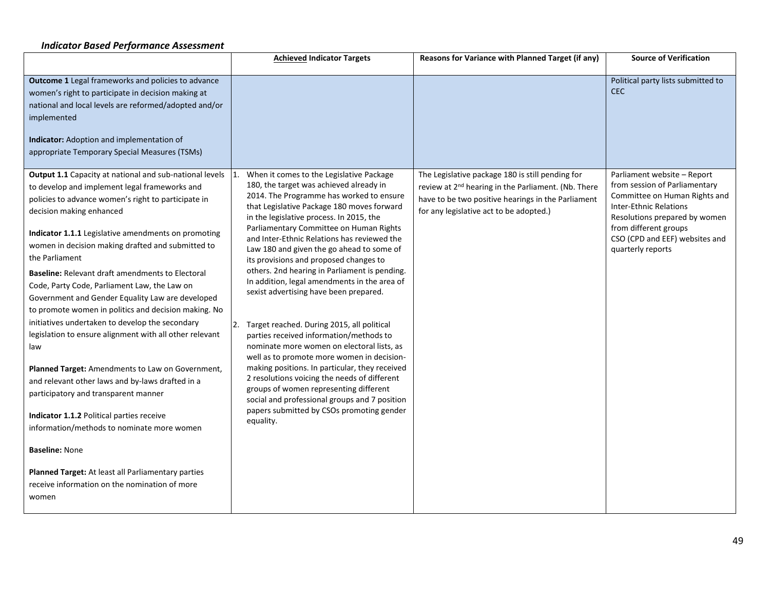***Indicator Based Performance Assessment***

| | <u>**Achieved**</u> **Indicator Targets** | **Reasons for Variance with Planned Target (if any)** | **Source of Verification** |
|---|---|---|---|
| **Outcome 1** Legal frameworks and policies to advance women's right to participate in decision making at national and local levels are reformed/adopted and/or implemented<br><br>**Indicator:** Adoption and implementation of appropriate Temporary Special Measures (TSMs) | | | Political party lists submitted to CEC |
| **Output 1.1** Capacity at national and sub-national levels to develop and implement legal frameworks and policies to advance women's right to participate in decision making enhanced<br><br>**Indicator 1.1.1** Legislative amendments on promoting women in decision making drafted and submitted to the Parliament<br><br>**Baseline:** Relevant draft amendments to Electoral Code, Party Code, Parliament Law, the Law on Government and Gender Equality Law are developed to promote women in politics and decision making. No initiatives undertaken to develop the secondary legislation to ensure alignment with all other relevant law<br><br>**Planned Target:** Amendments to Law on Government, and relevant other laws and by-laws drafted in a participatory and transparent manner<br><br>**Indicator 1.1.2** Political parties receive information/methods to nominate more women<br><br>**Baseline:** None<br><br>**Planned Target:** At least all Parliamentary parties receive information on the nomination of more women | 1. When it comes to the Legislative Package 180, the target was achieved already in 2014. The Programme has worked to ensure that Legislative Package 180 moves forward in the legislative process. In 2015, the Parliamentary Committee on Human Rights and Inter-Ethnic Relations has reviewed the Law 180 and given the go ahead to some of its provisions and proposed changes to others. 2nd hearing in Parliament is pending. In addition, legal amendments in the area of sexist advertising have been prepared.<br><br>2. Target reached. During 2015, all political parties received information/methods to nominate more women on electoral lists, as well as to promote more women in decision-making positions. In particular, they received 2 resolutions voicing the needs of different groups of women representing different social and professional groups and 7 position papers submitted by CSOs promoting gender equality. | The Legislative package 180 is still pending for review at 2nd hearing in the Parliament. (Nb. There have to be two positive hearings in the Parliament for any legislative act to be adopted.) | Parliament website – Report from session of Parliamentary Committee on Human Rights and Inter-Ethnic Relations<br>Resolutions prepared by women from different groups<br>CSO (CPD and EEF) websites and quarterly reports |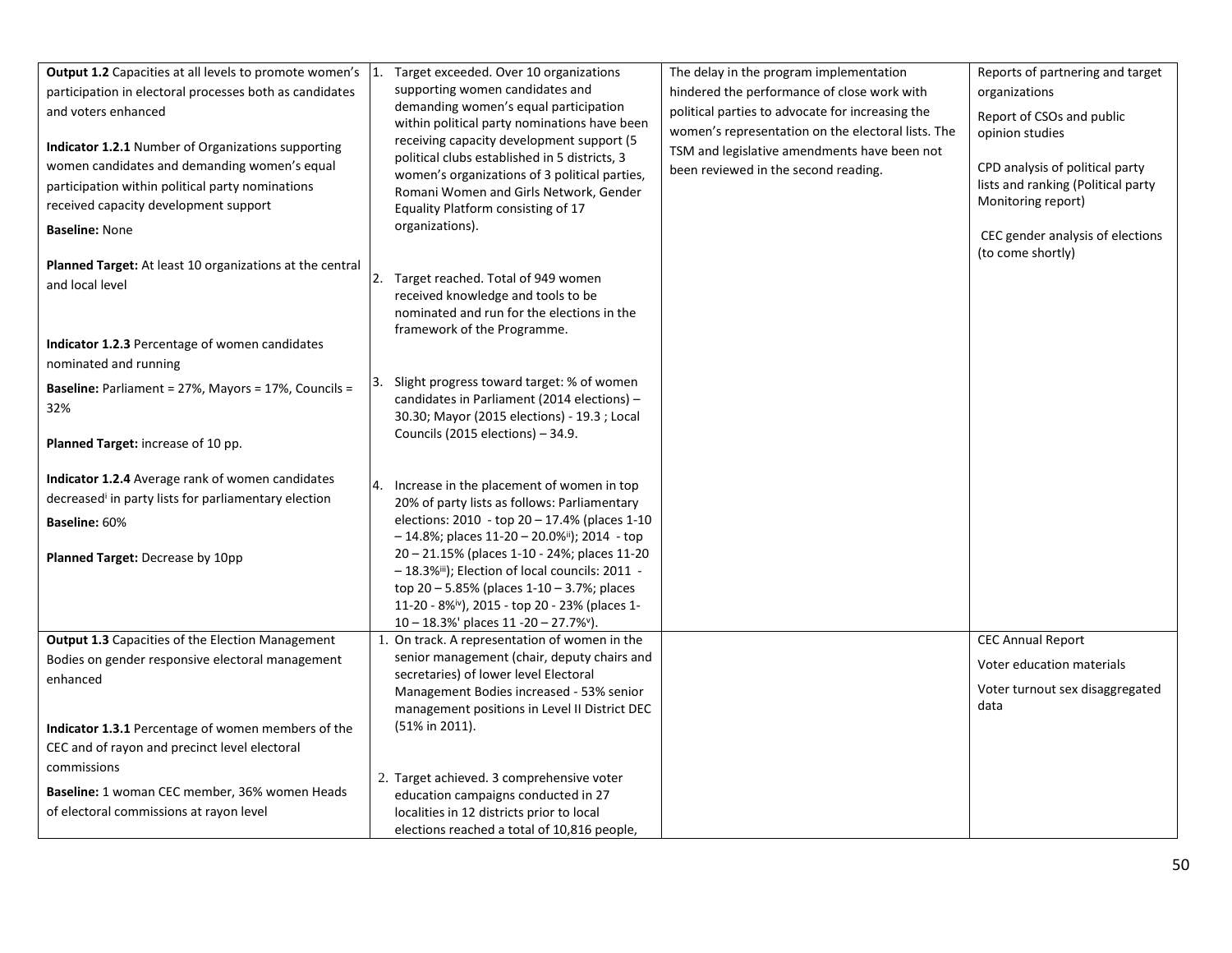| | | | |
|---|---|---|---|
| **Output 1.2** Capacities at all levels to promote women's participation in electoral processes both as candidates and voters enhanced<br><br>**Indicator 1.2.1** Number of Organizations supporting women candidates and demanding women's equal participation within political party nominations received capacity development support<br>**Baseline:** None<br><br>**Planned Target:** At least 10 organizations at the central and local level<br><br>**Indicator 1.2.3** Percentage of women candidates nominated and running<br>**Baseline:** Parliament = 27%, Mayors = 17%, Councils = 32%<br><br>**Planned Target:** increase of 10 pp.<br><br>**Indicator 1.2.4** Average rank of women candidates decreased[i] in party lists for parliamentary election<br>**Baseline:** 60%<br><br>**Planned Target:** Decrease by 10pp | 1. Target exceeded. Over 10 organizations supporting women candidates and demanding women's equal participation within political party nominations have been receiving capacity development support (5 political clubs established in 5 districts, 3 women's organizations of 3 political parties, Romani Women and Girls Network, Gender Equality Platform consisting of 17 organizations).<br><br>2. Target reached. Total of 949 women received knowledge and tools to be nominated and run for the elections in the framework of the Programme.<br><br>3. Slight progress toward target: % of women candidates in Parliament (2014 elections) – 30.30; Mayor (2015 elections) - 19.3 ; Local Councils (2015 elections) – 34.9.<br><br>4. Increase in the placement of women in top 20% of party lists as follows: Parliamentary elections: 2010 - top 20 – 17.4% (places 1-10 – 14.8%; places 11-20 – 20.0%[ii]); 2014 - top 20 – 21.15% (places 1-10 - 24%; places 11-20 – 18.3%[iii]); Election of local councils: 2011 - top 20 – 5.85% (places 1-10 – 3.7%; places 11-20 - 8%[iv]), 2015 - top 20 - 23% (places 1-10 – 18.3%' places 11 -20 – 27.7%[v]). | The delay in the program implementation hindered the performance of close work with political parties to advocate for increasing the women's representation on the electoral lists. The TSM and legislative amendments have been not been reviewed in the second reading. | Reports of partnering and target organizations<br><br>Report of CSOs and public opinion studies<br><br>CPD analysis of political party lists and ranking (Political party Monitoring report)<br><br>CEC gender analysis of elections (to come shortly) |
| **Output 1.3** Capacities of the Election Management Bodies on gender responsive electoral management enhanced<br><br>**Indicator 1.3.1** Percentage of women members of the CEC and of rayon and precinct level electoral commissions<br>**Baseline:** 1 woman CEC member, 36% women Heads of electoral commissions at rayon level | 1. On track. A representation of women in the senior management (chair, deputy chairs and secretaries) of lower level Electoral Management Bodies increased - 53% senior management positions in Level II District DEC (51% in 2011).<br><br>2. Target achieved. 3 comprehensive voter education campaigns conducted in 27 localities in 12 districts prior to local elections reached a total of 10,816 people, | | CEC Annual Report<br><br>Voter education materials<br><br>Voter turnout sex disaggregated data |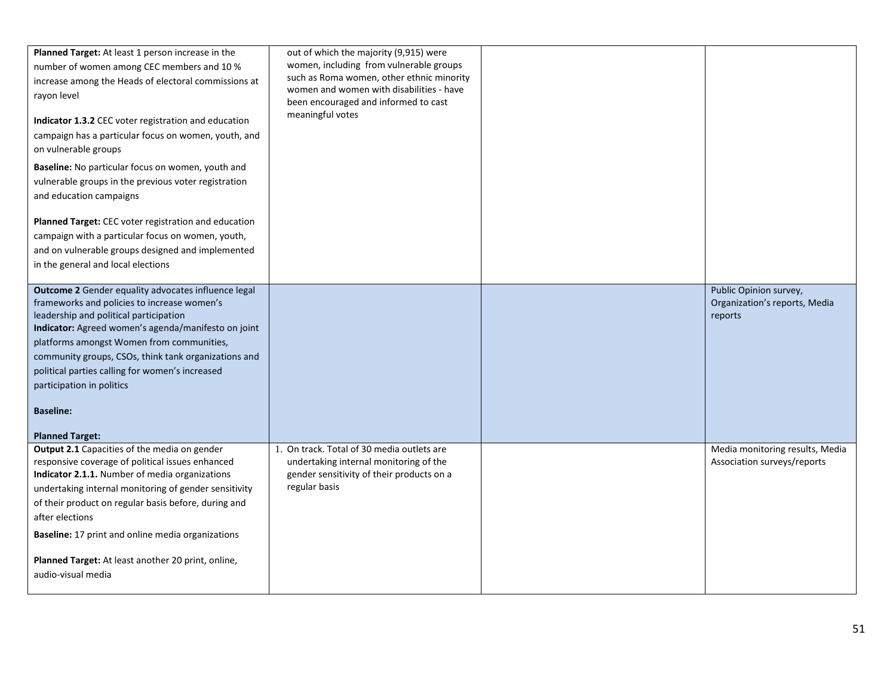| | | | |
|---|---|---|---|
| **Planned Target:** At least 1 person increase in the number of women among CEC members and 10 % increase among the Heads of electoral commissions at rayon level<br><br>**Indicator 1.3.2** CEC voter registration and education campaign has a particular focus on women, youth, and on vulnerable groups<br><br>**Baseline:** No particular focus on women, youth and vulnerable groups in the previous voter registration and education campaigns<br><br>**Planned Target:** CEC voter registration and education campaign with a particular focus on women, youth, and on vulnerable groups designed and implemented in the general and local elections | out of which the majority (9,915) were women, including from vulnerable groups such as Roma women, other ethnic minority women and women with disabilities - have been encouraged and informed to cast meaningful votes | | |
| **Outcome 2** Gender equality advocates influence legal frameworks and policies to increase women's leadership and political participation<br>**Indicator:** Agreed women's agenda/manifesto on joint platforms amongst Women from communities, community groups, CSOs, think tank organizations and political parties calling for women's increased participation in politics<br><br>**Baseline:**<br><br>**Planned Target:** | | | Public Opinion survey, Organization's reports, Media reports |
| **Output 2.1** Capacities of the media on gender responsive coverage of political issues enhanced<br>**Indicator 2.1.1.** Number of media organizations undertaking internal monitoring of gender sensitivity of their product on regular basis before, during and after elections<br><br>**Baseline:** 17 print and online media organizations<br><br>**Planned Target:** At least another 20 print, online, audio-visual media | 1. On track. Total of 30 media outlets are undertaking internal monitoring of the gender sensitivity of their products on a regular basis | | Media monitoring results, Media Association surveys/reports |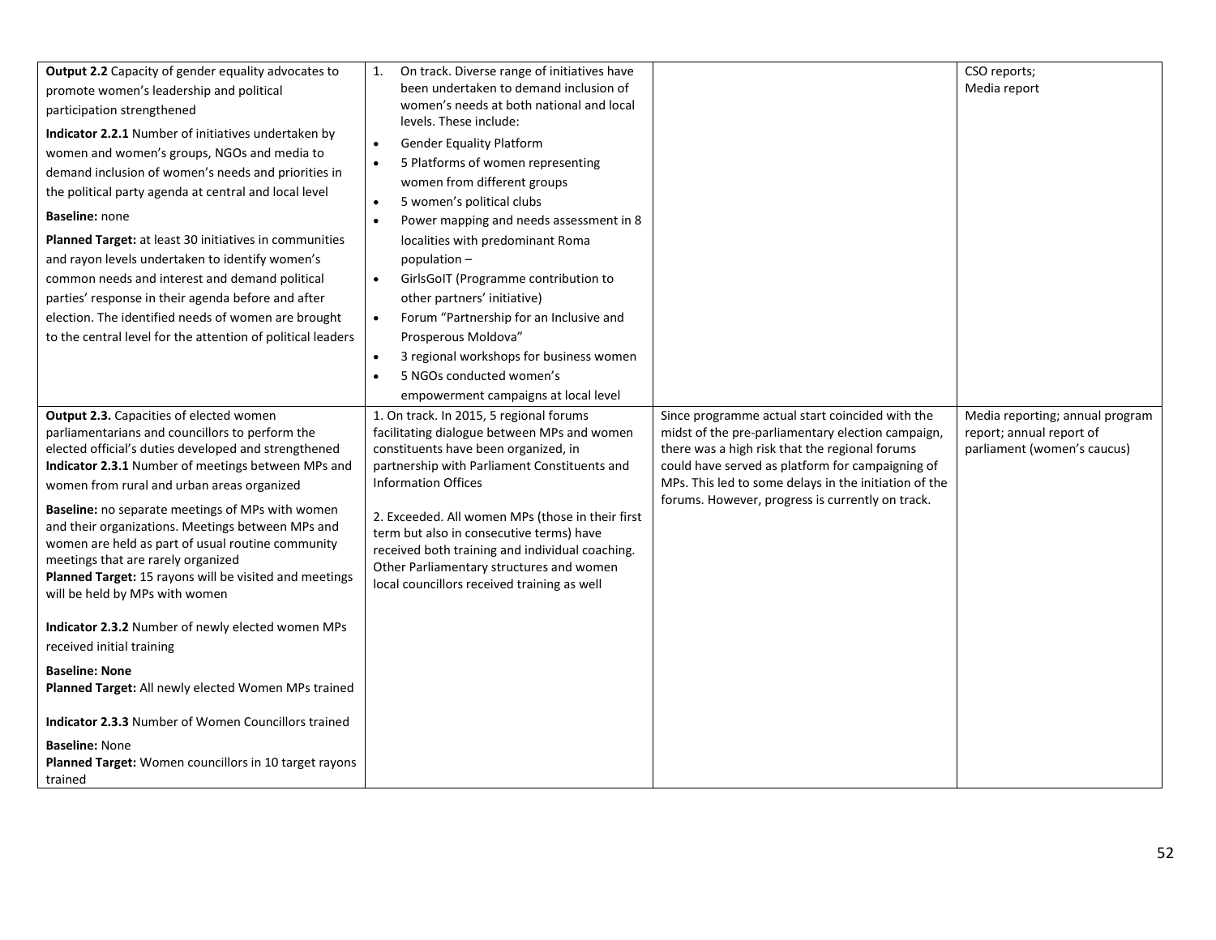| | | | |
|---|---|---|---|
| **Output 2.2** Capacity of gender equality advocates to promote women's leadership and political participation strengthened<br><br>**Indicator 2.2.1** Number of initiatives undertaken by women and women's groups, NGOs and media to demand inclusion of women's needs and priorities in the political party agenda at central and local level<br><br>**Baseline:** none<br><br>**Planned Target:** at least 30 initiatives in communities and rayon levels undertaken to identify women's common needs and interest and demand political parties' response in their agenda before and after election. The identified needs of women are brought to the central level for the attention of political leaders | 1. On track. Diverse range of initiatives have been undertaken to demand inclusion of women's needs at both national and local levels. These include:<br>• Gender Equality Platform<br>• 5 Platforms of women representing women from different groups<br>• 5 women's political clubs<br>• Power mapping and needs assessment in 8 localities with predominant Roma population –<br>• GirlsGoIT (Programme contribution to other partners' initiative)<br>• Forum "Partnership for an Inclusive and Prosperous Moldova"<br>• 3 regional workshops for business women<br>• 5 NGOs conducted women's empowerment campaigns at local level | | CSO reports;<br>Media report |
| **Output 2.3.** Capacities of elected women parliamentarians and councillors to perform the elected official's duties developed and strengthened<br>**Indicator 2.3.1** Number of meetings between MPs and women from rural and urban areas organized<br><br>**Baseline:** no separate meetings of MPs with women and their organizations. Meetings between MPs and women are held as part of usual routine community meetings that are rarely organized<br>**Planned Target:** 15 rayons will be visited and meetings will be held by MPs with women<br><br>**Indicator 2.3.2** Number of newly elected women MPs received initial training<br><br>**Baseline: None**<br>**Planned Target:** All newly elected Women MPs trained<br><br>**Indicator 2.3.3** Number of Women Councillors trained<br><br>**Baseline:** None<br>**Planned Target:** Women councillors in 10 target rayons trained | 1. On track. In 2015, 5 regional forums facilitating dialogue between MPs and women constituents have been organized, in partnership with Parliament Constituents and Information Offices<br><br>2. Exceeded. All women MPs (those in their first term but also in consecutive terms) have received both training and individual coaching. Other Parliamentary structures and women local councillors received training as well | Since programme actual start coincided with the midst of the pre-parliamentary election campaign, there was a high risk that the regional forums could have served as platform for campaigning of MPs. This led to some delays in the initiation of the forums. However, progress is currently on track. | Media reporting; annual program report; annual report of parliament (women's caucus) |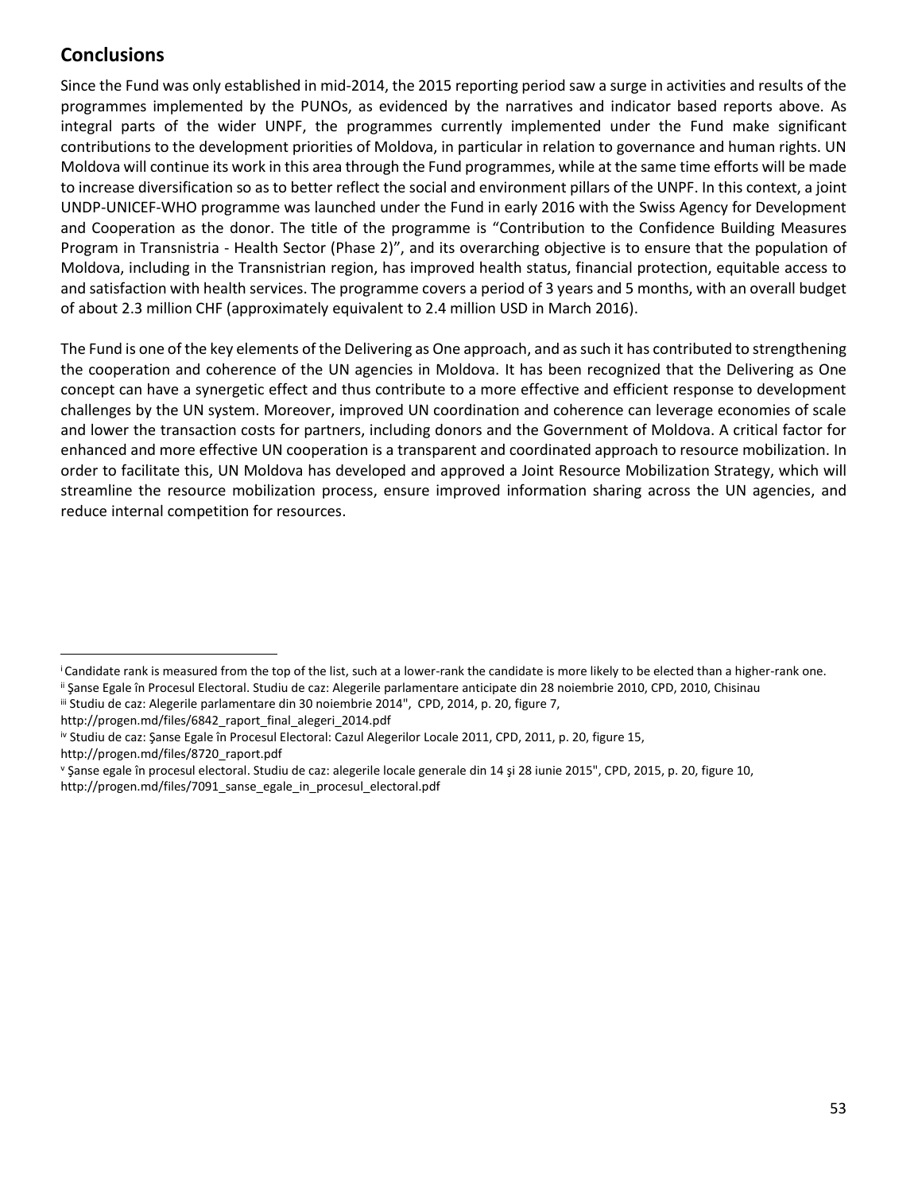## Conclusions

Since the Fund was only established in mid-2014, the 2015 reporting period saw a surge in activities and results of the programmes implemented by the PUNOs, as evidenced by the narratives and indicator based reports above. As integral parts of the wider UNPF, the programmes currently implemented under the Fund make significant contributions to the development priorities of Moldova, in particular in relation to governance and human rights. UN Moldova will continue its work in this area through the Fund programmes, while at the same time efforts will be made to increase diversification so as to better reflect the social and environment pillars of the UNPF. In this context, a joint UNDP-UNICEF-WHO programme was launched under the Fund in early 2016 with the Swiss Agency for Development and Cooperation as the donor. The title of the programme is "Contribution to the Confidence Building Measures Program in Transnistria - Health Sector (Phase 2)", and its overarching objective is to ensure that the population of Moldova, including in the Transnistrian region, has improved health status, financial protection, equitable access to and satisfaction with health services. The programme covers a period of 3 years and 5 months, with an overall budget of about 2.3 million CHF (approximately equivalent to 2.4 million USD in March 2016).

The Fund is one of the key elements of the Delivering as One approach, and as such it has contributed to strengthening the cooperation and coherence of the UN agencies in Moldova. It has been recognized that the Delivering as One concept can have a synergetic effect and thus contribute to a more effective and efficient response to development challenges by the UN system. Moreover, improved UN coordination and coherence can leverage economies of scale and lower the transaction costs for partners, including donors and the Government of Moldova. A critical factor for enhanced and more effective UN cooperation is a transparent and coordinated approach to resource mobilization. In order to facilitate this, UN Moldova has developed and approved a Joint Resource Mobilization Strategy, which will streamline the resource mobilization process, ensure improved information sharing across the UN agencies, and reduce internal competition for resources.

---

[i] Candidate rank is measured from the top of the list, such at a lower-rank the candidate is more likely to be elected than a higher-rank one.

[ii] Şanse Egale în Procesul Electoral. Studiu de caz: Alegerile parlamentare anticipate din 28 noiembrie 2010, CPD, 2010, Chisinau

[iii] Studiu de caz: Alegerile parlamentare din 30 noiembrie 2014", CPD, 2014, p. 20, figure 7, http://progen.md/files/6842_raport_final_alegeri_2014.pdf

[iv] Studiu de caz: Şanse Egale în Procesul Electoral: Cazul Alegerilor Locale 2011, CPD, 2011, p. 20, figure 15, http://progen.md/files/8720_raport.pdf

[v] Şanse egale în procesul electoral. Studiu de caz: alegerile locale generale din 14 şi 28 iunie 2015", CPD, 2015, p. 20, figure 10, http://progen.md/files/7091_sanse_egale_in_procesul_electoral.pdf